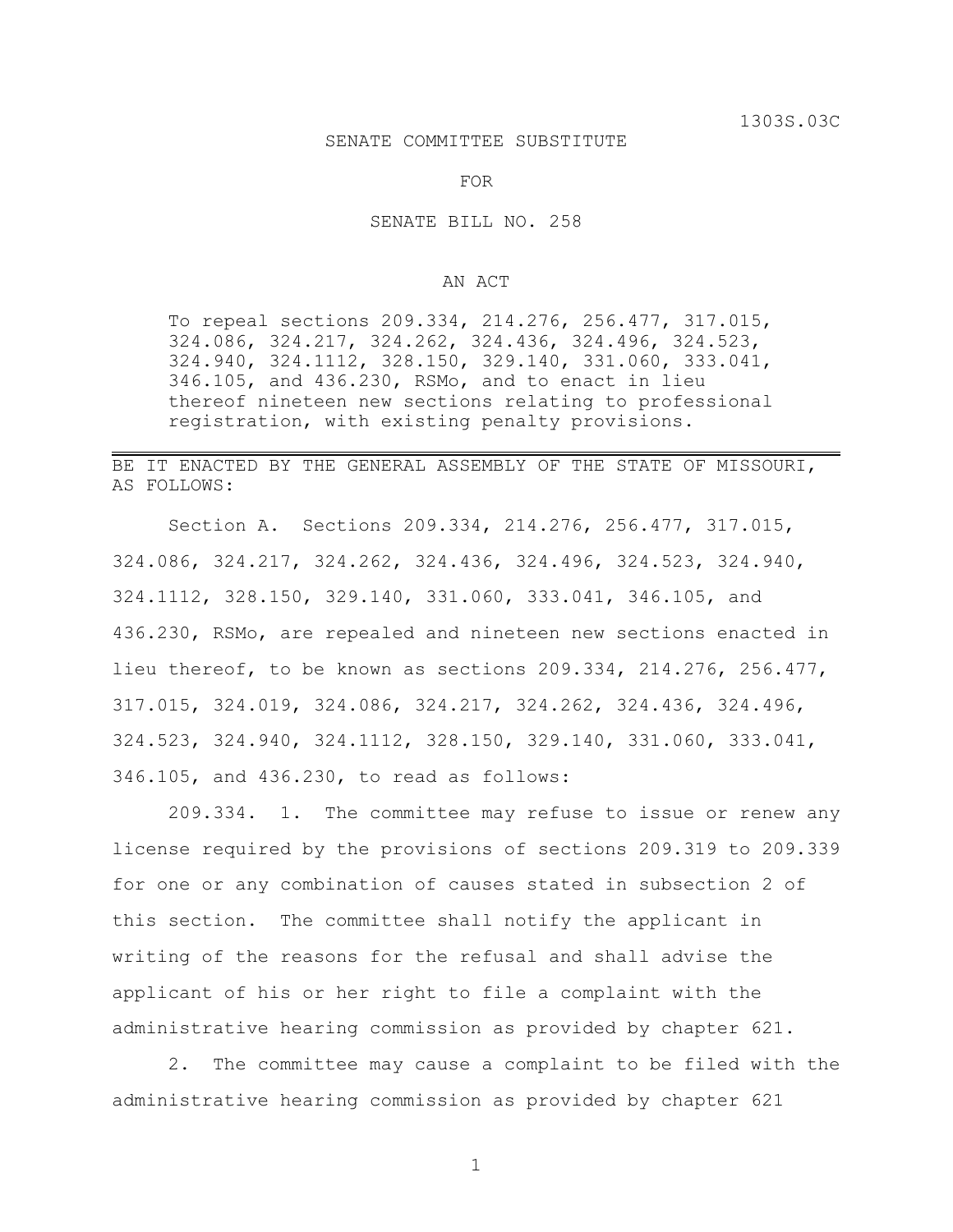1303S.03C

SENATE COMMITTEE SUBSTITUTE

FOR

SENATE BILL NO. 258

AN ACT

To repeal sections 209.334, 214.276, 256.477, 317.015, 324.086, 324.217, 324.262, 324.436, 324.496, 324.523, 324.940, 324.1112, 328.150, 329.140, 331.060, 333.041, 346.105, and 436.230, RSMo, and to enact in lieu thereof nineteen new sections relating to professional registration, with existing penalty provisions.

---

BE IT ENACTED BY THE GENERAL ASSEMBLY OF THE STATE OF MISSOURI, AS FOLLOWS:

Section A. Sections 209.334, 214.276, 256.477, 317.015, 324.086, 324.217, 324.262, 324.436, 324.496, 324.523, 324.940, 324.1112, 328.150, 329.140, 331.060, 333.041, 346.105, and 436.230, RSMo, are repealed and nineteen new sections enacted in lieu thereof, to be known as sections 209.334, 214.276, 256.477, 317.015, 324.019, 324.086, 324.217, 324.262, 324.436, 324.496, 324.523, 324.940, 324.1112, 328.150, 329.140, 331.060, 333.041, 346.105, and 436.230, to read as follows:

209.334. 1. The committee may refuse to issue or renew any license required by the provisions of sections 209.319 to 209.339 for one or any combination of causes stated in subsection 2 of this section. The committee shall notify the applicant in writing of the reasons for the refusal and shall advise the applicant of his or her right to file a complaint with the administrative hearing commission as provided by chapter 621.

2. The committee may cause a complaint to be filed with the administrative hearing commission as provided by chapter 621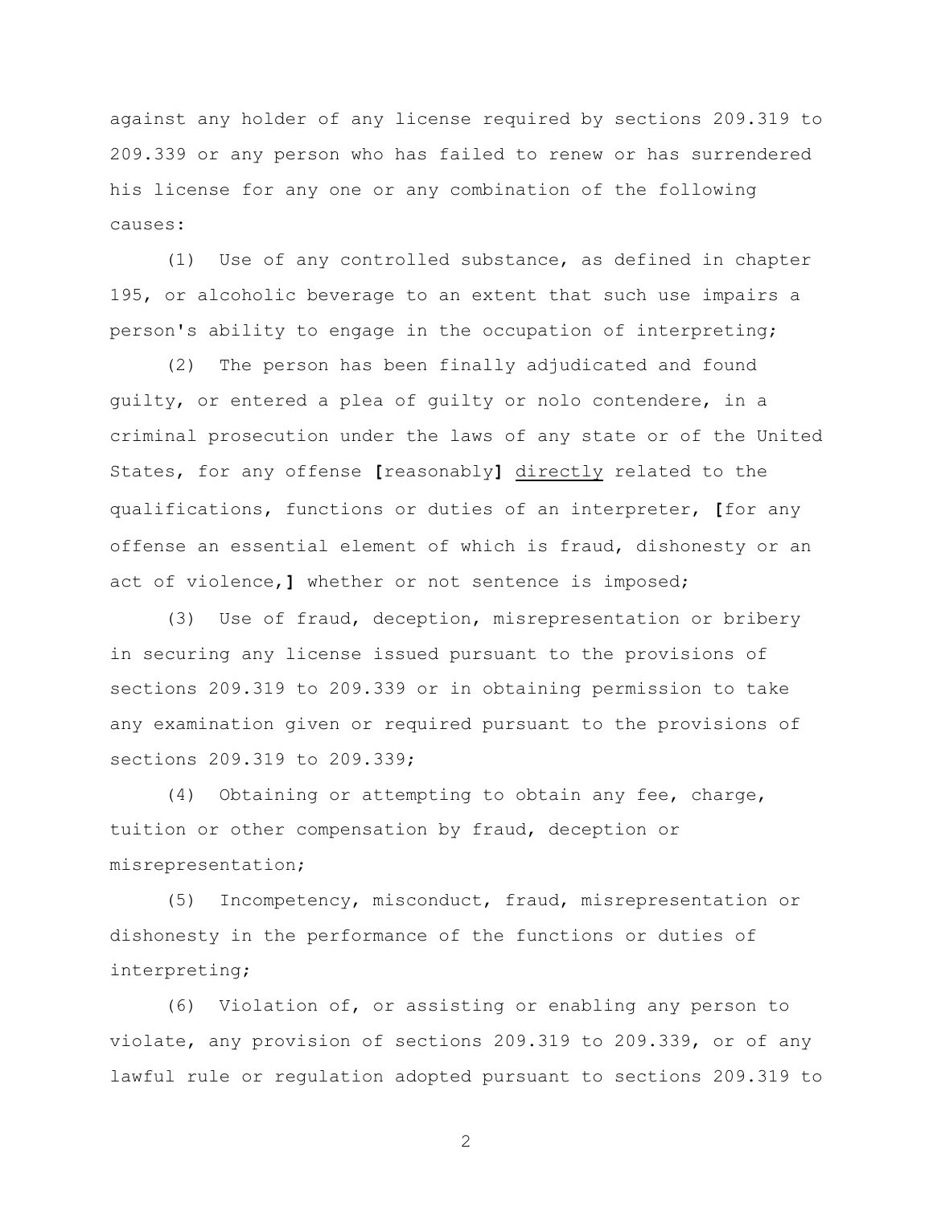against any holder of any license required by sections 209.319 to 209.339 or any person who has failed to renew or has surrendered his license for any one or any combination of the following causes:

(1) Use of any controlled substance, as defined in chapter 195, or alcoholic beverage to an extent that such use impairs a person's ability to engage in the occupation of interpreting;

(2) The person has been finally adjudicated and found guilty, or entered a plea of guilty or nolo contendere, in a criminal prosecution under the laws of any state or of the United States, for any offense **[**reasonably**]** <u>directly</u> related to the qualifications, functions or duties of an interpreter, **[**for any offense an essential element of which is fraud, dishonesty or an act of violence,**]** whether or not sentence is imposed;

(3) Use of fraud, deception, misrepresentation or bribery in securing any license issued pursuant to the provisions of sections 209.319 to 209.339 or in obtaining permission to take any examination given or required pursuant to the provisions of sections 209.319 to 209.339;

(4) Obtaining or attempting to obtain any fee, charge, tuition or other compensation by fraud, deception or misrepresentation;

(5) Incompetency, misconduct, fraud, misrepresentation or dishonesty in the performance of the functions or duties of interpreting;

(6) Violation of, or assisting or enabling any person to violate, any provision of sections 209.319 to 209.339, or of any lawful rule or regulation adopted pursuant to sections 209.319 to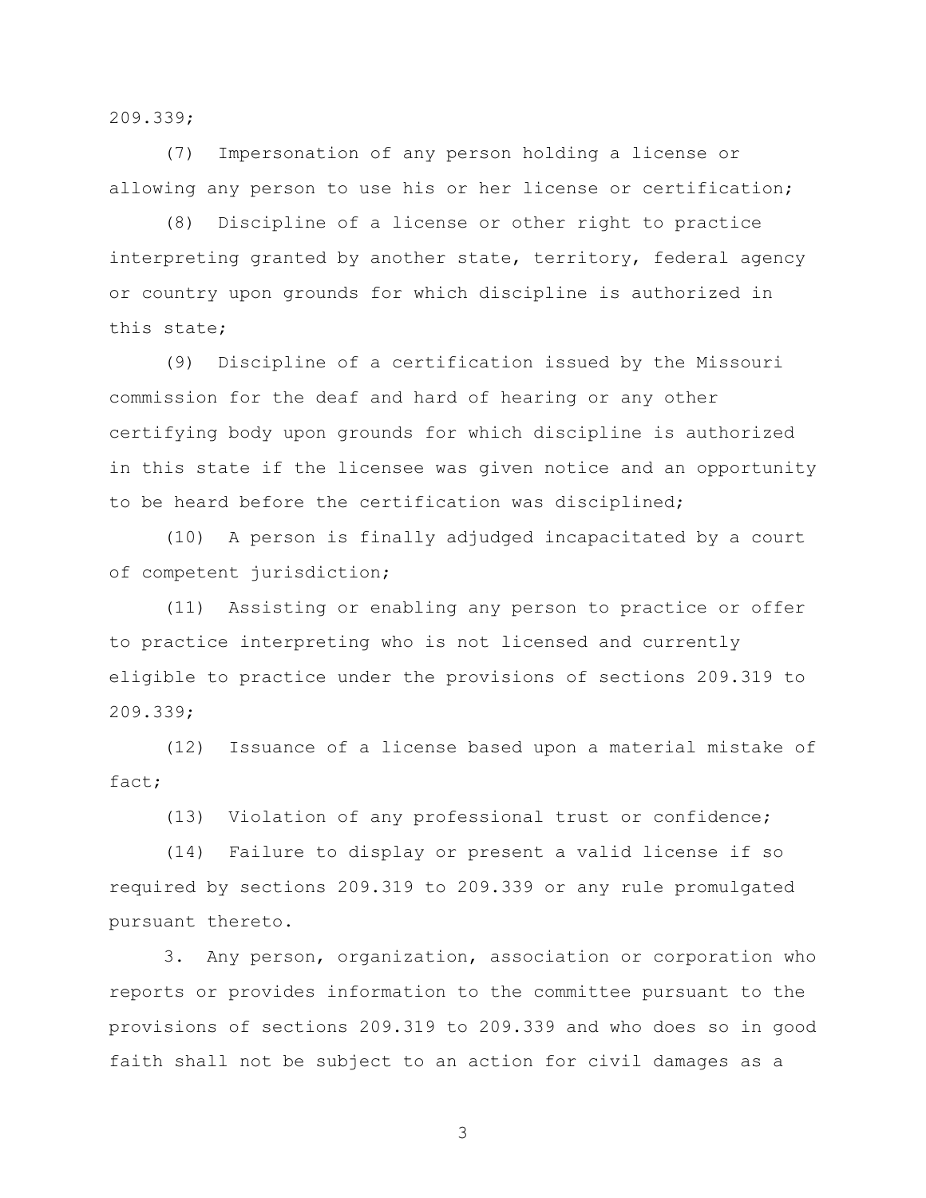209.339;

(7) Impersonation of any person holding a license or allowing any person to use his or her license or certification;

(8) Discipline of a license or other right to practice interpreting granted by another state, territory, federal agency or country upon grounds for which discipline is authorized in this state;

(9) Discipline of a certification issued by the Missouri commission for the deaf and hard of hearing or any other certifying body upon grounds for which discipline is authorized in this state if the licensee was given notice and an opportunity to be heard before the certification was disciplined;

(10) A person is finally adjudged incapacitated by a court of competent jurisdiction;

(11) Assisting or enabling any person to practice or offer to practice interpreting who is not licensed and currently eligible to practice under the provisions of sections 209.319 to 209.339;

(12) Issuance of a license based upon a material mistake of fact;

(13) Violation of any professional trust or confidence;

(14) Failure to display or present a valid license if so required by sections 209.319 to 209.339 or any rule promulgated pursuant thereto.

3. Any person, organization, association or corporation who reports or provides information to the committee pursuant to the provisions of sections 209.319 to 209.339 and who does so in good faith shall not be subject to an action for civil damages as a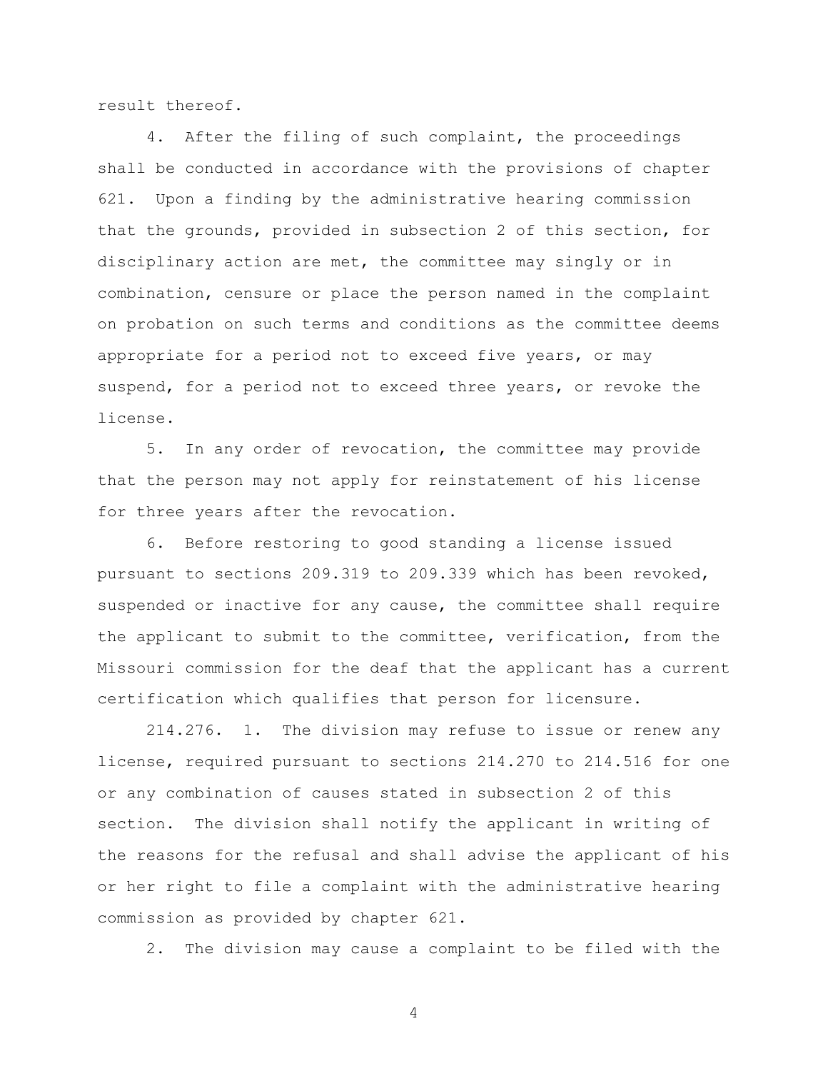result thereof.

4. After the filing of such complaint, the proceedings shall be conducted in accordance with the provisions of chapter 621. Upon a finding by the administrative hearing commission that the grounds, provided in subsection 2 of this section, for disciplinary action are met, the committee may singly or in combination, censure or place the person named in the complaint on probation on such terms and conditions as the committee deems appropriate for a period not to exceed five years, or may suspend, for a period not to exceed three years, or revoke the license.

5. In any order of revocation, the committee may provide that the person may not apply for reinstatement of his license for three years after the revocation.

6. Before restoring to good standing a license issued pursuant to sections 209.319 to 209.339 which has been revoked, suspended or inactive for any cause, the committee shall require the applicant to submit to the committee, verification, from the Missouri commission for the deaf that the applicant has a current certification which qualifies that person for licensure.

214.276. 1. The division may refuse to issue or renew any license, required pursuant to sections 214.270 to 214.516 for one or any combination of causes stated in subsection 2 of this section. The division shall notify the applicant in writing of the reasons for the refusal and shall advise the applicant of his or her right to file a complaint with the administrative hearing commission as provided by chapter 621.

2. The division may cause a complaint to be filed with the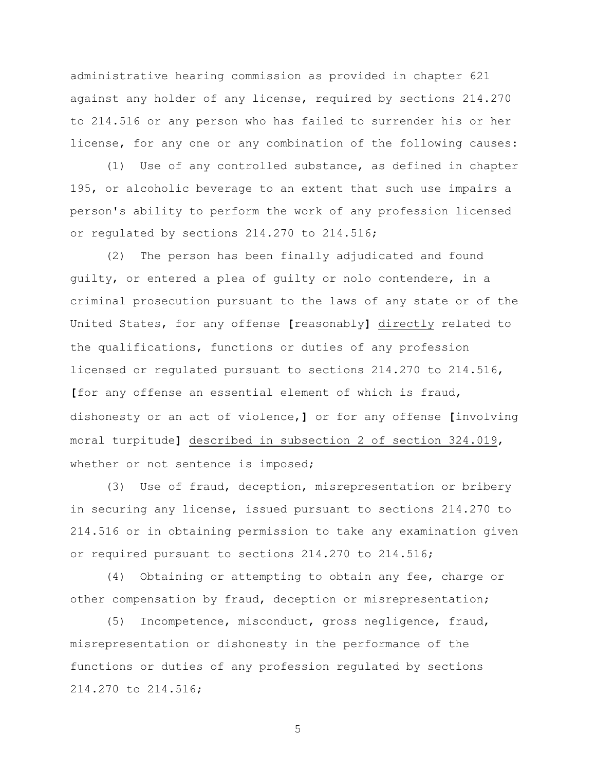administrative hearing commission as provided in chapter 621 against any holder of any license, required by sections 214.270 to 214.516 or any person who has failed to surrender his or her license, for any one or any combination of the following causes:

(1) Use of any controlled substance, as defined in chapter 195, or alcoholic beverage to an extent that such use impairs a person's ability to perform the work of any profession licensed or regulated by sections 214.270 to 214.516;

(2) The person has been finally adjudicated and found guilty, or entered a plea of guilty or nolo contendere, in a criminal prosecution pursuant to the laws of any state or of the United States, for any offense **[**reasonably**]** <u>directly</u> related to the qualifications, functions or duties of any profession licensed or regulated pursuant to sections 214.270 to 214.516, **[**for any offense an essential element of which is fraud, dishonesty or an act of violence,**]** or for any offense **[**involving moral turpitude**]** <u>described in subsection 2 of section 324.019</u>, whether or not sentence is imposed;

(3) Use of fraud, deception, misrepresentation or bribery in securing any license, issued pursuant to sections 214.270 to 214.516 or in obtaining permission to take any examination given or required pursuant to sections 214.270 to 214.516;

(4) Obtaining or attempting to obtain any fee, charge or other compensation by fraud, deception or misrepresentation;

(5) Incompetence, misconduct, gross negligence, fraud, misrepresentation or dishonesty in the performance of the functions or duties of any profession regulated by sections 214.270 to 214.516;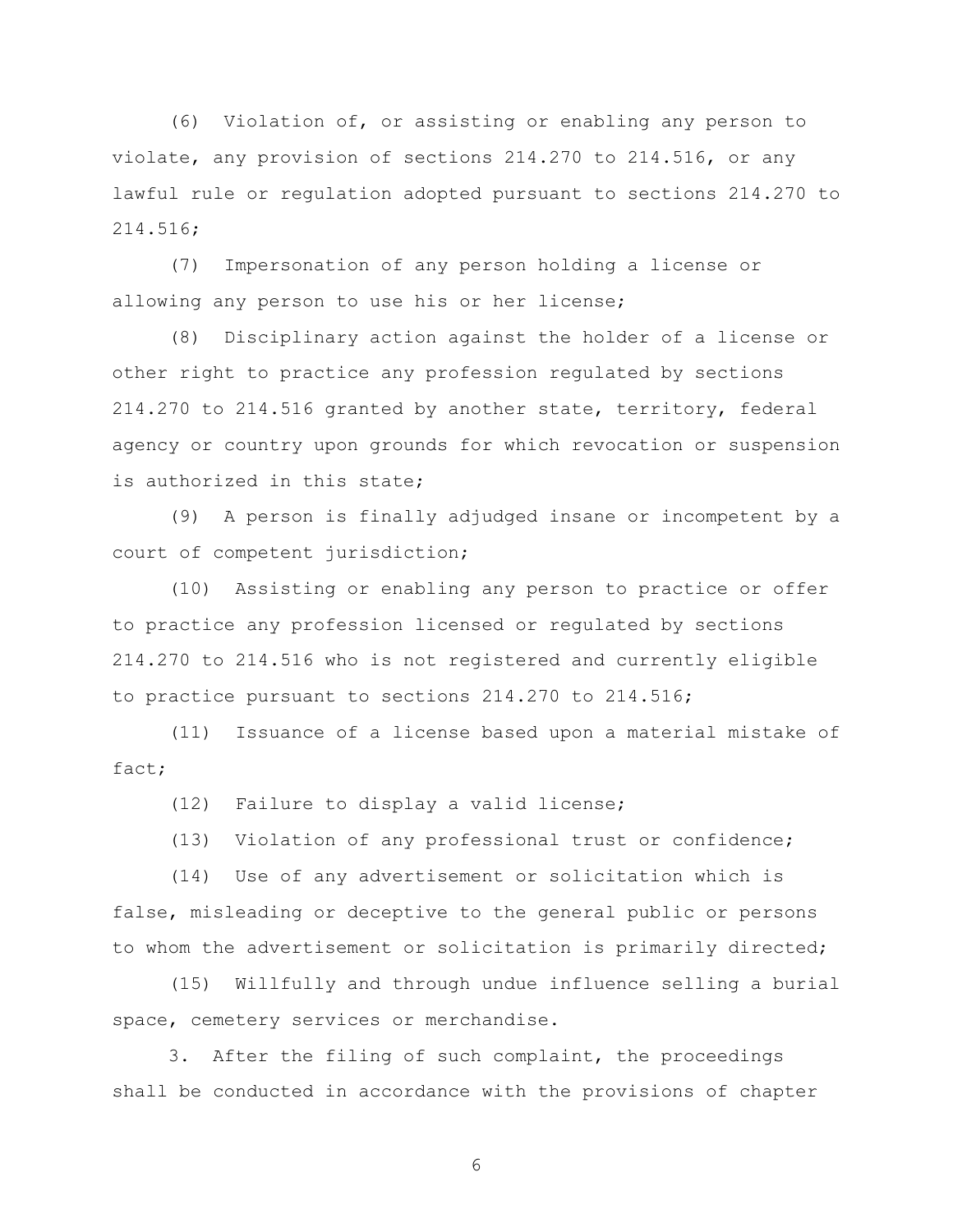(6) Violation of, or assisting or enabling any person to violate, any provision of sections 214.270 to 214.516, or any lawful rule or regulation adopted pursuant to sections 214.270 to 214.516;

(7) Impersonation of any person holding a license or allowing any person to use his or her license;

(8) Disciplinary action against the holder of a license or other right to practice any profession regulated by sections 214.270 to 214.516 granted by another state, territory, federal agency or country upon grounds for which revocation or suspension is authorized in this state;

(9) A person is finally adjudged insane or incompetent by a court of competent jurisdiction;

(10) Assisting or enabling any person to practice or offer to practice any profession licensed or regulated by sections 214.270 to 214.516 who is not registered and currently eligible to practice pursuant to sections 214.270 to 214.516;

(11) Issuance of a license based upon a material mistake of fact;

(12) Failure to display a valid license;

(13) Violation of any professional trust or confidence;

(14) Use of any advertisement or solicitation which is false, misleading or deceptive to the general public or persons to whom the advertisement or solicitation is primarily directed;

(15) Willfully and through undue influence selling a burial space, cemetery services or merchandise.

3. After the filing of such complaint, the proceedings shall be conducted in accordance with the provisions of chapter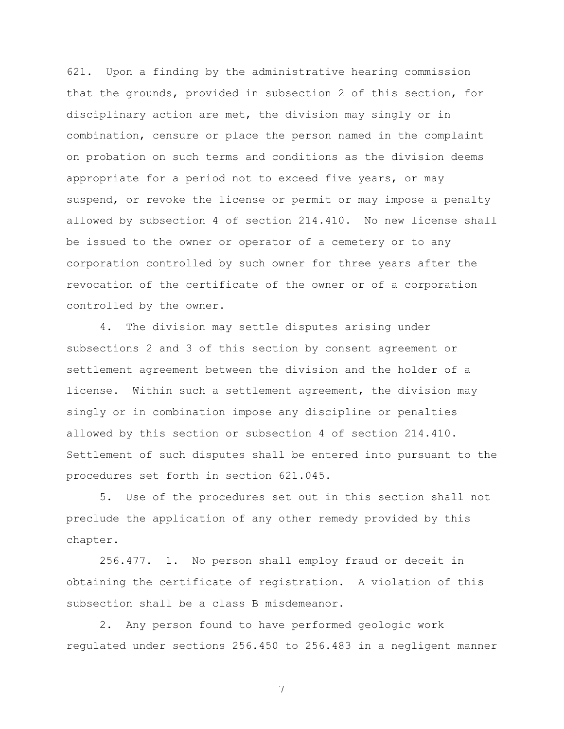621. Upon a finding by the administrative hearing commission that the grounds, provided in subsection 2 of this section, for disciplinary action are met, the division may singly or in combination, censure or place the person named in the complaint on probation on such terms and conditions as the division deems appropriate for a period not to exceed five years, or may suspend, or revoke the license or permit or may impose a penalty allowed by subsection 4 of section 214.410. No new license shall be issued to the owner or operator of a cemetery or to any corporation controlled by such owner for three years after the revocation of the certificate of the owner or of a corporation controlled by the owner.

4. The division may settle disputes arising under subsections 2 and 3 of this section by consent agreement or settlement agreement between the division and the holder of a license. Within such a settlement agreement, the division may singly or in combination impose any discipline or penalties allowed by this section or subsection 4 of section 214.410. Settlement of such disputes shall be entered into pursuant to the procedures set forth in section 621.045.

5. Use of the procedures set out in this section shall not preclude the application of any other remedy provided by this chapter.

256.477. 1. No person shall employ fraud or deceit in obtaining the certificate of registration. A violation of this subsection shall be a class B misdemeanor.

2. Any person found to have performed geologic work regulated under sections 256.450 to 256.483 in a negligent manner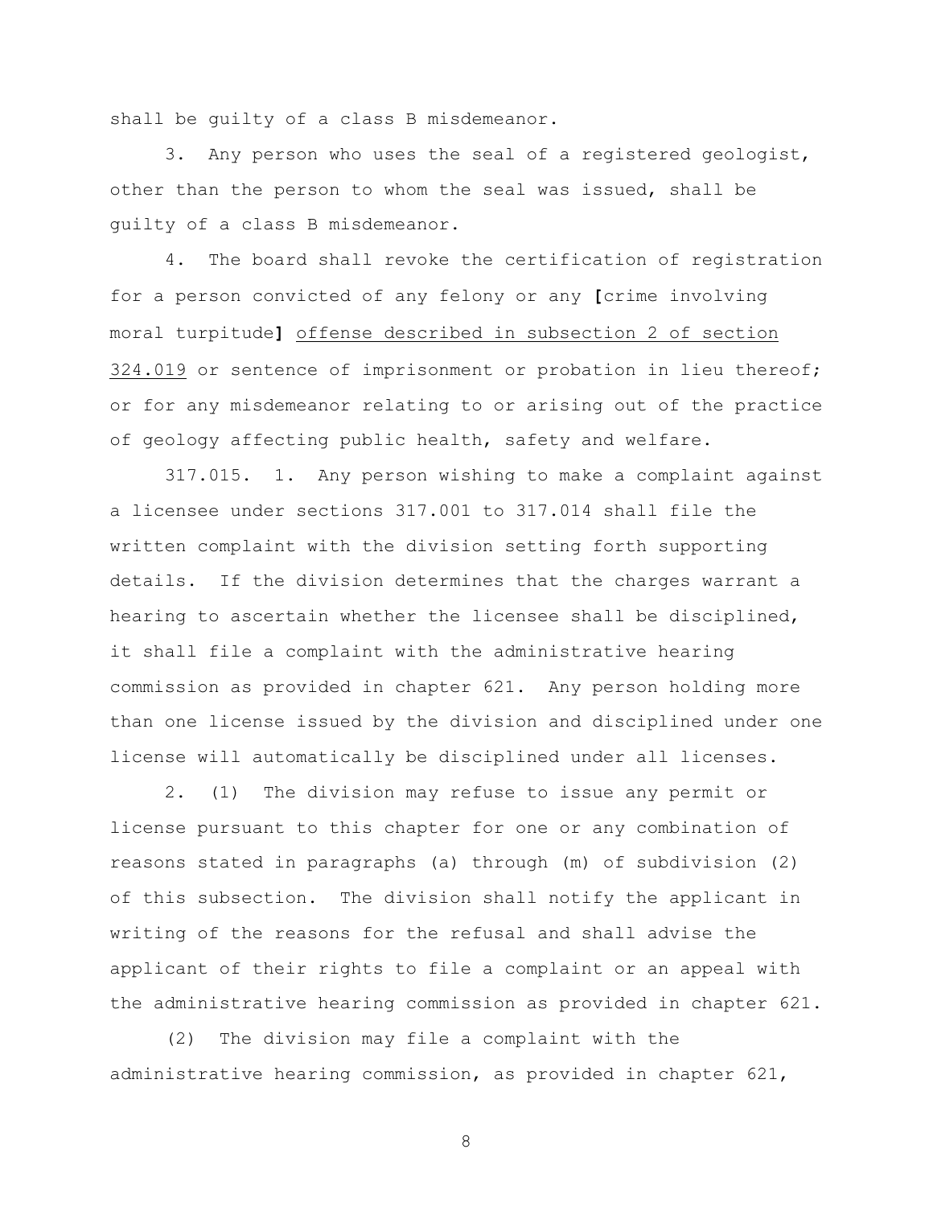shall be guilty of a class B misdemeanor.

3. Any person who uses the seal of a registered geologist, other than the person to whom the seal was issued, shall be guilty of a class B misdemeanor.

4. The board shall revoke the certification of registration for a person convicted of any felony or any **[**crime involving moral turpitude**]** <u>offense described in subsection 2 of section 324.019</u> or sentence of imprisonment or probation in lieu thereof; or for any misdemeanor relating to or arising out of the practice of geology affecting public health, safety and welfare.

317.015. 1. Any person wishing to make a complaint against a licensee under sections 317.001 to 317.014 shall file the written complaint with the division setting forth supporting details. If the division determines that the charges warrant a hearing to ascertain whether the licensee shall be disciplined, it shall file a complaint with the administrative hearing commission as provided in chapter 621. Any person holding more than one license issued by the division and disciplined under one license will automatically be disciplined under all licenses.

2. (1) The division may refuse to issue any permit or license pursuant to this chapter for one or any combination of reasons stated in paragraphs (a) through (m) of subdivision (2) of this subsection. The division shall notify the applicant in writing of the reasons for the refusal and shall advise the applicant of their rights to file a complaint or an appeal with the administrative hearing commission as provided in chapter 621.

(2) The division may file a complaint with the administrative hearing commission, as provided in chapter 621,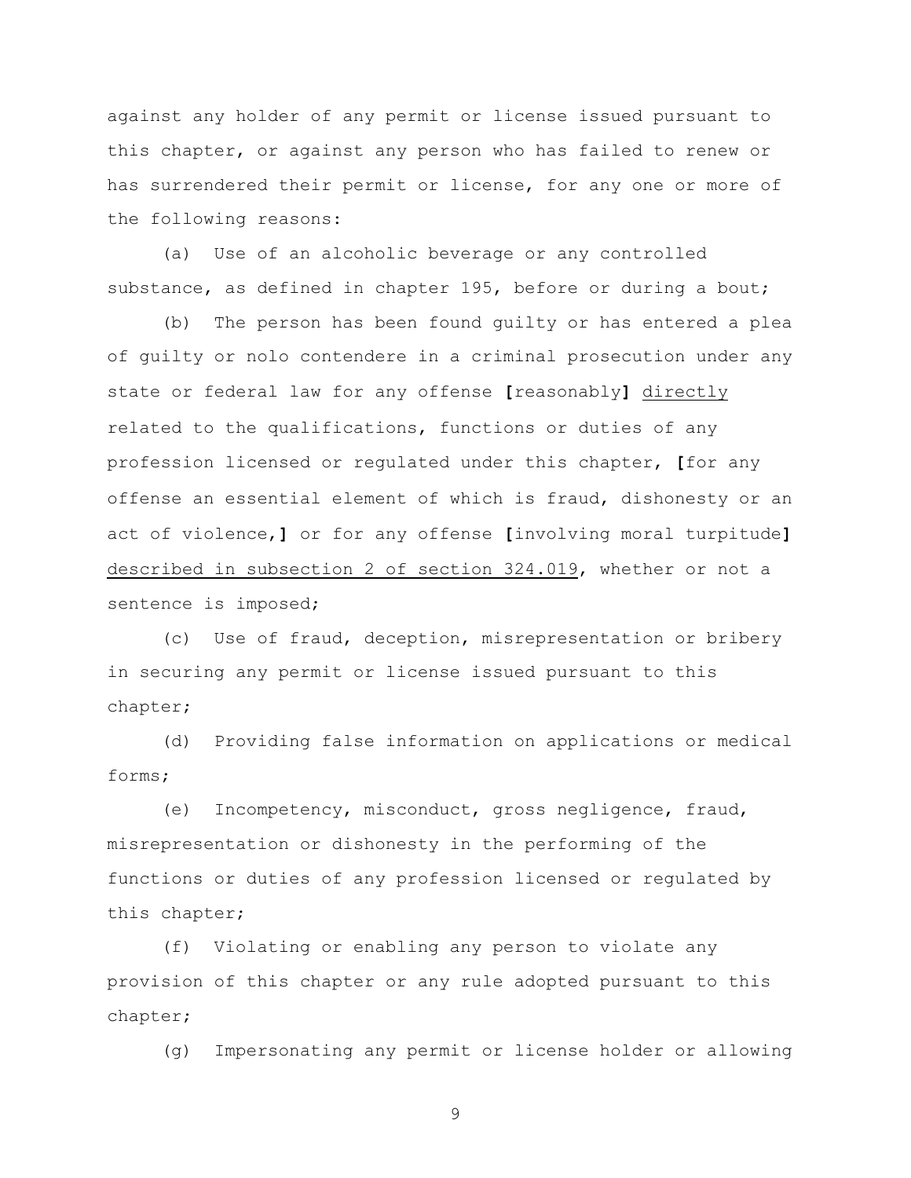against any holder of any permit or license issued pursuant to this chapter, or against any person who has failed to renew or has surrendered their permit or license, for any one or more of the following reasons:

(a) Use of an alcoholic beverage or any controlled substance, as defined in chapter 195, before or during a bout;

(b) The person has been found guilty or has entered a plea of guilty or nolo contendere in a criminal prosecution under any state or federal law for any offense **[**reasonably**]** <u>directly</u> related to the qualifications, functions or duties of any profession licensed or regulated under this chapter, **[**for any offense an essential element of which is fraud, dishonesty or an act of violence,**]** or for any offense **[**involving moral turpitude**]** <u>described in subsection 2 of section 324.019</u>, whether or not a sentence is imposed;

(c) Use of fraud, deception, misrepresentation or bribery in securing any permit or license issued pursuant to this chapter;

(d) Providing false information on applications or medical forms;

(e) Incompetency, misconduct, gross negligence, fraud, misrepresentation or dishonesty in the performing of the functions or duties of any profession licensed or regulated by this chapter;

(f) Violating or enabling any person to violate any provision of this chapter or any rule adopted pursuant to this chapter;

(g) Impersonating any permit or license holder or allowing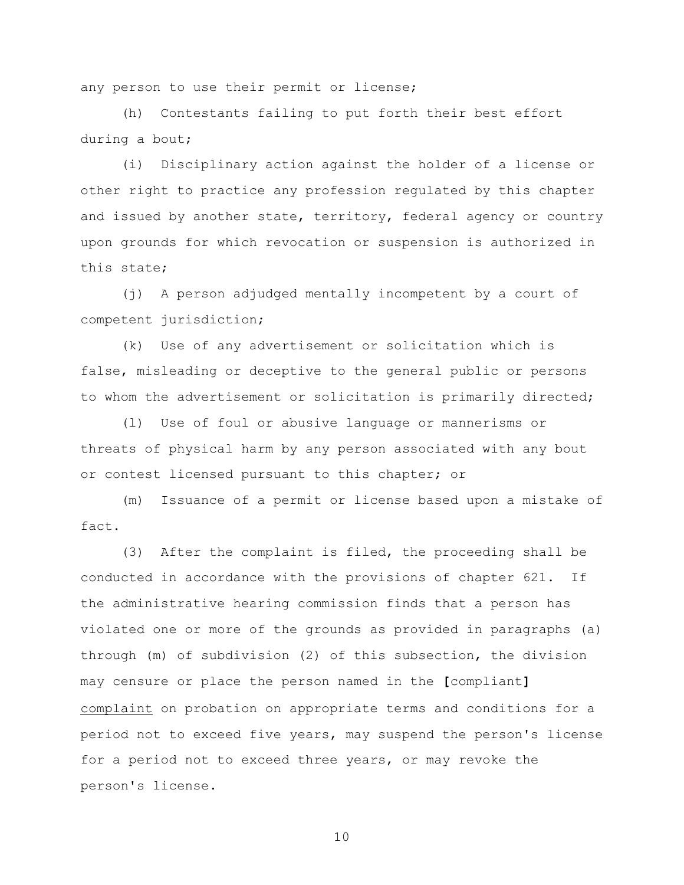any person to use their permit or license;

(h) Contestants failing to put forth their best effort during a bout;

(i) Disciplinary action against the holder of a license or other right to practice any profession regulated by this chapter and issued by another state, territory, federal agency or country upon grounds for which revocation or suspension is authorized in this state;

(j) A person adjudged mentally incompetent by a court of competent jurisdiction;

(k) Use of any advertisement or solicitation which is false, misleading or deceptive to the general public or persons to whom the advertisement or solicitation is primarily directed;

(l) Use of foul or abusive language or mannerisms or threats of physical harm by any person associated with any bout or contest licensed pursuant to this chapter; or

(m) Issuance of a permit or license based upon a mistake of fact.

(3) After the complaint is filed, the proceeding shall be conducted in accordance with the provisions of chapter 621. If the administrative hearing commission finds that a person has violated one or more of the grounds as provided in paragraphs (a) through (m) of subdivision (2) of this subsection, the division may censure or place the person named in the **[**compliant**]** <u>complaint</u> on probation on appropriate terms and conditions for a period not to exceed five years, may suspend the person's license for a period not to exceed three years, or may revoke the person's license.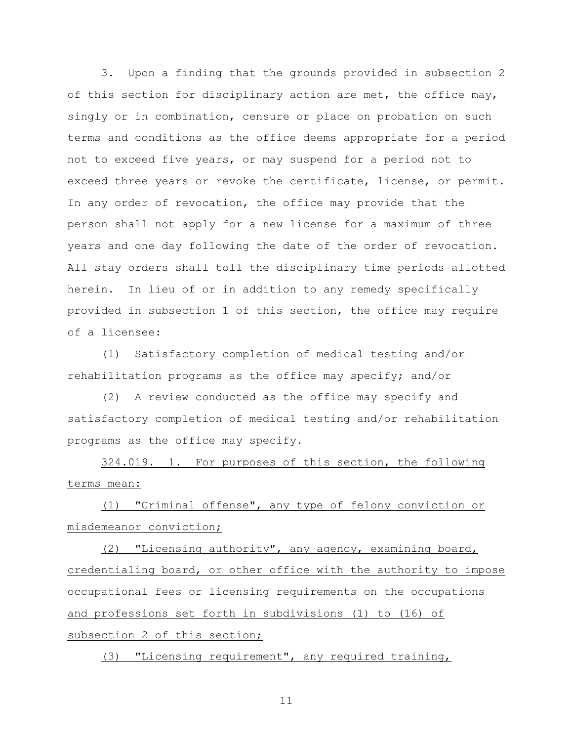3. Upon a finding that the grounds provided in subsection 2 of this section for disciplinary action are met, the office may, singly or in combination, censure or place on probation on such terms and conditions as the office deems appropriate for a period not to exceed five years, or may suspend for a period not to exceed three years or revoke the certificate, license, or permit. In any order of revocation, the office may provide that the person shall not apply for a new license for a maximum of three years and one day following the date of the order of revocation. All stay orders shall toll the disciplinary time periods allotted herein. In lieu of or in addition to any remedy specifically provided in subsection 1 of this section, the office may require of a licensee:

(1) Satisfactory completion of medical testing and/or rehabilitation programs as the office may specify; and/or

(2) A review conducted as the office may specify and satisfactory completion of medical testing and/or rehabilitation programs as the office may specify.

<u>324.019. 1. For purposes of this section, the following terms mean:</u>

<u>(1) "Criminal offense", any type of felony conviction or misdemeanor conviction;</u>

<u>(2) "Licensing authority", any agency, examining board, credentialing board, or other office with the authority to impose occupational fees or licensing requirements on the occupations and professions set forth in subdivisions (1) to (16) of subsection 2 of this section;</u>

<u>(3) "Licensing requirement", any required training,</u>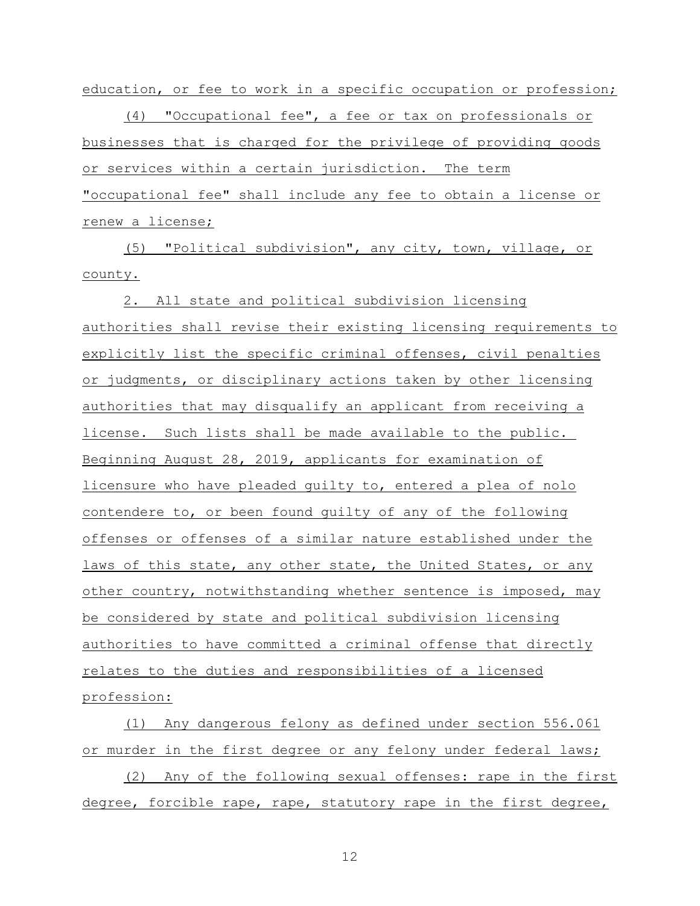education, or fee to work in a specific occupation or profession;

(4) "Occupational fee", a fee or tax on professionals or businesses that is charged for the privilege of providing goods or services within a certain jurisdiction. The term "occupational fee" shall include any fee to obtain a license or renew a license;

(5) "Political subdivision", any city, town, village, or county.

2. All state and political subdivision licensing authorities shall revise their existing licensing requirements to explicitly list the specific criminal offenses, civil penalties or judgments, or disciplinary actions taken by other licensing authorities that may disqualify an applicant from receiving a license. Such lists shall be made available to the public. Beginning August 28, 2019, applicants for examination of licensure who have pleaded guilty to, entered a plea of nolo contendere to, or been found guilty of any of the following offenses or offenses of a similar nature established under the laws of this state, any other state, the United States, or any other country, notwithstanding whether sentence is imposed, may be considered by state and political subdivision licensing authorities to have committed a criminal offense that directly relates to the duties and responsibilities of a licensed profession:

(1) Any dangerous felony as defined under section 556.061 or murder in the first degree or any felony under federal laws;

(2) Any of the following sexual offenses: rape in the first degree, forcible rape, rape, statutory rape in the first degree,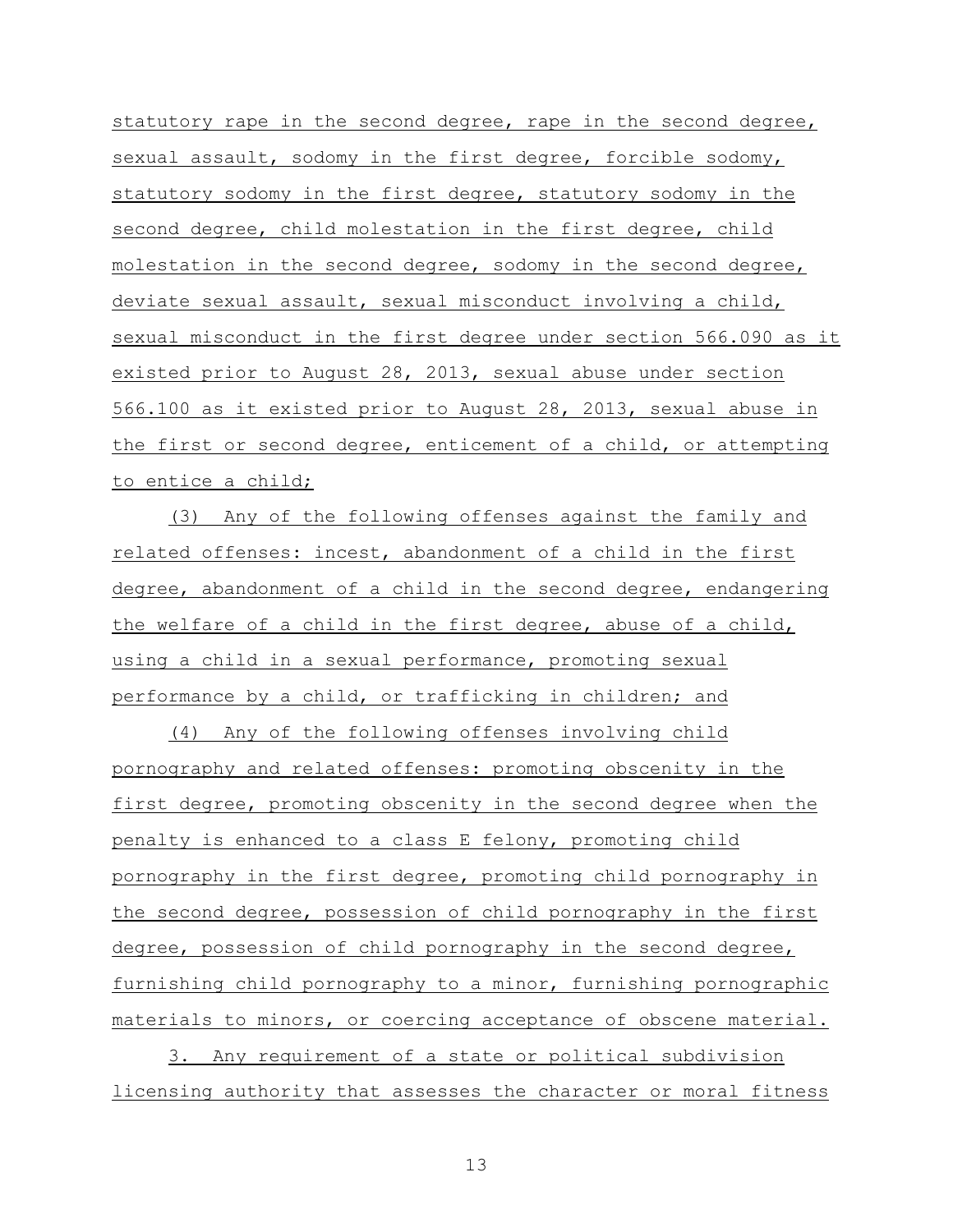statutory rape in the second degree, rape in the second degree, sexual assault, sodomy in the first degree, forcible sodomy, statutory sodomy in the first degree, statutory sodomy in the second degree, child molestation in the first degree, child molestation in the second degree, sodomy in the second degree, deviate sexual assault, sexual misconduct involving a child, sexual misconduct in the first degree under section 566.090 as it existed prior to August 28, 2013, sexual abuse under section 566.100 as it existed prior to August 28, 2013, sexual abuse in the first or second degree, enticement of a child, or attempting to entice a child;

(3) Any of the following offenses against the family and related offenses: incest, abandonment of a child in the first degree, abandonment of a child in the second degree, endangering the welfare of a child in the first degree, abuse of a child, using a child in a sexual performance, promoting sexual performance by a child, or trafficking in children; and

(4) Any of the following offenses involving child pornography and related offenses: promoting obscenity in the first degree, promoting obscenity in the second degree when the penalty is enhanced to a class E felony, promoting child pornography in the first degree, promoting child pornography in the second degree, possession of child pornography in the first degree, possession of child pornography in the second degree, furnishing child pornography to a minor, furnishing pornographic materials to minors, or coercing acceptance of obscene material.

3. Any requirement of a state or political subdivision licensing authority that assesses the character or moral fitness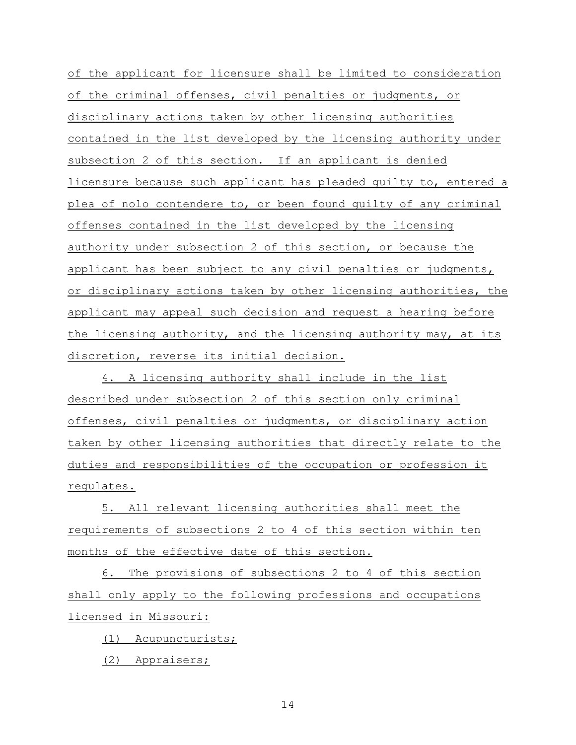of the applicant for licensure shall be limited to consideration of the criminal offenses, civil penalties or judgments, or disciplinary actions taken by other licensing authorities contained in the list developed by the licensing authority under subsection 2 of this section. If an applicant is denied licensure because such applicant has pleaded guilty to, entered a plea of nolo contendere to, or been found guilty of any criminal offenses contained in the list developed by the licensing authority under subsection 2 of this section, or because the applicant has been subject to any civil penalties or judgments, or disciplinary actions taken by other licensing authorities, the applicant may appeal such decision and request a hearing before the licensing authority, and the licensing authority may, at its discretion, reverse its initial decision.

4. A licensing authority shall include in the list described under subsection 2 of this section only criminal offenses, civil penalties or judgments, or disciplinary action taken by other licensing authorities that directly relate to the duties and responsibilities of the occupation or profession it regulates.

5. All relevant licensing authorities shall meet the requirements of subsections 2 to 4 of this section within ten months of the effective date of this section.

6. The provisions of subsections 2 to 4 of this section shall only apply to the following professions and occupations licensed in Missouri:

(1) Acupuncturists;

(2) Appraisers;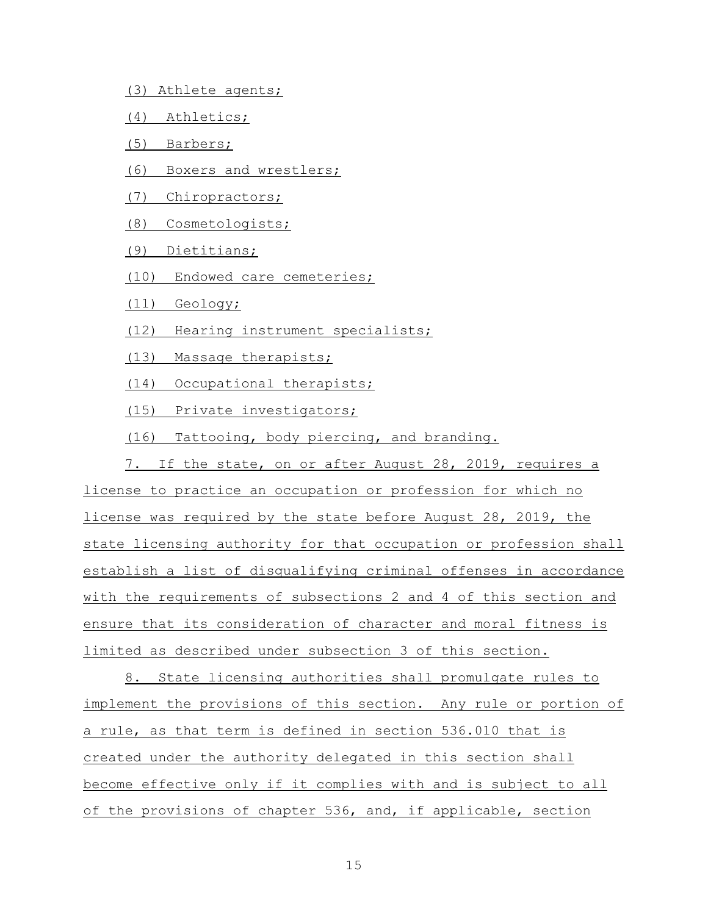(3) Athlete agents;

(4) Athletics;

(5) Barbers;

(6) Boxers and wrestlers;

(7) Chiropractors;

(8) Cosmetologists;

(9) Dietitians;

(10) Endowed care cemeteries;

(11) Geology;

(12) Hearing instrument specialists;

(13) Massage therapists;

(14) Occupational therapists;

(15) Private investigators;

(16) Tattooing, body piercing, and branding.

7. If the state, on or after August 28, 2019, requires a license to practice an occupation or profession for which no license was required by the state before August 28, 2019, the state licensing authority for that occupation or profession shall establish a list of disqualifying criminal offenses in accordance with the requirements of subsections 2 and 4 of this section and ensure that its consideration of character and moral fitness is limited as described under subsection 3 of this section.

8. State licensing authorities shall promulgate rules to implement the provisions of this section. Any rule or portion of a rule, as that term is defined in section 536.010 that is created under the authority delegated in this section shall become effective only if it complies with and is subject to all of the provisions of chapter 536, and, if applicable, section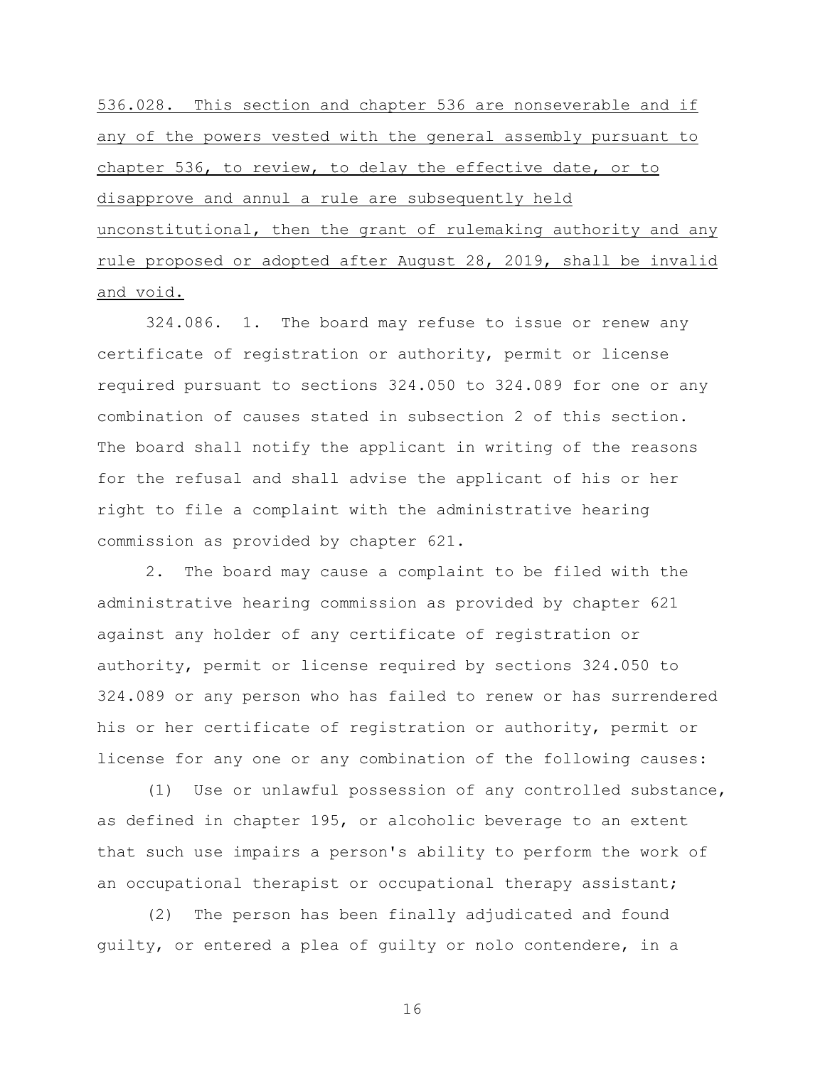<u>536.028. This section and chapter 536 are nonseverable and if any of the powers vested with the general assembly pursuant to chapter 536, to review, to delay the effective date, or to disapprove and annul a rule are subsequently held unconstitutional, then the grant of rulemaking authority and any rule proposed or adopted after August 28, 2019, shall be invalid and void.</u>

324.086. 1. The board may refuse to issue or renew any certificate of registration or authority, permit or license required pursuant to sections 324.050 to 324.089 for one or any combination of causes stated in subsection 2 of this section. The board shall notify the applicant in writing of the reasons for the refusal and shall advise the applicant of his or her right to file a complaint with the administrative hearing commission as provided by chapter 621.

2. The board may cause a complaint to be filed with the administrative hearing commission as provided by chapter 621 against any holder of any certificate of registration or authority, permit or license required by sections 324.050 to 324.089 or any person who has failed to renew or has surrendered his or her certificate of registration or authority, permit or license for any one or any combination of the following causes:

(1) Use or unlawful possession of any controlled substance, as defined in chapter 195, or alcoholic beverage to an extent that such use impairs a person's ability to perform the work of an occupational therapist or occupational therapy assistant;

(2) The person has been finally adjudicated and found guilty, or entered a plea of guilty or nolo contendere, in a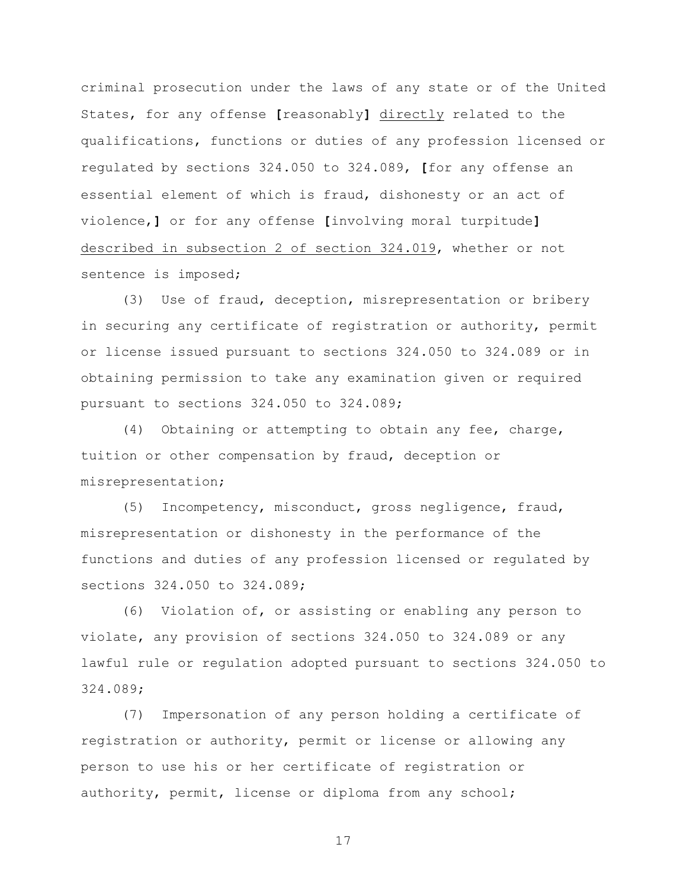criminal prosecution under the laws of any state or of the United States, for any offense **[**reasonably**]** <u>directly</u> related to the qualifications, functions or duties of any profession licensed or regulated by sections 324.050 to 324.089, **[**for any offense an essential element of which is fraud, dishonesty or an act of violence,**]** or for any offense **[**involving moral turpitude**]** <u>described in subsection 2 of section 324.019</u>, whether or not sentence is imposed;

(3) Use of fraud, deception, misrepresentation or bribery in securing any certificate of registration or authority, permit or license issued pursuant to sections 324.050 to 324.089 or in obtaining permission to take any examination given or required pursuant to sections 324.050 to 324.089;

(4) Obtaining or attempting to obtain any fee, charge, tuition or other compensation by fraud, deception or misrepresentation;

(5) Incompetency, misconduct, gross negligence, fraud, misrepresentation or dishonesty in the performance of the functions and duties of any profession licensed or regulated by sections 324.050 to 324.089;

(6) Violation of, or assisting or enabling any person to violate, any provision of sections 324.050 to 324.089 or any lawful rule or regulation adopted pursuant to sections 324.050 to 324.089;

(7) Impersonation of any person holding a certificate of registration or authority, permit or license or allowing any person to use his or her certificate of registration or authority, permit, license or diploma from any school;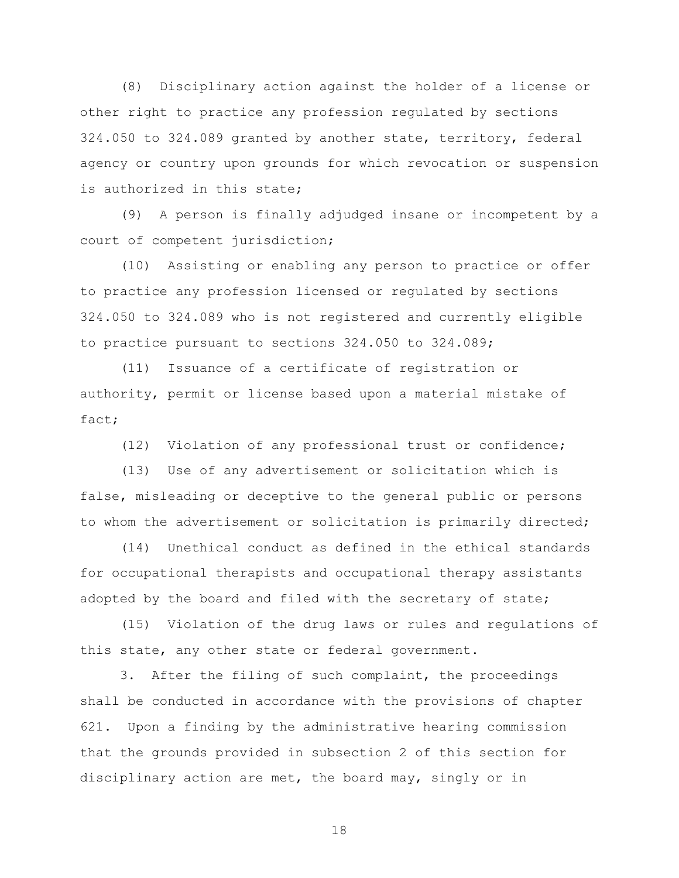(8) Disciplinary action against the holder of a license or other right to practice any profession regulated by sections 324.050 to 324.089 granted by another state, territory, federal agency or country upon grounds for which revocation or suspension is authorized in this state;

(9) A person is finally adjudged insane or incompetent by a court of competent jurisdiction;

(10) Assisting or enabling any person to practice or offer to practice any profession licensed or regulated by sections 324.050 to 324.089 who is not registered and currently eligible to practice pursuant to sections 324.050 to 324.089;

(11) Issuance of a certificate of registration or authority, permit or license based upon a material mistake of fact;

(12) Violation of any professional trust or confidence;

(13) Use of any advertisement or solicitation which is false, misleading or deceptive to the general public or persons to whom the advertisement or solicitation is primarily directed;

(14) Unethical conduct as defined in the ethical standards for occupational therapists and occupational therapy assistants adopted by the board and filed with the secretary of state;

(15) Violation of the drug laws or rules and regulations of this state, any other state or federal government.

3. After the filing of such complaint, the proceedings shall be conducted in accordance with the provisions of chapter 621. Upon a finding by the administrative hearing commission that the grounds provided in subsection 2 of this section for disciplinary action are met, the board may, singly or in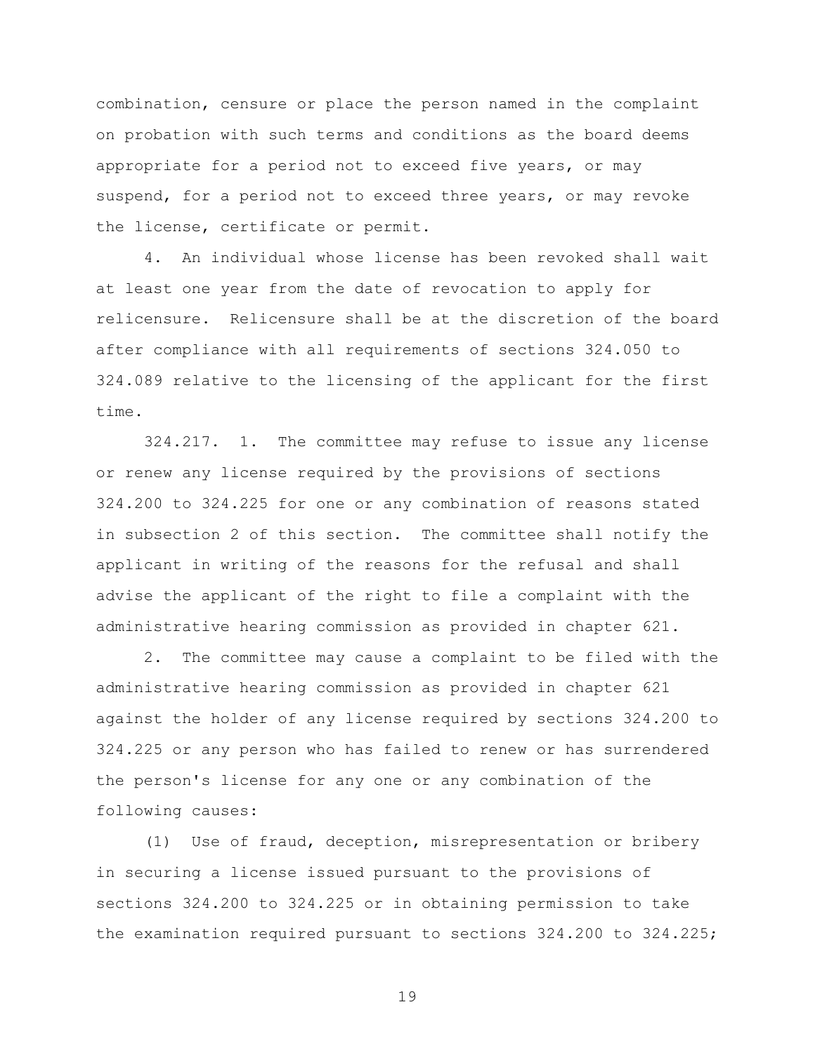combination, censure or place the person named in the complaint on probation with such terms and conditions as the board deems appropriate for a period not to exceed five years, or may suspend, for a period not to exceed three years, or may revoke the license, certificate or permit.

4. An individual whose license has been revoked shall wait at least one year from the date of revocation to apply for relicensure. Relicensure shall be at the discretion of the board after compliance with all requirements of sections 324.050 to 324.089 relative to the licensing of the applicant for the first time.

324.217. 1. The committee may refuse to issue any license or renew any license required by the provisions of sections 324.200 to 324.225 for one or any combination of reasons stated in subsection 2 of this section. The committee shall notify the applicant in writing of the reasons for the refusal and shall advise the applicant of the right to file a complaint with the administrative hearing commission as provided in chapter 621.

2. The committee may cause a complaint to be filed with the administrative hearing commission as provided in chapter 621 against the holder of any license required by sections 324.200 to 324.225 or any person who has failed to renew or has surrendered the person's license for any one or any combination of the following causes:

(1) Use of fraud, deception, misrepresentation or bribery in securing a license issued pursuant to the provisions of sections 324.200 to 324.225 or in obtaining permission to take the examination required pursuant to sections 324.200 to 324.225;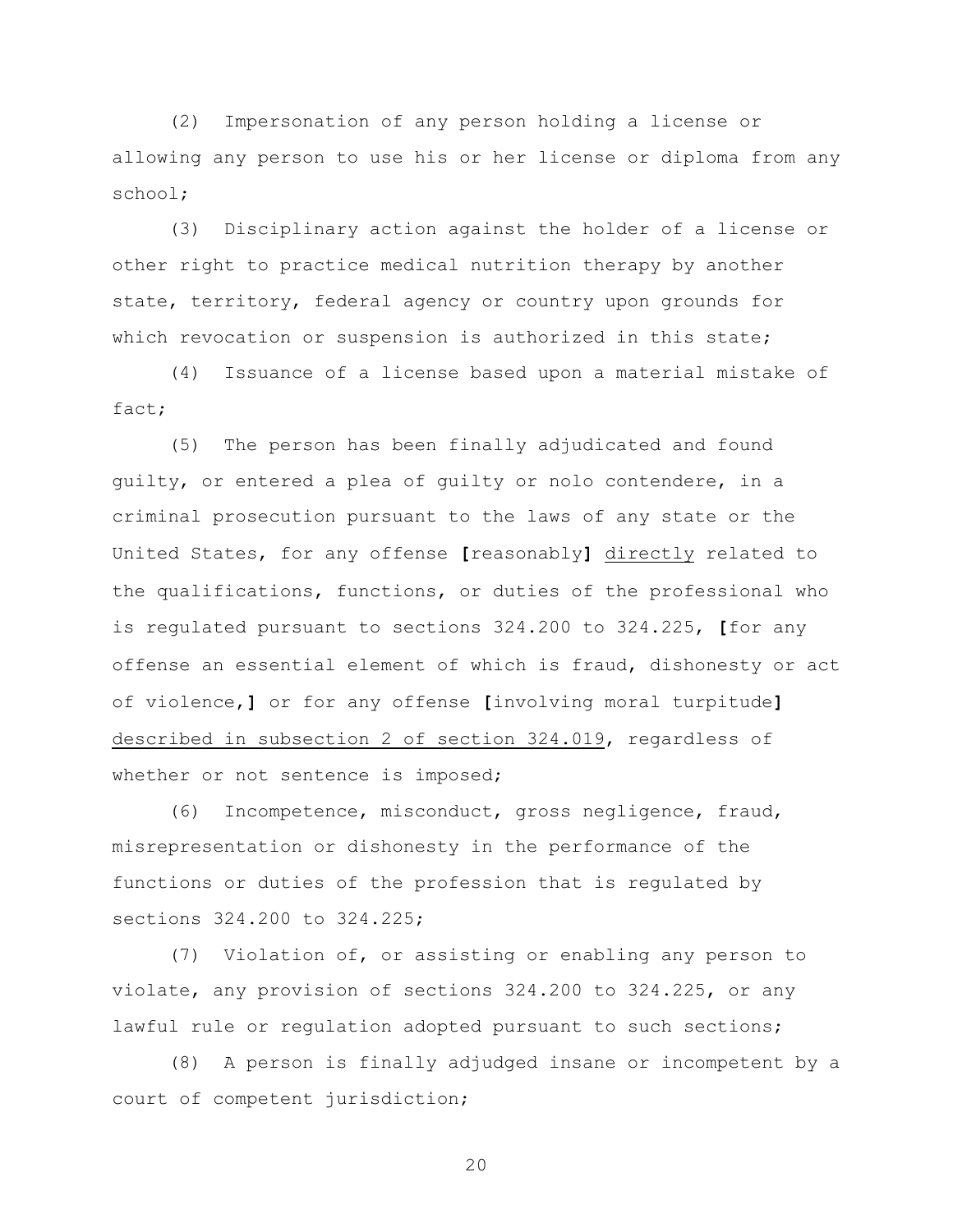(2) Impersonation of any person holding a license or allowing any person to use his or her license or diploma from any school;

(3) Disciplinary action against the holder of a license or other right to practice medical nutrition therapy by another state, territory, federal agency or country upon grounds for which revocation or suspension is authorized in this state;

(4) Issuance of a license based upon a material mistake of fact;

(5) The person has been finally adjudicated and found guilty, or entered a plea of guilty or nolo contendere, in a criminal prosecution pursuant to the laws of any state or the United States, for any offense **[**reasonably**]** <u>directly</u> related to the qualifications, functions, or duties of the professional who is regulated pursuant to sections 324.200 to 324.225, **[**for any offense an essential element of which is fraud, dishonesty or act of violence,**]** or for any offense **[**involving moral turpitude**]** <u>described in subsection 2 of section 324.019</u>, regardless of whether or not sentence is imposed;

(6) Incompetence, misconduct, gross negligence, fraud, misrepresentation or dishonesty in the performance of the functions or duties of the profession that is regulated by sections 324.200 to 324.225;

(7) Violation of, or assisting or enabling any person to violate, any provision of sections 324.200 to 324.225, or any lawful rule or regulation adopted pursuant to such sections;

(8) A person is finally adjudged insane or incompetent by a court of competent jurisdiction;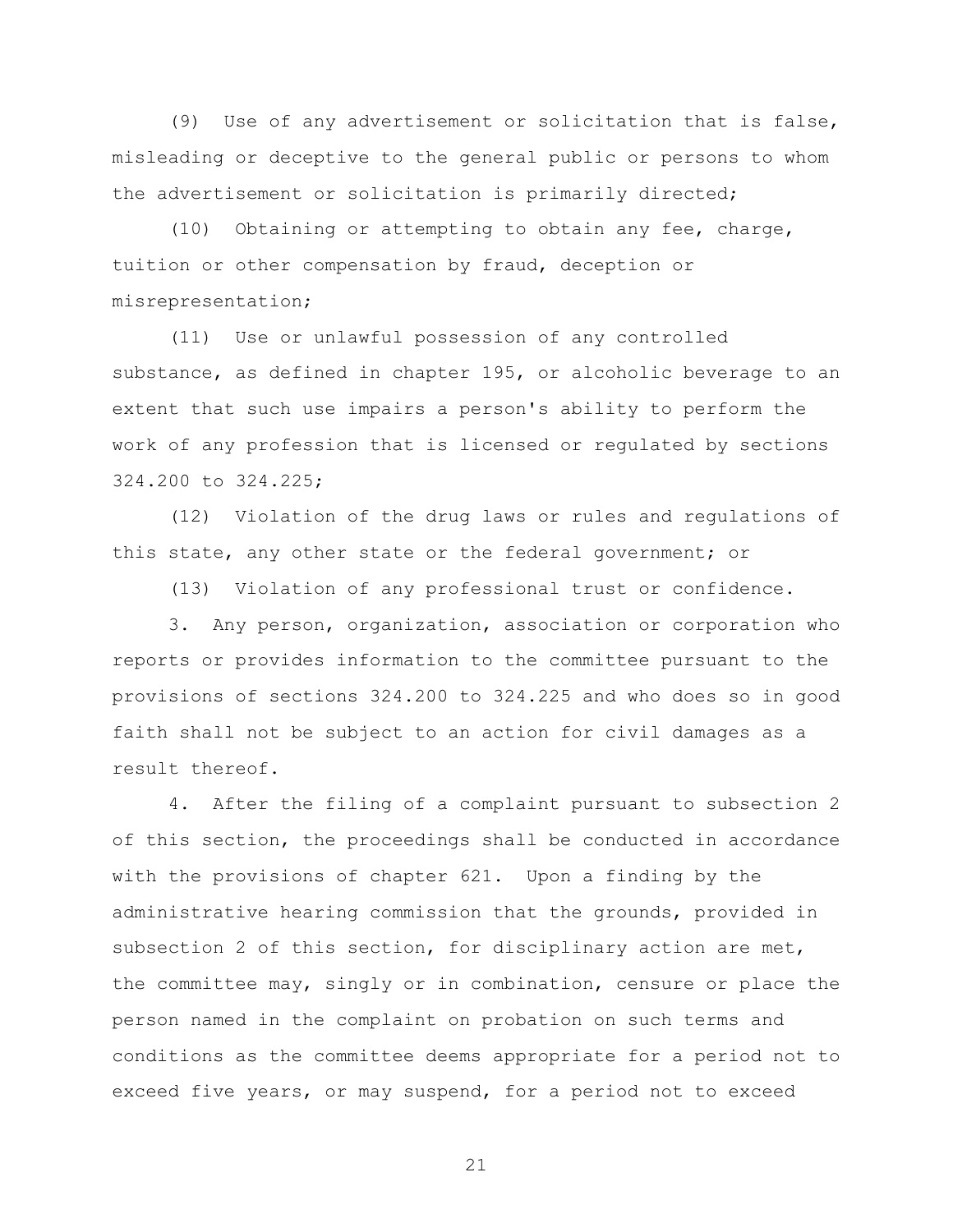(9) Use of any advertisement or solicitation that is false, misleading or deceptive to the general public or persons to whom the advertisement or solicitation is primarily directed;

(10) Obtaining or attempting to obtain any fee, charge, tuition or other compensation by fraud, deception or misrepresentation;

(11) Use or unlawful possession of any controlled substance, as defined in chapter 195, or alcoholic beverage to an extent that such use impairs a person's ability to perform the work of any profession that is licensed or regulated by sections 324.200 to 324.225;

(12) Violation of the drug laws or rules and regulations of this state, any other state or the federal government; or

(13) Violation of any professional trust or confidence.

3. Any person, organization, association or corporation who reports or provides information to the committee pursuant to the provisions of sections 324.200 to 324.225 and who does so in good faith shall not be subject to an action for civil damages as a result thereof.

4. After the filing of a complaint pursuant to subsection 2 of this section, the proceedings shall be conducted in accordance with the provisions of chapter 621. Upon a finding by the administrative hearing commission that the grounds, provided in subsection 2 of this section, for disciplinary action are met, the committee may, singly or in combination, censure or place the person named in the complaint on probation on such terms and conditions as the committee deems appropriate for a period not to exceed five years, or may suspend, for a period not to exceed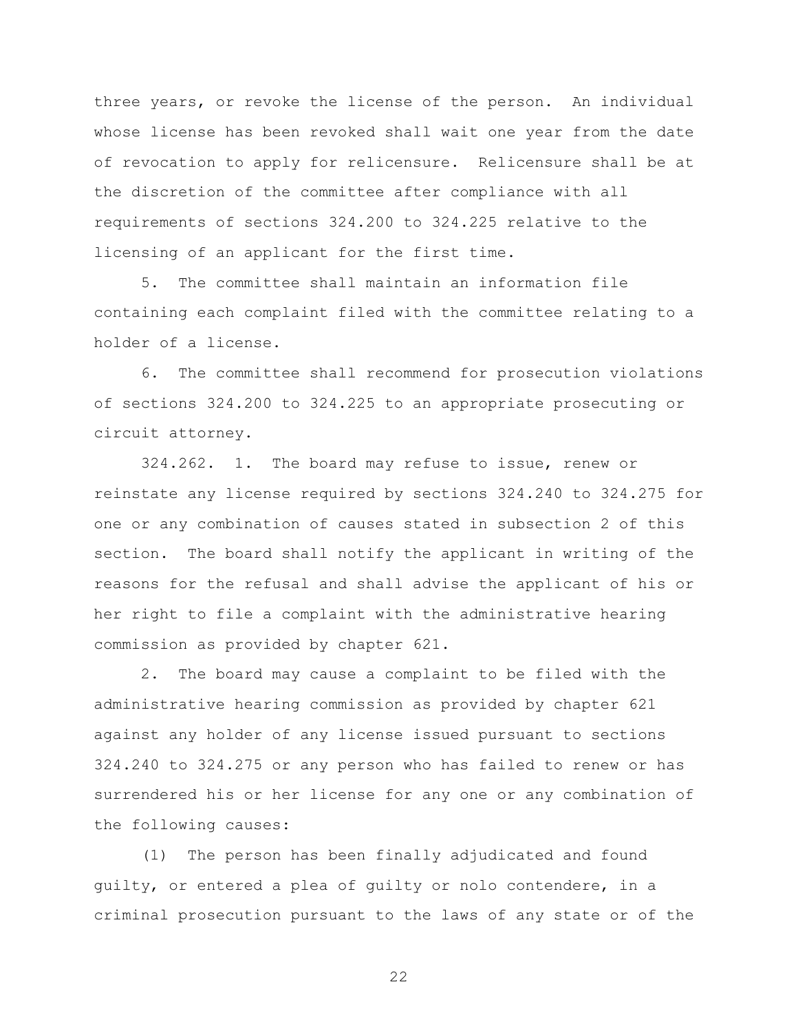three years, or revoke the license of the person. An individual whose license has been revoked shall wait one year from the date of revocation to apply for relicensure. Relicensure shall be at the discretion of the committee after compliance with all requirements of sections 324.200 to 324.225 relative to the licensing of an applicant for the first time.

5. The committee shall maintain an information file containing each complaint filed with the committee relating to a holder of a license.

6. The committee shall recommend for prosecution violations of sections 324.200 to 324.225 to an appropriate prosecuting or circuit attorney.

324.262. 1. The board may refuse to issue, renew or reinstate any license required by sections 324.240 to 324.275 for one or any combination of causes stated in subsection 2 of this section. The board shall notify the applicant in writing of the reasons for the refusal and shall advise the applicant of his or her right to file a complaint with the administrative hearing commission as provided by chapter 621.

2. The board may cause a complaint to be filed with the administrative hearing commission as provided by chapter 621 against any holder of any license issued pursuant to sections 324.240 to 324.275 or any person who has failed to renew or has surrendered his or her license for any one or any combination of the following causes:

(1) The person has been finally adjudicated and found guilty, or entered a plea of guilty or nolo contendere, in a criminal prosecution pursuant to the laws of any state or of the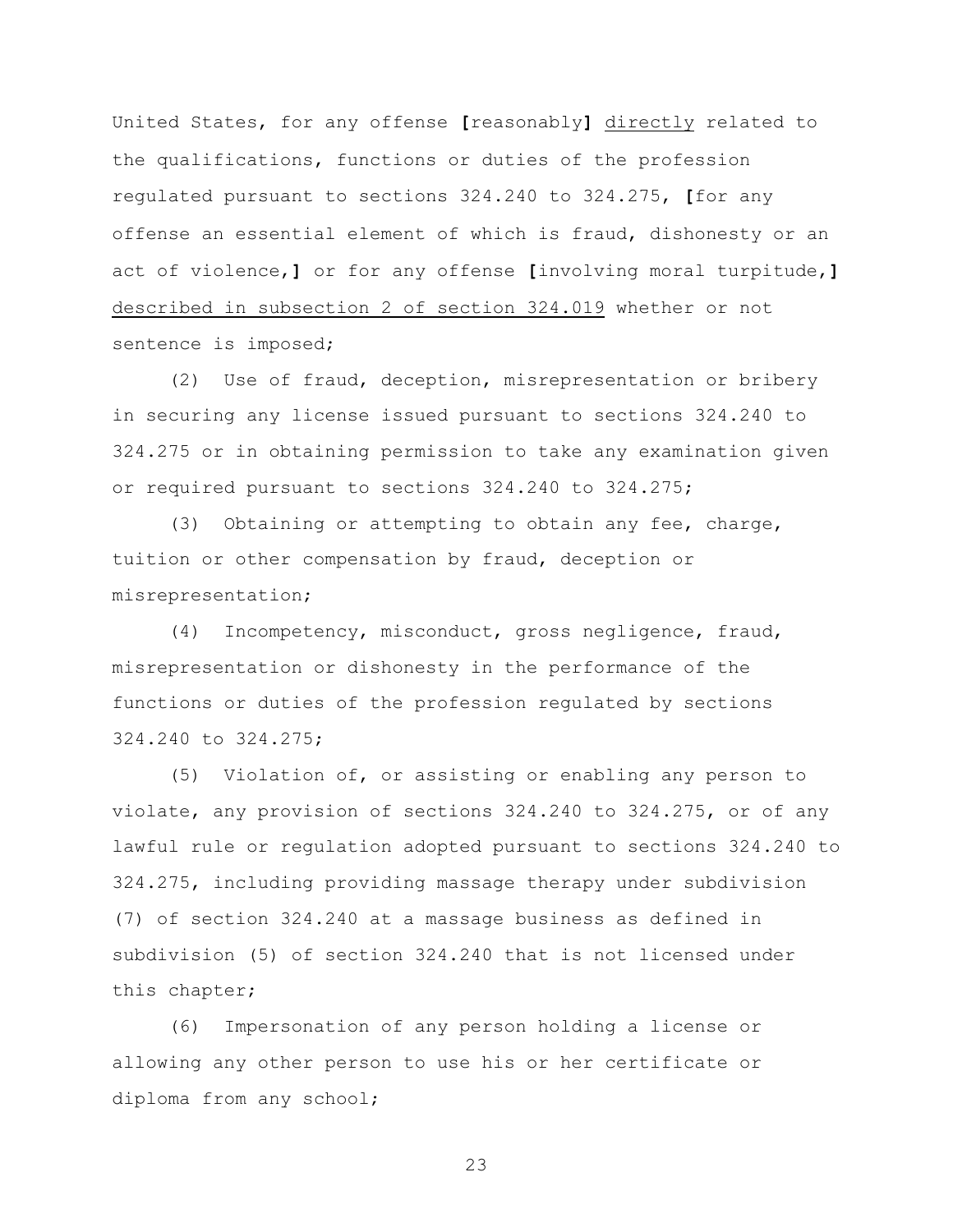United States, for any offense **[**reasonably**]** <u>directly</u> related to the qualifications, functions or duties of the profession regulated pursuant to sections 324.240 to 324.275, **[**for any offense an essential element of which is fraud, dishonesty or an act of violence,**]** or for any offense **[**involving moral turpitude,**]** <u>described in subsection 2 of section 324.019</u> whether or not sentence is imposed;

(2) Use of fraud, deception, misrepresentation or bribery in securing any license issued pursuant to sections 324.240 to 324.275 or in obtaining permission to take any examination given or required pursuant to sections 324.240 to 324.275;

(3) Obtaining or attempting to obtain any fee, charge, tuition or other compensation by fraud, deception or misrepresentation;

(4) Incompetency, misconduct, gross negligence, fraud, misrepresentation or dishonesty in the performance of the functions or duties of the profession regulated by sections 324.240 to 324.275;

(5) Violation of, or assisting or enabling any person to violate, any provision of sections 324.240 to 324.275, or of any lawful rule or regulation adopted pursuant to sections 324.240 to 324.275, including providing massage therapy under subdivision (7) of section 324.240 at a massage business as defined in subdivision (5) of section 324.240 that is not licensed under this chapter;

(6) Impersonation of any person holding a license or allowing any other person to use his or her certificate or diploma from any school;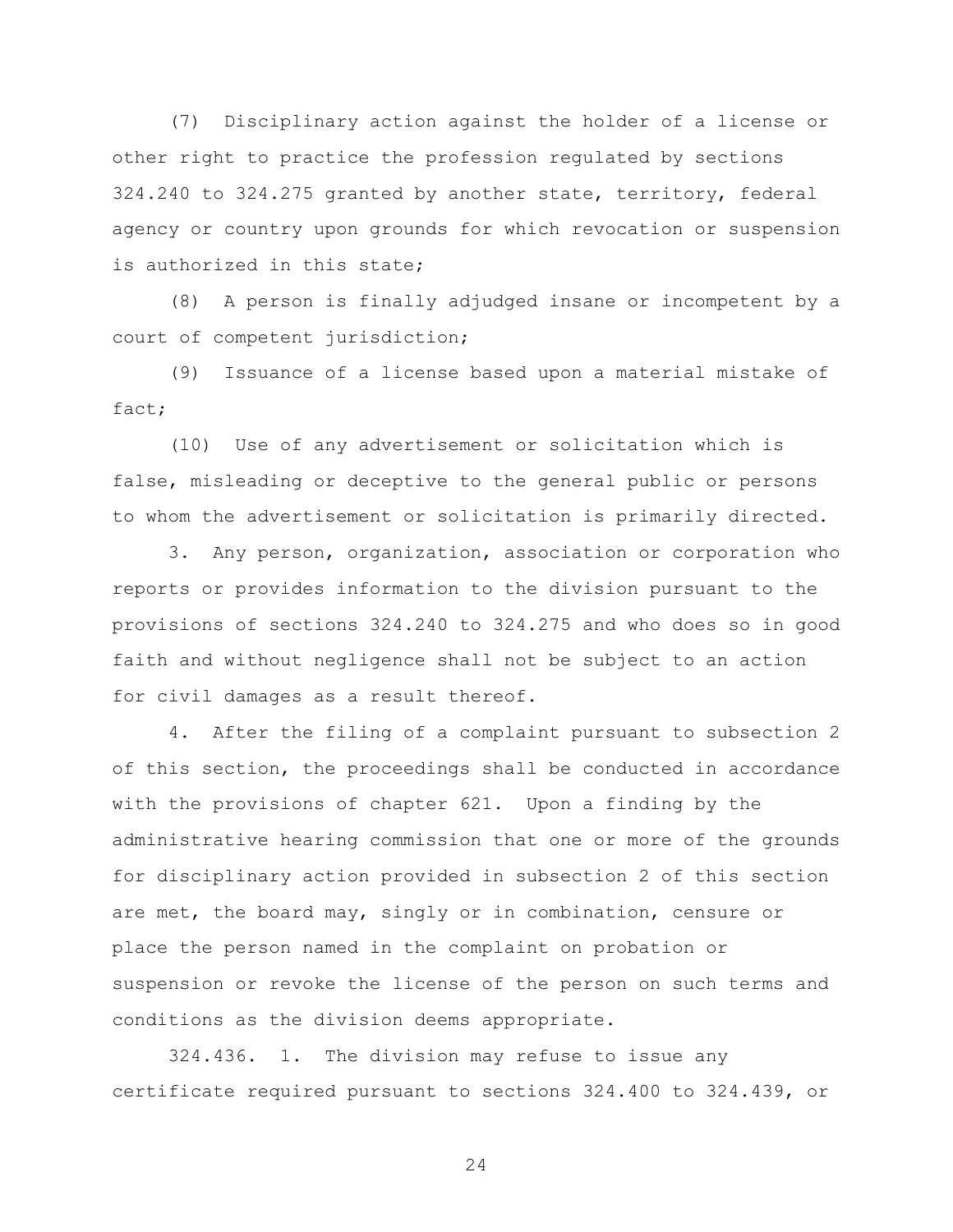(7) Disciplinary action against the holder of a license or other right to practice the profession regulated by sections 324.240 to 324.275 granted by another state, territory, federal agency or country upon grounds for which revocation or suspension is authorized in this state;

(8) A person is finally adjudged insane or incompetent by a court of competent jurisdiction;

(9) Issuance of a license based upon a material mistake of fact;

(10) Use of any advertisement or solicitation which is false, misleading or deceptive to the general public or persons to whom the advertisement or solicitation is primarily directed.

3. Any person, organization, association or corporation who reports or provides information to the division pursuant to the provisions of sections 324.240 to 324.275 and who does so in good faith and without negligence shall not be subject to an action for civil damages as a result thereof.

4. After the filing of a complaint pursuant to subsection 2 of this section, the proceedings shall be conducted in accordance with the provisions of chapter 621. Upon a finding by the administrative hearing commission that one or more of the grounds for disciplinary action provided in subsection 2 of this section are met, the board may, singly or in combination, censure or place the person named in the complaint on probation or suspension or revoke the license of the person on such terms and conditions as the division deems appropriate.

324.436. 1. The division may refuse to issue any certificate required pursuant to sections 324.400 to 324.439, or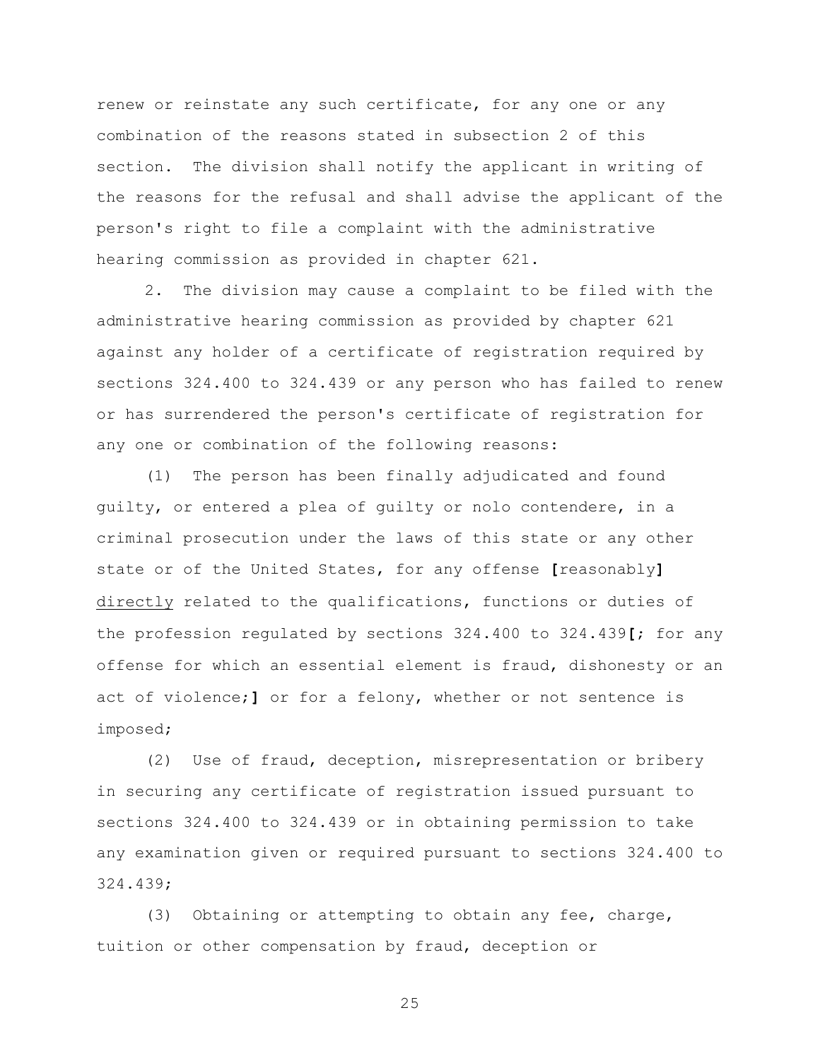renew or reinstate any such certificate, for any one or any combination of the reasons stated in subsection 2 of this section. The division shall notify the applicant in writing of the reasons for the refusal and shall advise the applicant of the person's right to file a complaint with the administrative hearing commission as provided in chapter 621.

2. The division may cause a complaint to be filed with the administrative hearing commission as provided by chapter 621 against any holder of a certificate of registration required by sections 324.400 to 324.439 or any person who has failed to renew or has surrendered the person's certificate of registration for any one or combination of the following reasons:

(1) The person has been finally adjudicated and found guilty, or entered a plea of guilty or nolo contendere, in a criminal prosecution under the laws of this state or any other state or of the United States, for any offense **[**reasonably**]** directly related to the qualifications, functions or duties of the profession regulated by sections 324.400 to 324.439**[**; for any offense for which an essential element is fraud, dishonesty or an act of violence;**]** or for a felony, whether or not sentence is imposed;

(2) Use of fraud, deception, misrepresentation or bribery in securing any certificate of registration issued pursuant to sections 324.400 to 324.439 or in obtaining permission to take any examination given or required pursuant to sections 324.400 to 324.439;

(3) Obtaining or attempting to obtain any fee, charge, tuition or other compensation by fraud, deception or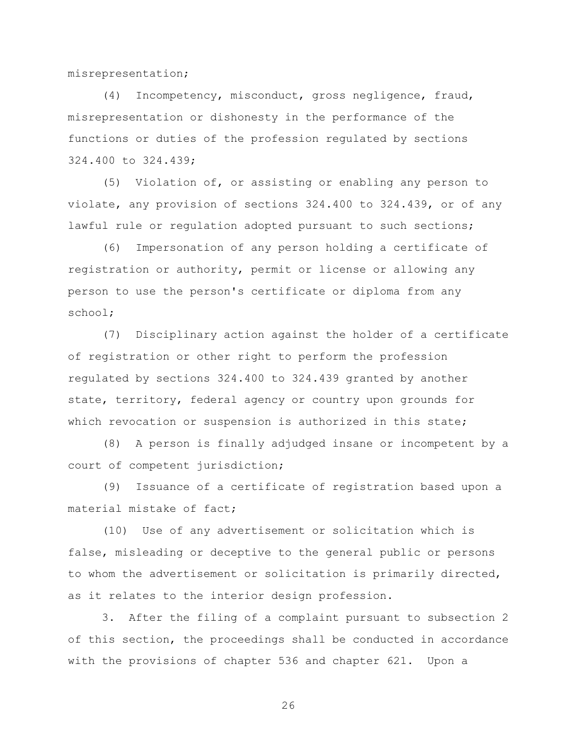misrepresentation;

(4) Incompetency, misconduct, gross negligence, fraud, misrepresentation or dishonesty in the performance of the functions or duties of the profession regulated by sections 324.400 to 324.439;

(5) Violation of, or assisting or enabling any person to violate, any provision of sections 324.400 to 324.439, or of any lawful rule or regulation adopted pursuant to such sections;

(6) Impersonation of any person holding a certificate of registration or authority, permit or license or allowing any person to use the person's certificate or diploma from any school;

(7) Disciplinary action against the holder of a certificate of registration or other right to perform the profession regulated by sections 324.400 to 324.439 granted by another state, territory, federal agency or country upon grounds for which revocation or suspension is authorized in this state;

(8) A person is finally adjudged insane or incompetent by a court of competent jurisdiction;

(9) Issuance of a certificate of registration based upon a material mistake of fact;

(10) Use of any advertisement or solicitation which is false, misleading or deceptive to the general public or persons to whom the advertisement or solicitation is primarily directed, as it relates to the interior design profession.

3. After the filing of a complaint pursuant to subsection 2 of this section, the proceedings shall be conducted in accordance with the provisions of chapter 536 and chapter 621. Upon a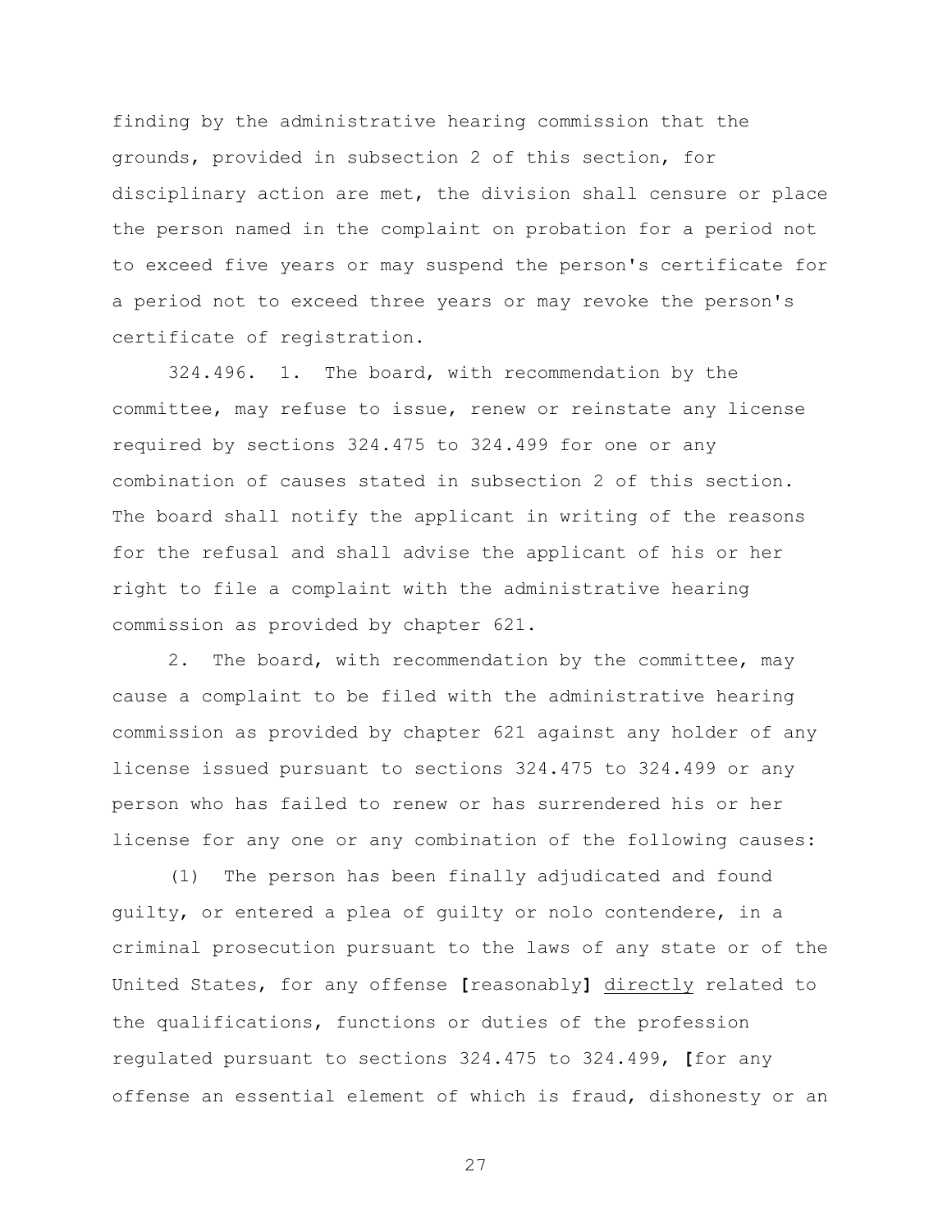finding by the administrative hearing commission that the grounds, provided in subsection 2 of this section, for disciplinary action are met, the division shall censure or place the person named in the complaint on probation for a period not to exceed five years or may suspend the person's certificate for a period not to exceed three years or may revoke the person's certificate of registration.

324.496. 1. The board, with recommendation by the committee, may refuse to issue, renew or reinstate any license required by sections 324.475 to 324.499 for one or any combination of causes stated in subsection 2 of this section. The board shall notify the applicant in writing of the reasons for the refusal and shall advise the applicant of his or her right to file a complaint with the administrative hearing commission as provided by chapter 621.

2. The board, with recommendation by the committee, may cause a complaint to be filed with the administrative hearing commission as provided by chapter 621 against any holder of any license issued pursuant to sections 324.475 to 324.499 or any person who has failed to renew or has surrendered his or her license for any one or any combination of the following causes:

(1) The person has been finally adjudicated and found guilty, or entered a plea of guilty or nolo contendere, in a criminal prosecution pursuant to the laws of any state or of the United States, for any offense **[**reasonably**]** <u>directly</u> related to the qualifications, functions or duties of the profession regulated pursuant to sections 324.475 to 324.499, **[**for any offense an essential element of which is fraud, dishonesty or an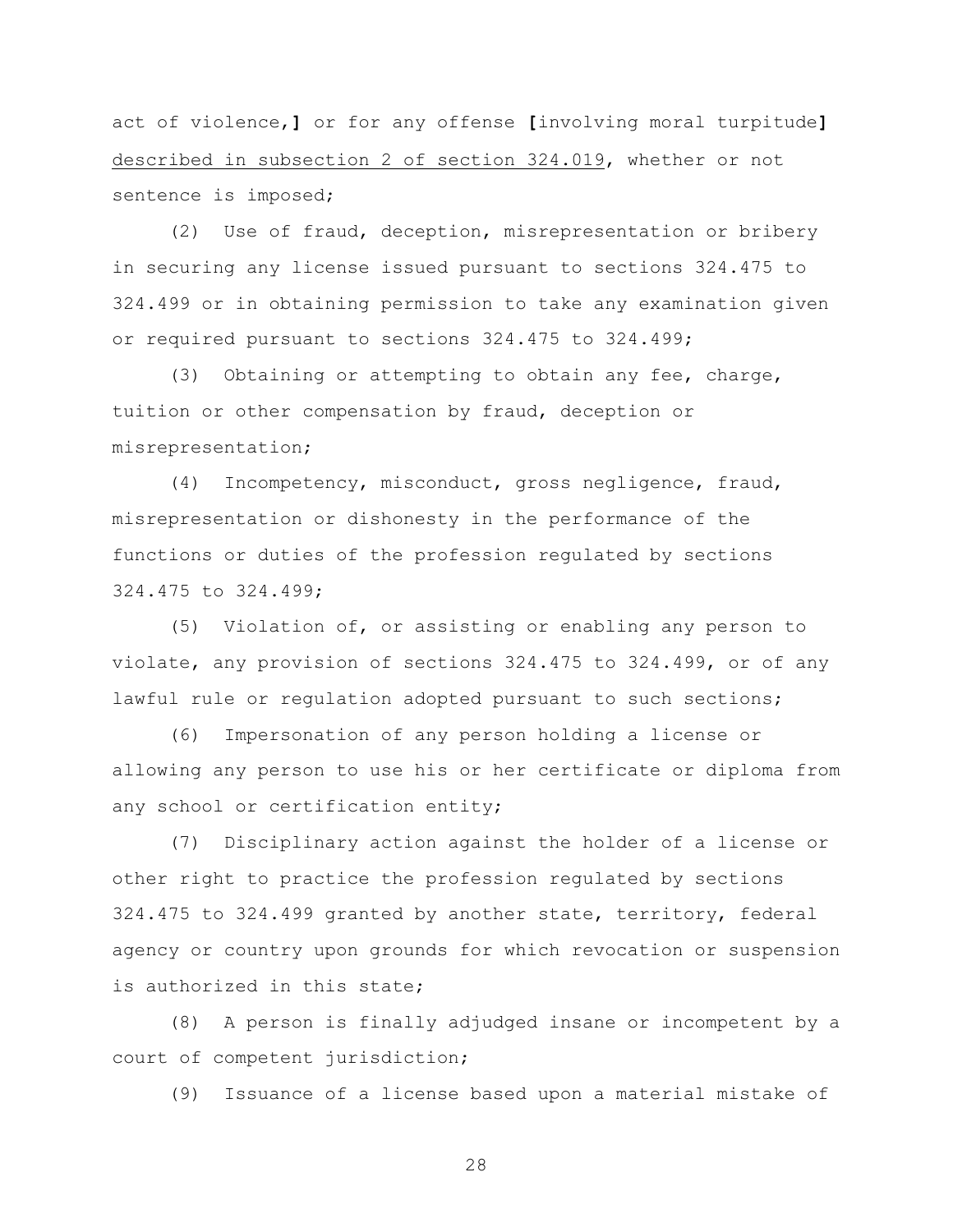act of violence,**]** or for any offense **[**involving moral turpitude**]** <u>described in subsection 2 of section 324.019</u>, whether or not sentence is imposed;

(2) Use of fraud, deception, misrepresentation or bribery in securing any license issued pursuant to sections 324.475 to 324.499 or in obtaining permission to take any examination given or required pursuant to sections 324.475 to 324.499;

(3) Obtaining or attempting to obtain any fee, charge, tuition or other compensation by fraud, deception or misrepresentation;

(4) Incompetency, misconduct, gross negligence, fraud, misrepresentation or dishonesty in the performance of the functions or duties of the profession regulated by sections 324.475 to 324.499;

(5) Violation of, or assisting or enabling any person to violate, any provision of sections 324.475 to 324.499, or of any lawful rule or regulation adopted pursuant to such sections;

(6) Impersonation of any person holding a license or allowing any person to use his or her certificate or diploma from any school or certification entity;

(7) Disciplinary action against the holder of a license or other right to practice the profession regulated by sections 324.475 to 324.499 granted by another state, territory, federal agency or country upon grounds for which revocation or suspension is authorized in this state;

(8) A person is finally adjudged insane or incompetent by a court of competent jurisdiction;

(9) Issuance of a license based upon a material mistake of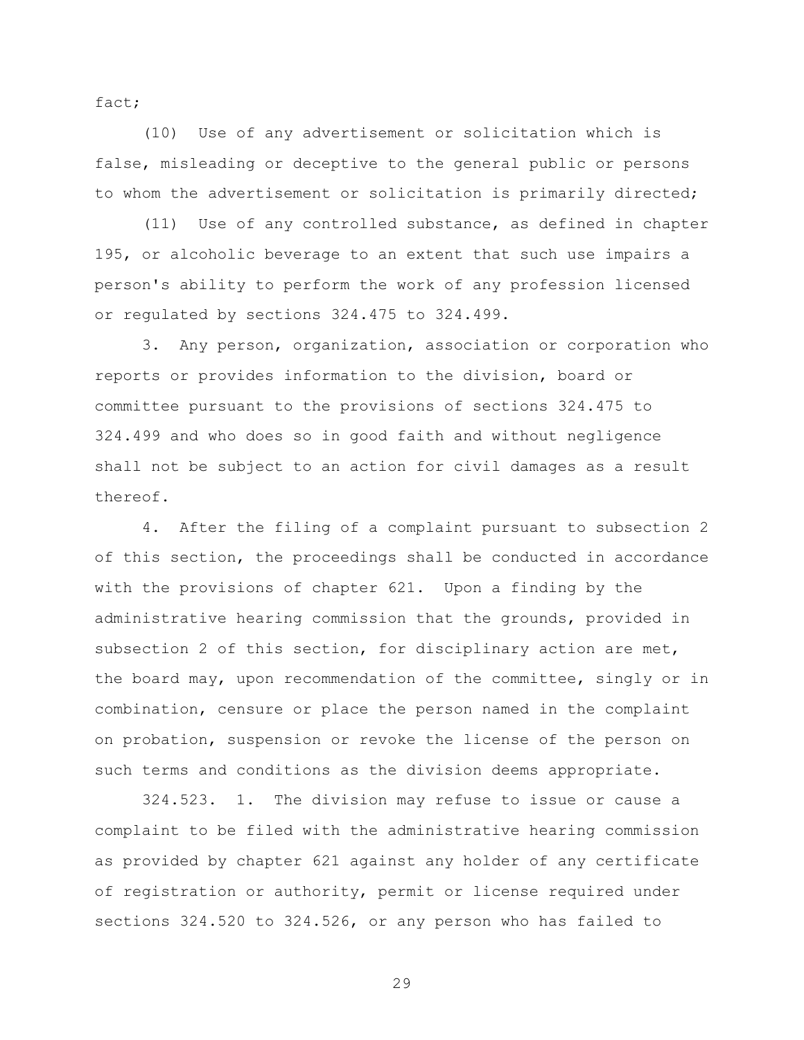fact;

(10) Use of any advertisement or solicitation which is false, misleading or deceptive to the general public or persons to whom the advertisement or solicitation is primarily directed;

(11) Use of any controlled substance, as defined in chapter 195, or alcoholic beverage to an extent that such use impairs a person's ability to perform the work of any profession licensed or regulated by sections 324.475 to 324.499.

3. Any person, organization, association or corporation who reports or provides information to the division, board or committee pursuant to the provisions of sections 324.475 to 324.499 and who does so in good faith and without negligence shall not be subject to an action for civil damages as a result thereof.

4. After the filing of a complaint pursuant to subsection 2 of this section, the proceedings shall be conducted in accordance with the provisions of chapter 621. Upon a finding by the administrative hearing commission that the grounds, provided in subsection 2 of this section, for disciplinary action are met, the board may, upon recommendation of the committee, singly or in combination, censure or place the person named in the complaint on probation, suspension or revoke the license of the person on such terms and conditions as the division deems appropriate.

324.523. 1. The division may refuse to issue or cause a complaint to be filed with the administrative hearing commission as provided by chapter 621 against any holder of any certificate of registration or authority, permit or license required under sections 324.520 to 324.526, or any person who has failed to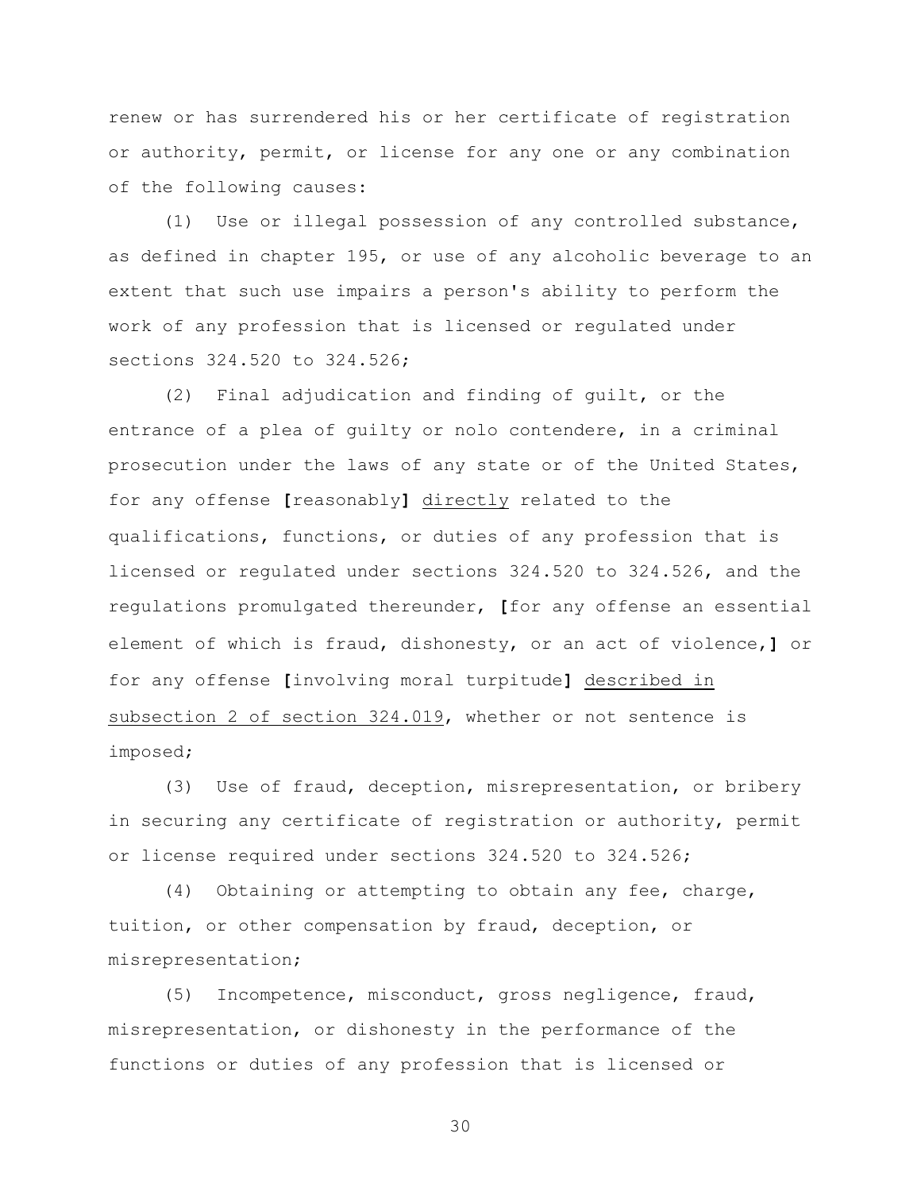renew or has surrendered his or her certificate of registration or authority, permit, or license for any one or any combination of the following causes:

(1) Use or illegal possession of any controlled substance, as defined in chapter 195, or use of any alcoholic beverage to an extent that such use impairs a person's ability to perform the work of any profession that is licensed or regulated under sections 324.520 to 324.526;

(2) Final adjudication and finding of guilt, or the entrance of a plea of guilty or nolo contendere, in a criminal prosecution under the laws of any state or of the United States, for any offense **[**reasonably**]** <u>directly</u> related to the qualifications, functions, or duties of any profession that is licensed or regulated under sections 324.520 to 324.526, and the regulations promulgated thereunder, **[**for any offense an essential element of which is fraud, dishonesty, or an act of violence,**]** or for any offense **[**involving moral turpitude**]** <u>described in subsection 2 of section 324.019</u>, whether or not sentence is imposed;

(3) Use of fraud, deception, misrepresentation, or bribery in securing any certificate of registration or authority, permit or license required under sections 324.520 to 324.526;

(4) Obtaining or attempting to obtain any fee, charge, tuition, or other compensation by fraud, deception, or misrepresentation;

(5) Incompetence, misconduct, gross negligence, fraud, misrepresentation, or dishonesty in the performance of the functions or duties of any profession that is licensed or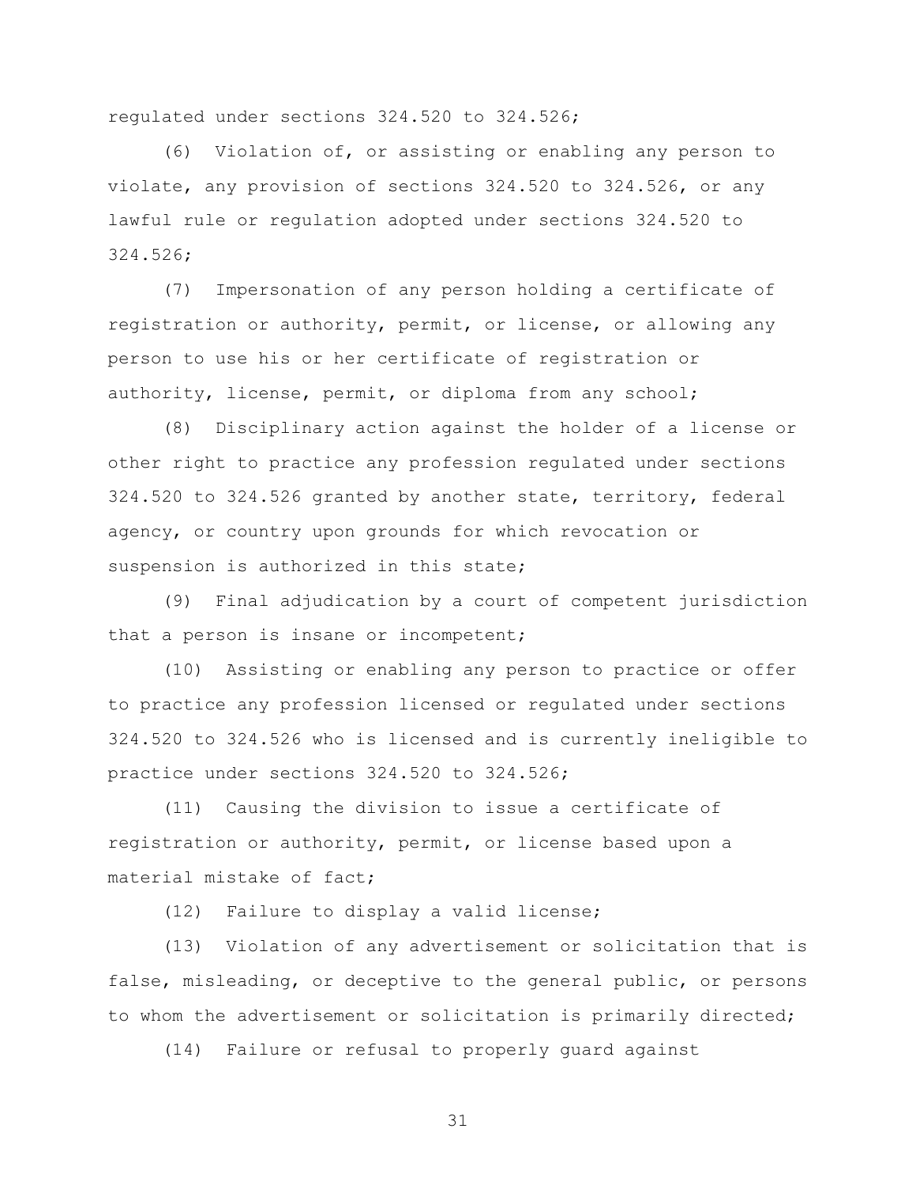regulated under sections 324.520 to 324.526;

(6) Violation of, or assisting or enabling any person to violate, any provision of sections 324.520 to 324.526, or any lawful rule or regulation adopted under sections 324.520 to 324.526;

(7) Impersonation of any person holding a certificate of registration or authority, permit, or license, or allowing any person to use his or her certificate of registration or authority, license, permit, or diploma from any school;

(8) Disciplinary action against the holder of a license or other right to practice any profession regulated under sections 324.520 to 324.526 granted by another state, territory, federal agency, or country upon grounds for which revocation or suspension is authorized in this state;

(9) Final adjudication by a court of competent jurisdiction that a person is insane or incompetent;

(10) Assisting or enabling any person to practice or offer to practice any profession licensed or regulated under sections 324.520 to 324.526 who is licensed and is currently ineligible to practice under sections 324.520 to 324.526;

(11) Causing the division to issue a certificate of registration or authority, permit, or license based upon a material mistake of fact;

(12) Failure to display a valid license;

(13) Violation of any advertisement or solicitation that is false, misleading, or deceptive to the general public, or persons to whom the advertisement or solicitation is primarily directed;

(14) Failure or refusal to properly guard against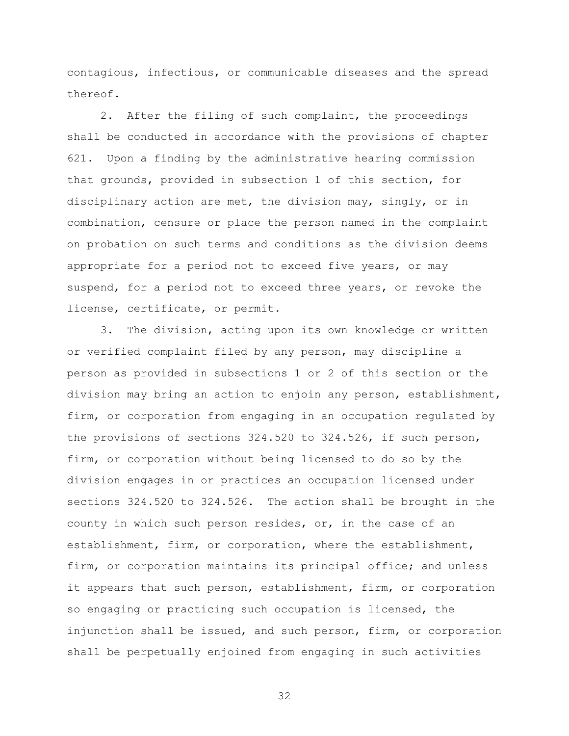contagious, infectious, or communicable diseases and the spread thereof.

2. After the filing of such complaint, the proceedings shall be conducted in accordance with the provisions of chapter 621. Upon a finding by the administrative hearing commission that grounds, provided in subsection 1 of this section, for disciplinary action are met, the division may, singly, or in combination, censure or place the person named in the complaint on probation on such terms and conditions as the division deems appropriate for a period not to exceed five years, or may suspend, for a period not to exceed three years, or revoke the license, certificate, or permit.

3. The division, acting upon its own knowledge or written or verified complaint filed by any person, may discipline a person as provided in subsections 1 or 2 of this section or the division may bring an action to enjoin any person, establishment, firm, or corporation from engaging in an occupation regulated by the provisions of sections 324.520 to 324.526, if such person, firm, or corporation without being licensed to do so by the division engages in or practices an occupation licensed under sections 324.520 to 324.526. The action shall be brought in the county in which such person resides, or, in the case of an establishment, firm, or corporation, where the establishment, firm, or corporation maintains its principal office; and unless it appears that such person, establishment, firm, or corporation so engaging or practicing such occupation is licensed, the injunction shall be issued, and such person, firm, or corporation shall be perpetually enjoined from engaging in such activities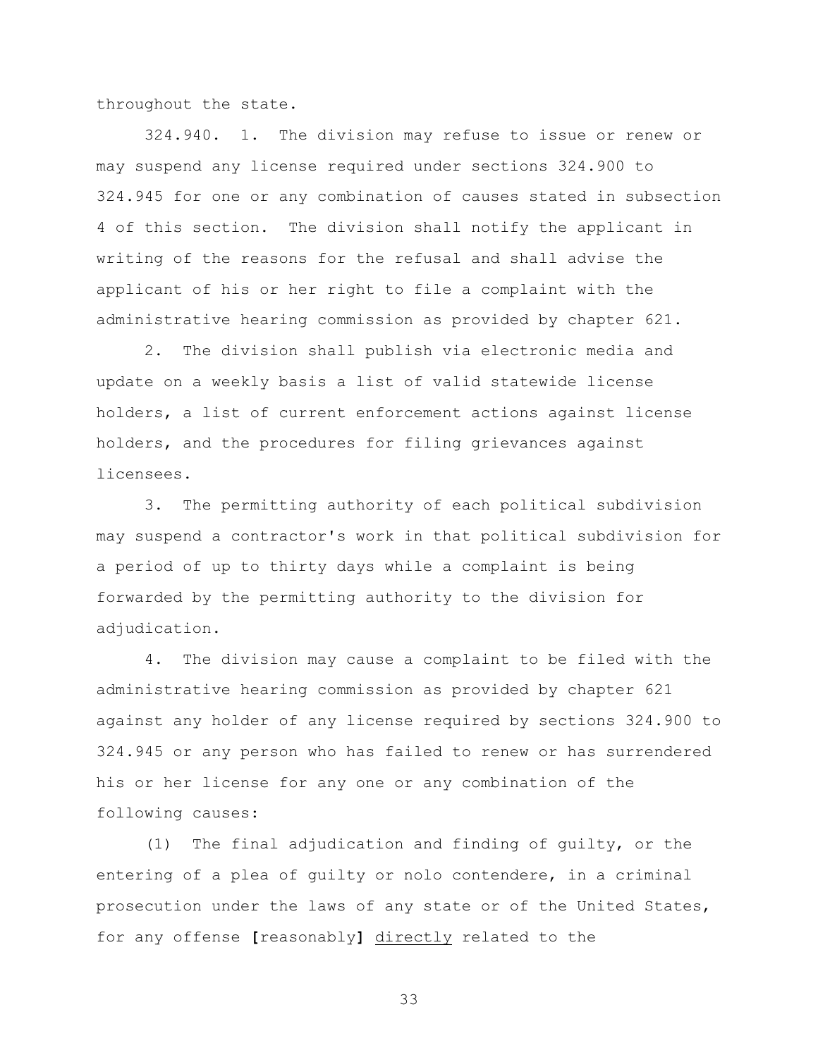throughout the state.

324.940. 1. The division may refuse to issue or renew or may suspend any license required under sections 324.900 to 324.945 for one or any combination of causes stated in subsection 4 of this section. The division shall notify the applicant in writing of the reasons for the refusal and shall advise the applicant of his or her right to file a complaint with the administrative hearing commission as provided by chapter 621.

2. The division shall publish via electronic media and update on a weekly basis a list of valid statewide license holders, a list of current enforcement actions against license holders, and the procedures for filing grievances against licensees.

3. The permitting authority of each political subdivision may suspend a contractor's work in that political subdivision for a period of up to thirty days while a complaint is being forwarded by the permitting authority to the division for adjudication.

4. The division may cause a complaint to be filed with the administrative hearing commission as provided by chapter 621 against any holder of any license required by sections 324.900 to 324.945 or any person who has failed to renew or has surrendered his or her license for any one or any combination of the following causes:

(1) The final adjudication and finding of guilty, or the entering of a plea of guilty or nolo contendere, in a criminal prosecution under the laws of any state or of the United States, for any offense **[**reasonably**]** <u>directly</u> related to the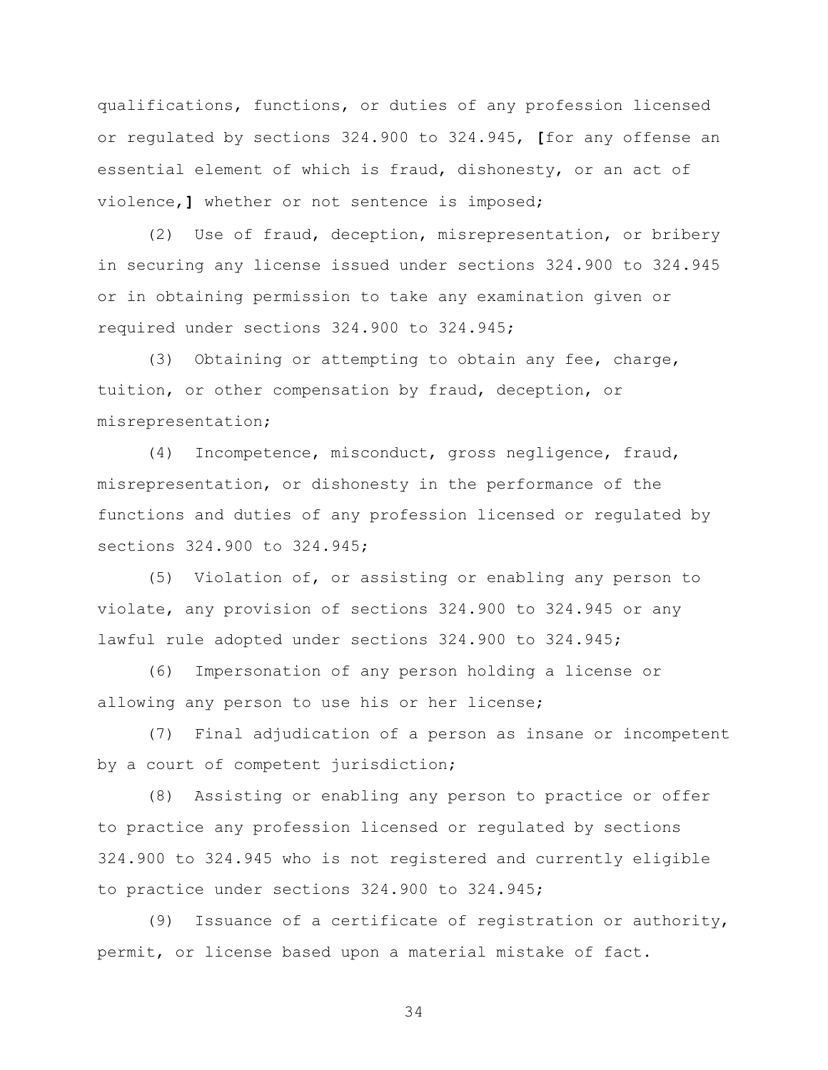qualifications, functions, or duties of any profession licensed or regulated by sections 324.900 to 324.945, **[**for any offense an essential element of which is fraud, dishonesty, or an act of violence,**]** whether or not sentence is imposed;

(2) Use of fraud, deception, misrepresentation, or bribery in securing any license issued under sections 324.900 to 324.945 or in obtaining permission to take any examination given or required under sections 324.900 to 324.945;

(3) Obtaining or attempting to obtain any fee, charge, tuition, or other compensation by fraud, deception, or misrepresentation;

(4) Incompetence, misconduct, gross negligence, fraud, misrepresentation, or dishonesty in the performance of the functions and duties of any profession licensed or regulated by sections 324.900 to 324.945;

(5) Violation of, or assisting or enabling any person to violate, any provision of sections 324.900 to 324.945 or any lawful rule adopted under sections 324.900 to 324.945;

(6) Impersonation of any person holding a license or allowing any person to use his or her license;

(7) Final adjudication of a person as insane or incompetent by a court of competent jurisdiction;

(8) Assisting or enabling any person to practice or offer to practice any profession licensed or regulated by sections 324.900 to 324.945 who is not registered and currently eligible to practice under sections 324.900 to 324.945;

(9) Issuance of a certificate of registration or authority, permit, or license based upon a material mistake of fact.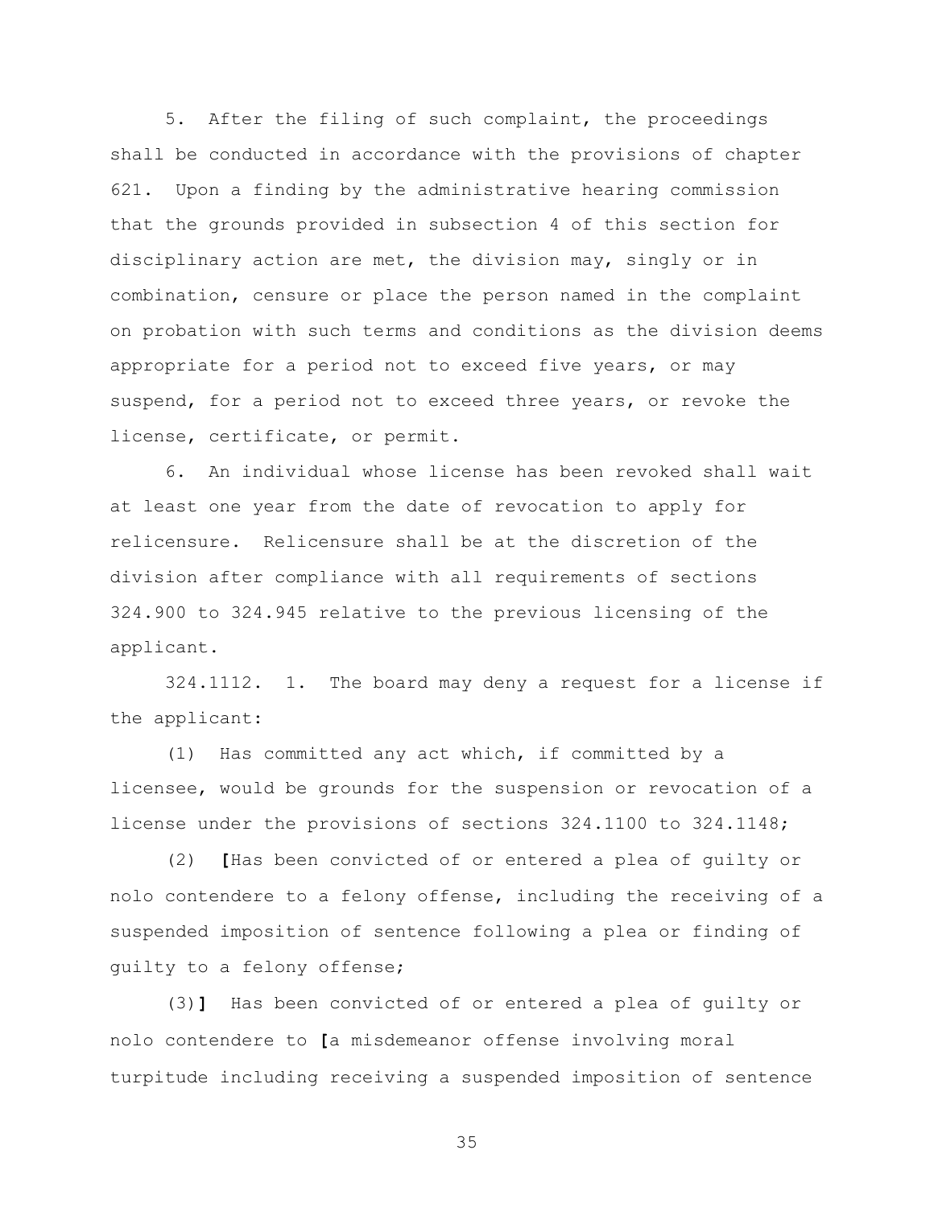5. After the filing of such complaint, the proceedings shall be conducted in accordance with the provisions of chapter 621. Upon a finding by the administrative hearing commission that the grounds provided in subsection 4 of this section for disciplinary action are met, the division may, singly or in combination, censure or place the person named in the complaint on probation with such terms and conditions as the division deems appropriate for a period not to exceed five years, or may suspend, for a period not to exceed three years, or revoke the license, certificate, or permit.

6. An individual whose license has been revoked shall wait at least one year from the date of revocation to apply for relicensure. Relicensure shall be at the discretion of the division after compliance with all requirements of sections 324.900 to 324.945 relative to the previous licensing of the applicant.

324.1112. 1. The board may deny a request for a license if the applicant:

(1) Has committed any act which, if committed by a licensee, would be grounds for the suspension or revocation of a license under the provisions of sections 324.1100 to 324.1148;

(2) **[**Has been convicted of or entered a plea of guilty or nolo contendere to a felony offense, including the receiving of a suspended imposition of sentence following a plea or finding of guilty to a felony offense;

(3)**]** Has been convicted of or entered a plea of guilty or nolo contendere to **[**a misdemeanor offense involving moral turpitude including receiving a suspended imposition of sentence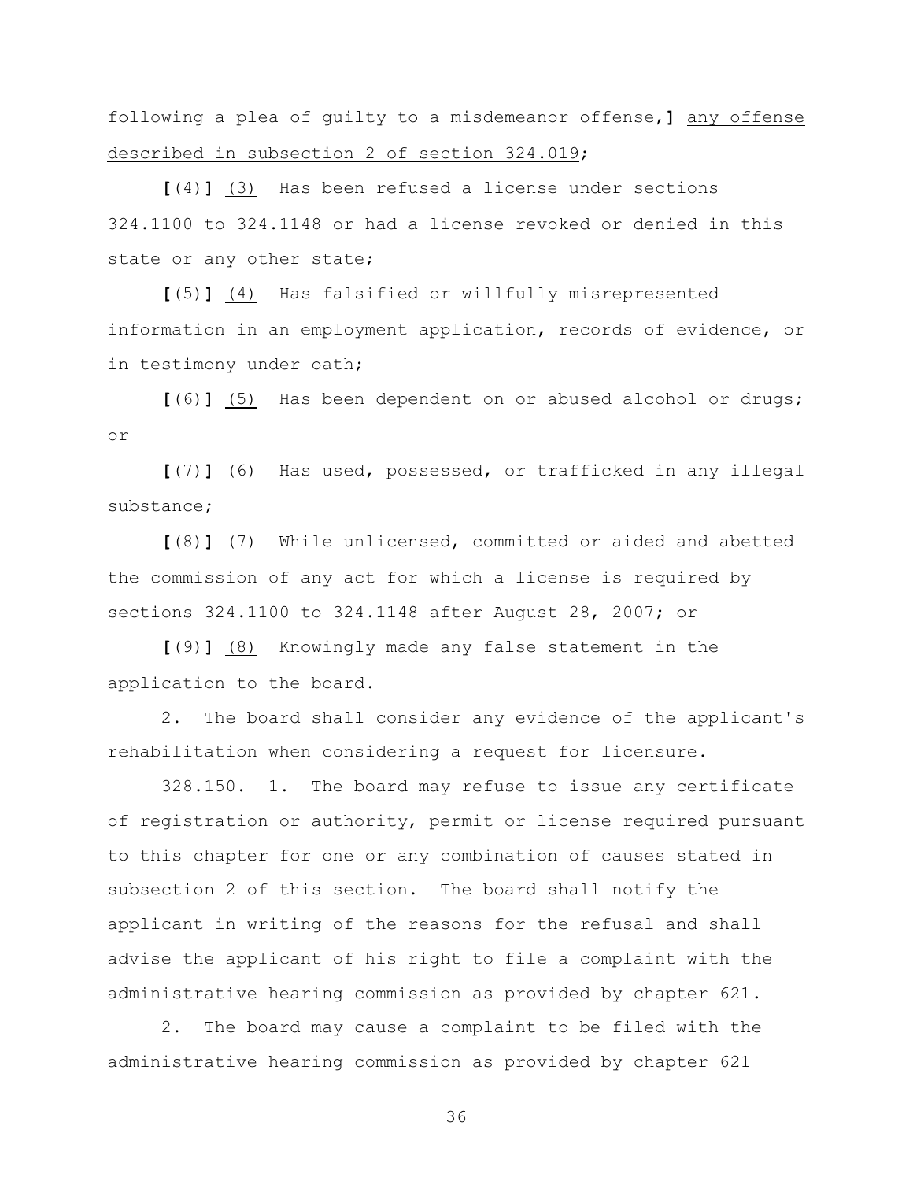following a plea of guilty to a misdemeanor offense,**]** <u>any offense described in subsection 2 of section 324.019</u>;

**[**(4)**]** <u>(3)</u> Has been refused a license under sections 324.1100 to 324.1148 or had a license revoked or denied in this state or any other state;

**[**(5)**]** <u>(4)</u> Has falsified or willfully misrepresented information in an employment application, records of evidence, or in testimony under oath;

**[**(6)**]** <u>(5)</u> Has been dependent on or abused alcohol or drugs; or

**[**(7)**]** <u>(6)</u> Has used, possessed, or trafficked in any illegal substance;

**[**(8)**]** <u>(7)</u> While unlicensed, committed or aided and abetted the commission of any act for which a license is required by sections 324.1100 to 324.1148 after August 28, 2007; or

**[**(9)**]** <u>(8)</u> Knowingly made any false statement in the application to the board.

2. The board shall consider any evidence of the applicant's rehabilitation when considering a request for licensure.

328.150. 1. The board may refuse to issue any certificate of registration or authority, permit or license required pursuant to this chapter for one or any combination of causes stated in subsection 2 of this section. The board shall notify the applicant in writing of the reasons for the refusal and shall advise the applicant of his right to file a complaint with the administrative hearing commission as provided by chapter 621.

2. The board may cause a complaint to be filed with the administrative hearing commission as provided by chapter 621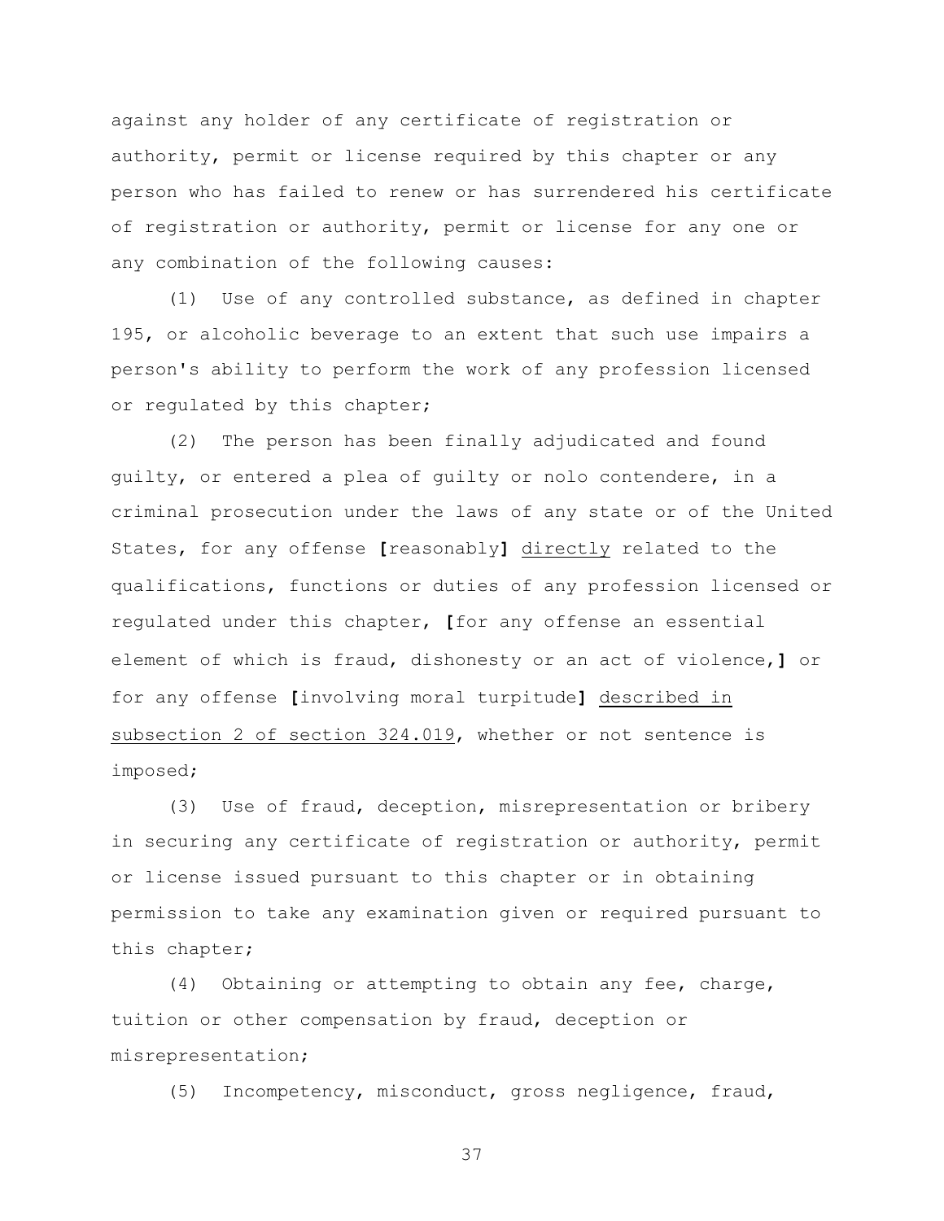against any holder of any certificate of registration or authority, permit or license required by this chapter or any person who has failed to renew or has surrendered his certificate of registration or authority, permit or license for any one or any combination of the following causes:

(1) Use of any controlled substance, as defined in chapter 195, or alcoholic beverage to an extent that such use impairs a person's ability to perform the work of any profession licensed or regulated by this chapter;

(2) The person has been finally adjudicated and found guilty, or entered a plea of guilty or nolo contendere, in a criminal prosecution under the laws of any state or of the United States, for any offense **[**reasonably**]** <u>directly</u> related to the qualifications, functions or duties of any profession licensed or regulated under this chapter, **[**for any offense an essential element of which is fraud, dishonesty or an act of violence,**]** or for any offense **[**involving moral turpitude**]** <u>described in subsection 2 of section 324.019</u>, whether or not sentence is imposed;

(3) Use of fraud, deception, misrepresentation or bribery in securing any certificate of registration or authority, permit or license issued pursuant to this chapter or in obtaining permission to take any examination given or required pursuant to this chapter;

(4) Obtaining or attempting to obtain any fee, charge, tuition or other compensation by fraud, deception or misrepresentation;

(5) Incompetency, misconduct, gross negligence, fraud,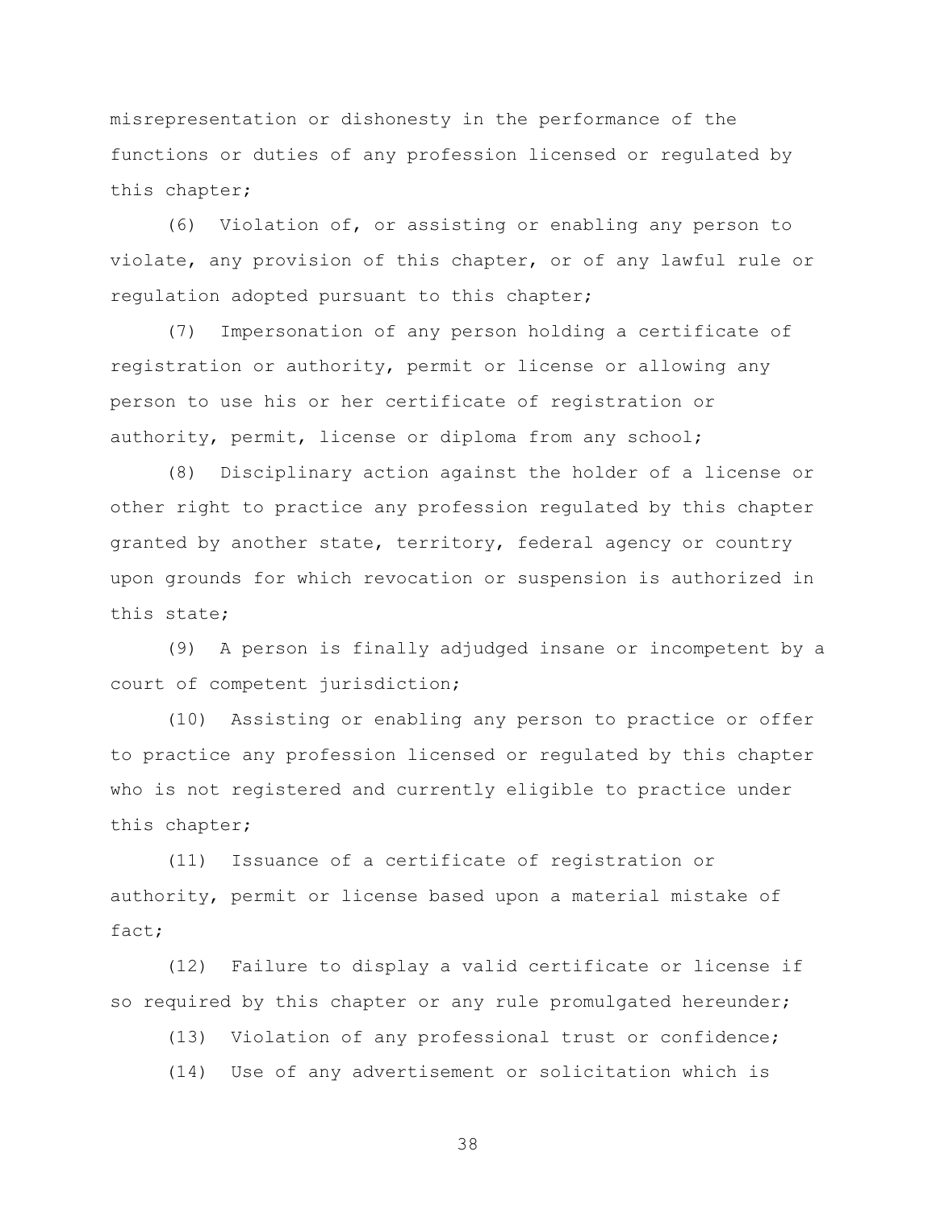misrepresentation or dishonesty in the performance of the functions or duties of any profession licensed or regulated by this chapter;

(6) Violation of, or assisting or enabling any person to violate, any provision of this chapter, or of any lawful rule or regulation adopted pursuant to this chapter;

(7) Impersonation of any person holding a certificate of registration or authority, permit or license or allowing any person to use his or her certificate of registration or authority, permit, license or diploma from any school;

(8) Disciplinary action against the holder of a license or other right to practice any profession regulated by this chapter granted by another state, territory, federal agency or country upon grounds for which revocation or suspension is authorized in this state;

(9) A person is finally adjudged insane or incompetent by a court of competent jurisdiction;

(10) Assisting or enabling any person to practice or offer to practice any profession licensed or regulated by this chapter who is not registered and currently eligible to practice under this chapter;

(11) Issuance of a certificate of registration or authority, permit or license based upon a material mistake of fact;

(12) Failure to display a valid certificate or license if so required by this chapter or any rule promulgated hereunder;

(13) Violation of any professional trust or confidence;

(14) Use of any advertisement or solicitation which is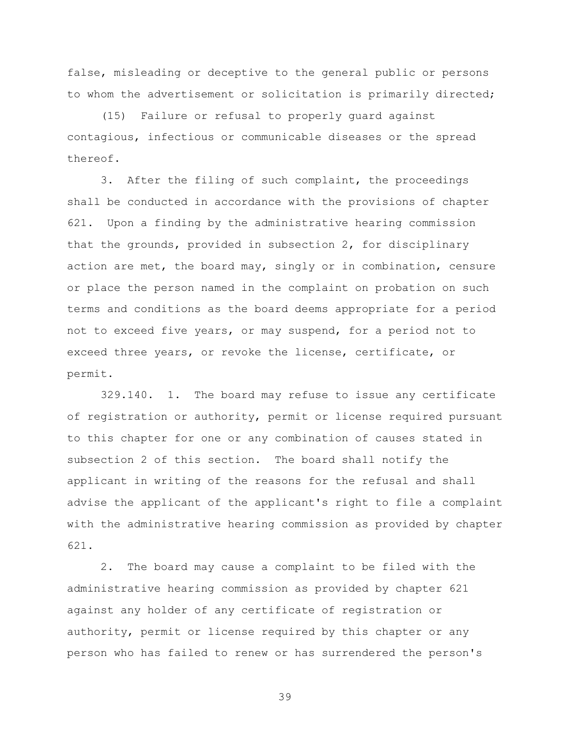false, misleading or deceptive to the general public or persons to whom the advertisement or solicitation is primarily directed;

(15) Failure or refusal to properly guard against contagious, infectious or communicable diseases or the spread thereof.

3. After the filing of such complaint, the proceedings shall be conducted in accordance with the provisions of chapter 621. Upon a finding by the administrative hearing commission that the grounds, provided in subsection 2, for disciplinary action are met, the board may, singly or in combination, censure or place the person named in the complaint on probation on such terms and conditions as the board deems appropriate for a period not to exceed five years, or may suspend, for a period not to exceed three years, or revoke the license, certificate, or permit.

329.140. 1. The board may refuse to issue any certificate of registration or authority, permit or license required pursuant to this chapter for one or any combination of causes stated in subsection 2 of this section. The board shall notify the applicant in writing of the reasons for the refusal and shall advise the applicant of the applicant's right to file a complaint with the administrative hearing commission as provided by chapter 621.

2. The board may cause a complaint to be filed with the administrative hearing commission as provided by chapter 621 against any holder of any certificate of registration or authority, permit or license required by this chapter or any person who has failed to renew or has surrendered the person's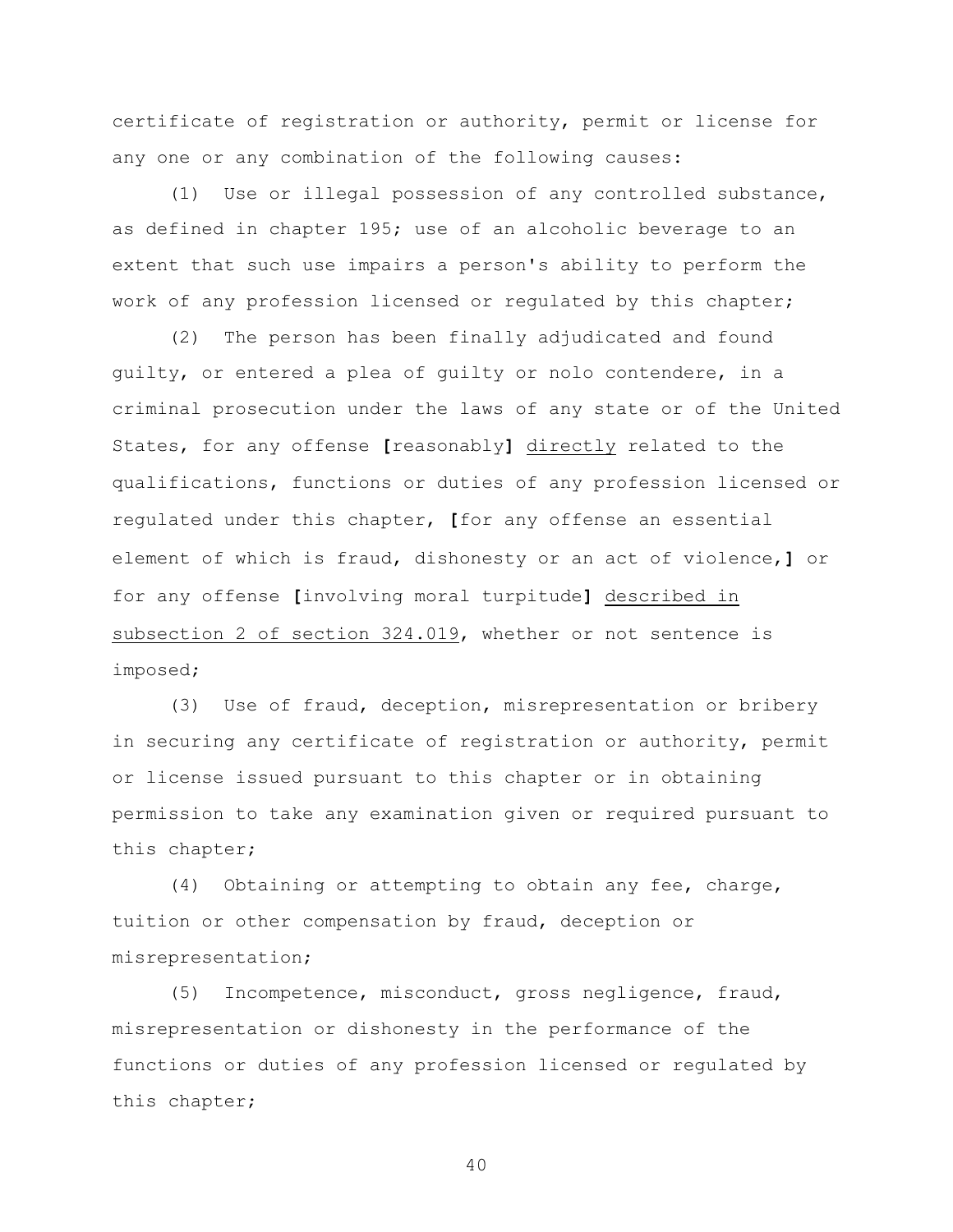certificate of registration or authority, permit or license for any one or any combination of the following causes:

(1) Use or illegal possession of any controlled substance, as defined in chapter 195; use of an alcoholic beverage to an extent that such use impairs a person's ability to perform the work of any profession licensed or regulated by this chapter;

(2) The person has been finally adjudicated and found guilty, or entered a plea of guilty or nolo contendere, in a criminal prosecution under the laws of any state or of the United States, for any offense [reasonably] <u>directly</u> related to the qualifications, functions or duties of any profession licensed or regulated under this chapter, [for any offense an essential element of which is fraud, dishonesty or an act of violence,] or for any offense [involving moral turpitude] <u>described in subsection 2 of section 324.019</u>, whether or not sentence is imposed;

(3) Use of fraud, deception, misrepresentation or bribery in securing any certificate of registration or authority, permit or license issued pursuant to this chapter or in obtaining permission to take any examination given or required pursuant to this chapter;

(4) Obtaining or attempting to obtain any fee, charge, tuition or other compensation by fraud, deception or misrepresentation;

(5) Incompetence, misconduct, gross negligence, fraud, misrepresentation or dishonesty in the performance of the functions or duties of any profession licensed or regulated by this chapter;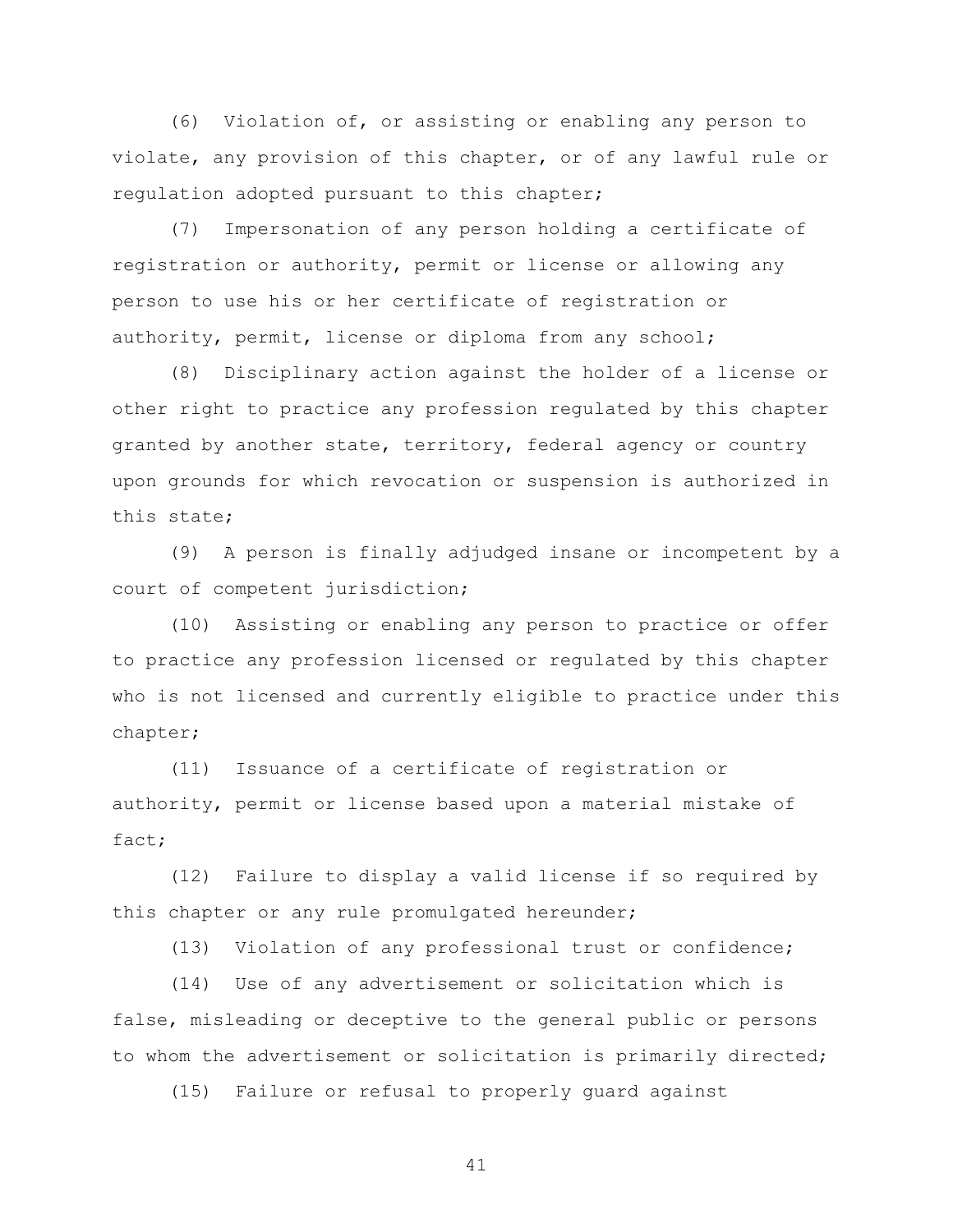(6) Violation of, or assisting or enabling any person to violate, any provision of this chapter, or of any lawful rule or regulation adopted pursuant to this chapter;

(7) Impersonation of any person holding a certificate of registration or authority, permit or license or allowing any person to use his or her certificate of registration or authority, permit, license or diploma from any school;

(8) Disciplinary action against the holder of a license or other right to practice any profession regulated by this chapter granted by another state, territory, federal agency or country upon grounds for which revocation or suspension is authorized in this state;

(9) A person is finally adjudged insane or incompetent by a court of competent jurisdiction;

(10) Assisting or enabling any person to practice or offer to practice any profession licensed or regulated by this chapter who is not licensed and currently eligible to practice under this chapter;

(11) Issuance of a certificate of registration or authority, permit or license based upon a material mistake of fact;

(12) Failure to display a valid license if so required by this chapter or any rule promulgated hereunder;

(13) Violation of any professional trust or confidence;

(14) Use of any advertisement or solicitation which is false, misleading or deceptive to the general public or persons to whom the advertisement or solicitation is primarily directed;

(15) Failure or refusal to properly guard against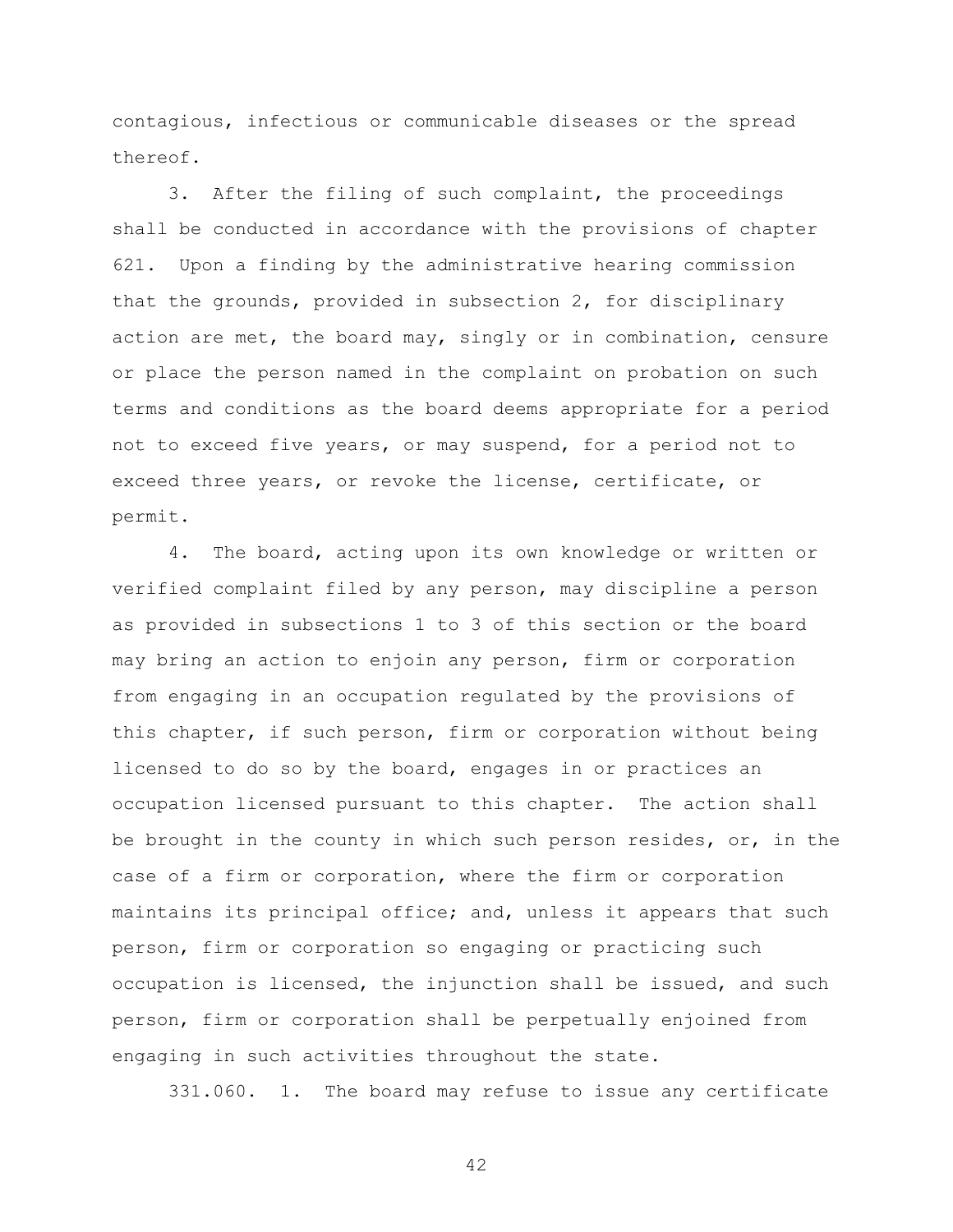contagious, infectious or communicable diseases or the spread thereof.

3. After the filing of such complaint, the proceedings shall be conducted in accordance with the provisions of chapter 621. Upon a finding by the administrative hearing commission that the grounds, provided in subsection 2, for disciplinary action are met, the board may, singly or in combination, censure or place the person named in the complaint on probation on such terms and conditions as the board deems appropriate for a period not to exceed five years, or may suspend, for a period not to exceed three years, or revoke the license, certificate, or permit.

4. The board, acting upon its own knowledge or written or verified complaint filed by any person, may discipline a person as provided in subsections 1 to 3 of this section or the board may bring an action to enjoin any person, firm or corporation from engaging in an occupation regulated by the provisions of this chapter, if such person, firm or corporation without being licensed to do so by the board, engages in or practices an occupation licensed pursuant to this chapter. The action shall be brought in the county in which such person resides, or, in the case of a firm or corporation, where the firm or corporation maintains its principal office; and, unless it appears that such person, firm or corporation so engaging or practicing such occupation is licensed, the injunction shall be issued, and such person, firm or corporation shall be perpetually enjoined from engaging in such activities throughout the state.

331.060. 1. The board may refuse to issue any certificate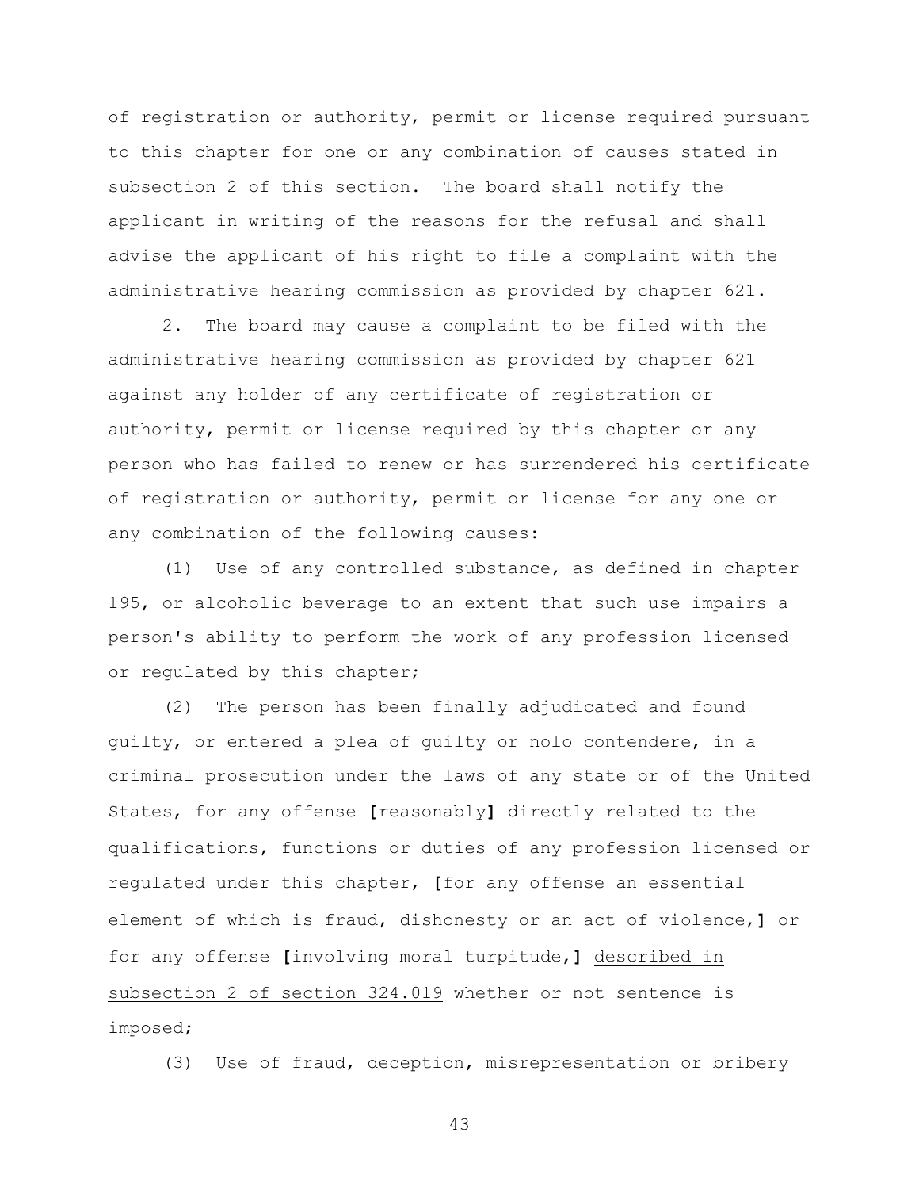of registration or authority, permit or license required pursuant to this chapter for one or any combination of causes stated in subsection 2 of this section. The board shall notify the applicant in writing of the reasons for the refusal and shall advise the applicant of his right to file a complaint with the administrative hearing commission as provided by chapter 621.

2. The board may cause a complaint to be filed with the administrative hearing commission as provided by chapter 621 against any holder of any certificate of registration or authority, permit or license required by this chapter or any person who has failed to renew or has surrendered his certificate of registration or authority, permit or license for any one or any combination of the following causes:

(1) Use of any controlled substance, as defined in chapter 195, or alcoholic beverage to an extent that such use impairs a person's ability to perform the work of any profession licensed or regulated by this chapter;

(2) The person has been finally adjudicated and found guilty, or entered a plea of guilty or nolo contendere, in a criminal prosecution under the laws of any state or of the United States, for any offense **[**reasonably**]** <u>directly</u> related to the qualifications, functions or duties of any profession licensed or regulated under this chapter, **[**for any offense an essential element of which is fraud, dishonesty or an act of violence,**]** or for any offense **[**involving moral turpitude,**]** <u>described in subsection 2 of section 324.019</u> whether or not sentence is imposed;

(3) Use of fraud, deception, misrepresentation or bribery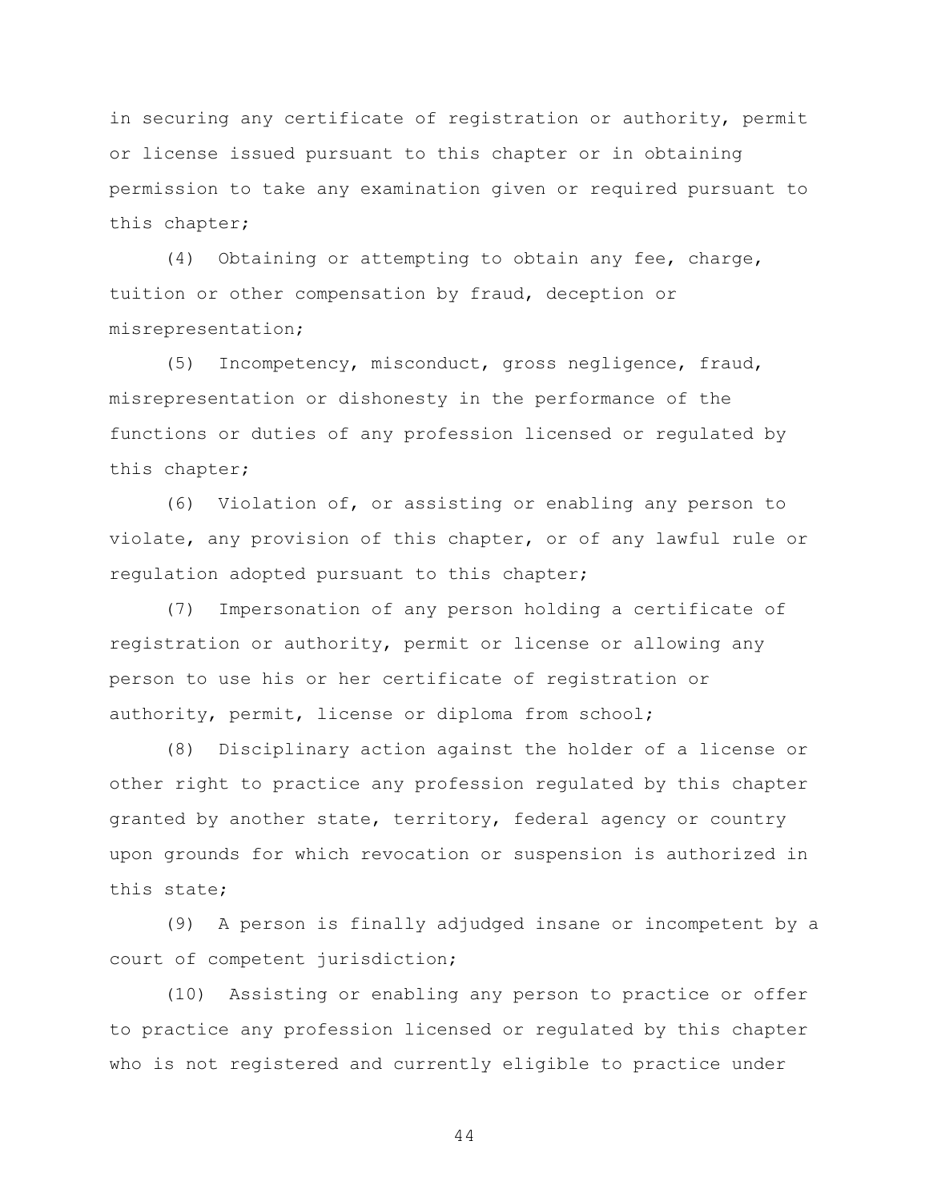in securing any certificate of registration or authority, permit or license issued pursuant to this chapter or in obtaining permission to take any examination given or required pursuant to this chapter;

(4) Obtaining or attempting to obtain any fee, charge, tuition or other compensation by fraud, deception or misrepresentation;

(5) Incompetency, misconduct, gross negligence, fraud, misrepresentation or dishonesty in the performance of the functions or duties of any profession licensed or regulated by this chapter;

(6) Violation of, or assisting or enabling any person to violate, any provision of this chapter, or of any lawful rule or regulation adopted pursuant to this chapter;

(7) Impersonation of any person holding a certificate of registration or authority, permit or license or allowing any person to use his or her certificate of registration or authority, permit, license or diploma from school;

(8) Disciplinary action against the holder of a license or other right to practice any profession regulated by this chapter granted by another state, territory, federal agency or country upon grounds for which revocation or suspension is authorized in this state;

(9) A person is finally adjudged insane or incompetent by a court of competent jurisdiction;

(10) Assisting or enabling any person to practice or offer to practice any profession licensed or regulated by this chapter who is not registered and currently eligible to practice under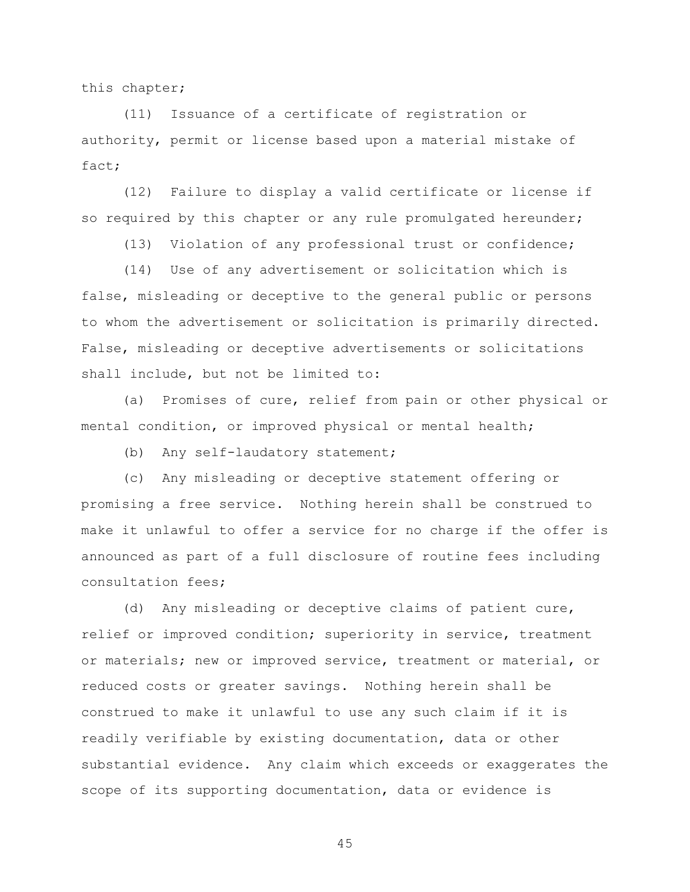this chapter;

(11) Issuance of a certificate of registration or authority, permit or license based upon a material mistake of fact;

(12) Failure to display a valid certificate or license if so required by this chapter or any rule promulgated hereunder;

(13) Violation of any professional trust or confidence;

(14) Use of any advertisement or solicitation which is false, misleading or deceptive to the general public or persons to whom the advertisement or solicitation is primarily directed. False, misleading or deceptive advertisements or solicitations shall include, but not be limited to:

(a) Promises of cure, relief from pain or other physical or mental condition, or improved physical or mental health;

(b) Any self-laudatory statement;

(c) Any misleading or deceptive statement offering or promising a free service. Nothing herein shall be construed to make it unlawful to offer a service for no charge if the offer is announced as part of a full disclosure of routine fees including consultation fees;

(d) Any misleading or deceptive claims of patient cure, relief or improved condition; superiority in service, treatment or materials; new or improved service, treatment or material, or reduced costs or greater savings. Nothing herein shall be construed to make it unlawful to use any such claim if it is readily verifiable by existing documentation, data or other substantial evidence. Any claim which exceeds or exaggerates the scope of its supporting documentation, data or evidence is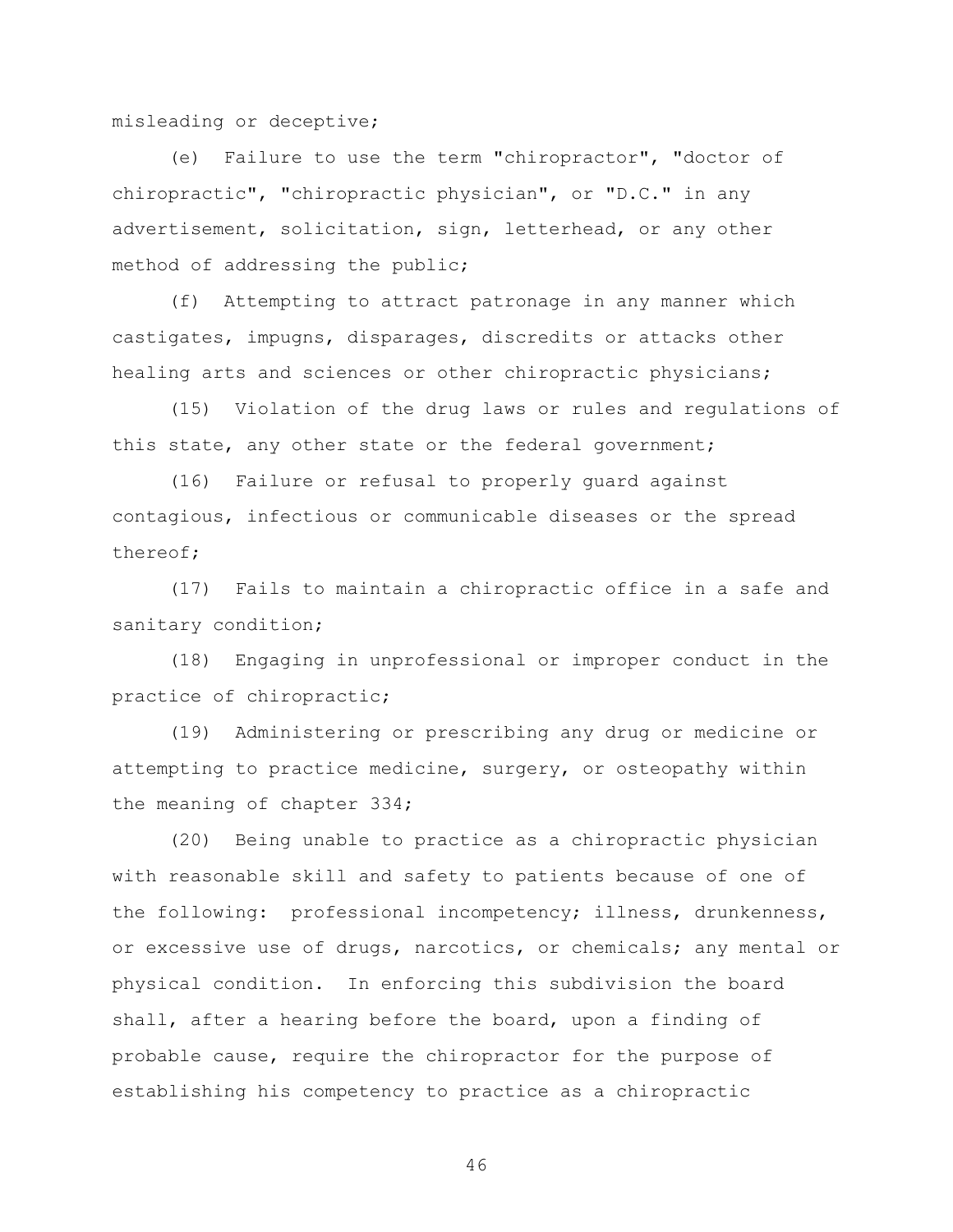misleading or deceptive;

(e) Failure to use the term "chiropractor", "doctor of chiropractic", "chiropractic physician", or "D.C." in any advertisement, solicitation, sign, letterhead, or any other method of addressing the public;

(f) Attempting to attract patronage in any manner which castigates, impugns, disparages, discredits or attacks other healing arts and sciences or other chiropractic physicians;

(15) Violation of the drug laws or rules and regulations of this state, any other state or the federal government;

(16) Failure or refusal to properly guard against contagious, infectious or communicable diseases or the spread thereof;

(17) Fails to maintain a chiropractic office in a safe and sanitary condition;

(18) Engaging in unprofessional or improper conduct in the practice of chiropractic;

(19) Administering or prescribing any drug or medicine or attempting to practice medicine, surgery, or osteopathy within the meaning of chapter 334;

(20) Being unable to practice as a chiropractic physician with reasonable skill and safety to patients because of one of the following: professional incompetency; illness, drunkenness, or excessive use of drugs, narcotics, or chemicals; any mental or physical condition. In enforcing this subdivision the board shall, after a hearing before the board, upon a finding of probable cause, require the chiropractor for the purpose of establishing his competency to practice as a chiropractic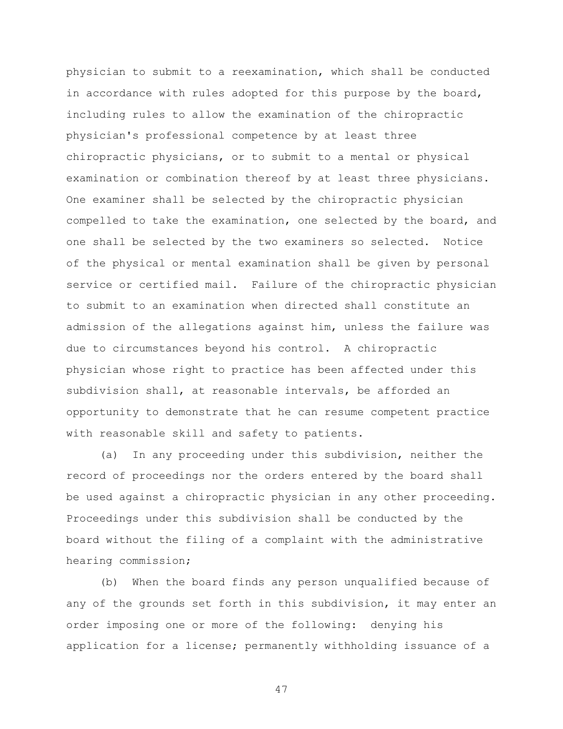physician to submit to a reexamination, which shall be conducted in accordance with rules adopted for this purpose by the board, including rules to allow the examination of the chiropractic physician's professional competence by at least three chiropractic physicians, or to submit to a mental or physical examination or combination thereof by at least three physicians. One examiner shall be selected by the chiropractic physician compelled to take the examination, one selected by the board, and one shall be selected by the two examiners so selected. Notice of the physical or mental examination shall be given by personal service or certified mail. Failure of the chiropractic physician to submit to an examination when directed shall constitute an admission of the allegations against him, unless the failure was due to circumstances beyond his control. A chiropractic physician whose right to practice has been affected under this subdivision shall, at reasonable intervals, be afforded an opportunity to demonstrate that he can resume competent practice with reasonable skill and safety to patients.

(a) In any proceeding under this subdivision, neither the record of proceedings nor the orders entered by the board shall be used against a chiropractic physician in any other proceeding. Proceedings under this subdivision shall be conducted by the board without the filing of a complaint with the administrative hearing commission;

(b) When the board finds any person unqualified because of any of the grounds set forth in this subdivision, it may enter an order imposing one or more of the following: denying his application for a license; permanently withholding issuance of a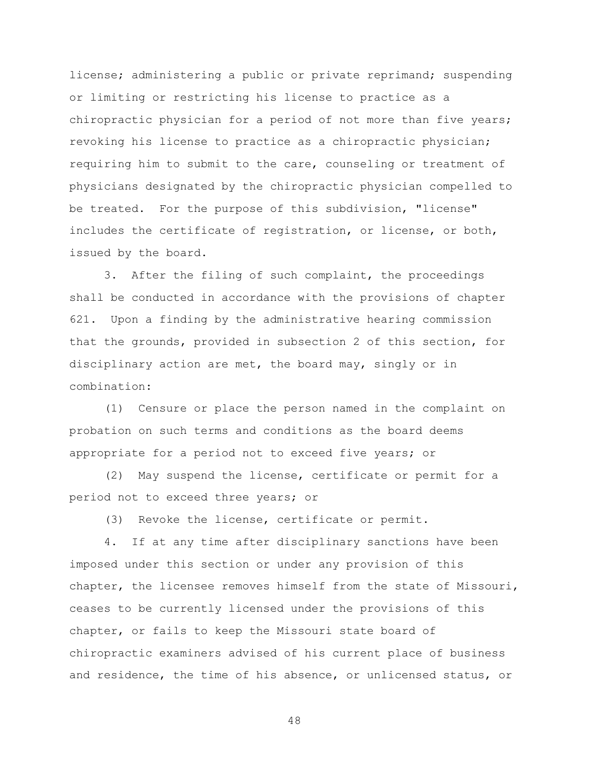license; administering a public or private reprimand; suspending or limiting or restricting his license to practice as a chiropractic physician for a period of not more than five years; revoking his license to practice as a chiropractic physician; requiring him to submit to the care, counseling or treatment of physicians designated by the chiropractic physician compelled to be treated. For the purpose of this subdivision, "license" includes the certificate of registration, or license, or both, issued by the board.

3. After the filing of such complaint, the proceedings shall be conducted in accordance with the provisions of chapter 621. Upon a finding by the administrative hearing commission that the grounds, provided in subsection 2 of this section, for disciplinary action are met, the board may, singly or in combination:

(1) Censure or place the person named in the complaint on probation on such terms and conditions as the board deems appropriate for a period not to exceed five years; or

(2) May suspend the license, certificate or permit for a period not to exceed three years; or

(3) Revoke the license, certificate or permit.

4. If at any time after disciplinary sanctions have been imposed under this section or under any provision of this chapter, the licensee removes himself from the state of Missouri, ceases to be currently licensed under the provisions of this chapter, or fails to keep the Missouri state board of chiropractic examiners advised of his current place of business and residence, the time of his absence, or unlicensed status, or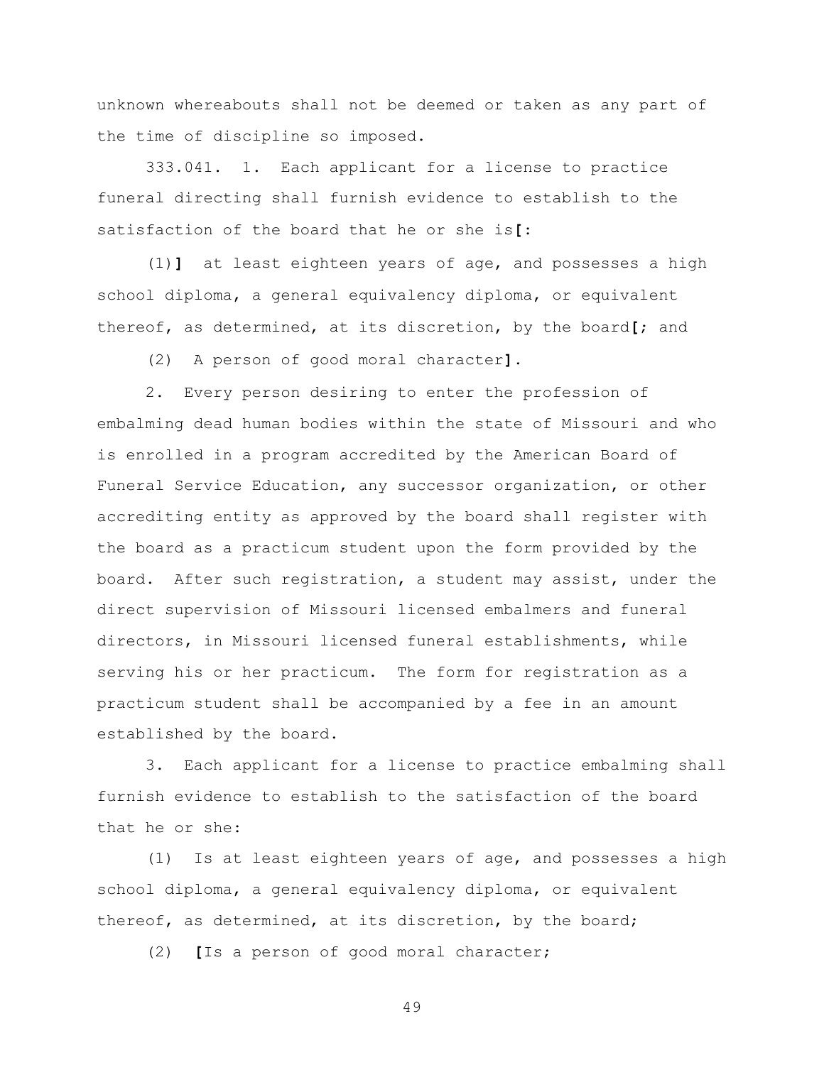unknown whereabouts shall not be deemed or taken as any part of the time of discipline so imposed.

333.041. 1. Each applicant for a license to practice funeral directing shall furnish evidence to establish to the satisfaction of the board that he or she is**[**:

(1)**]** at least eighteen years of age, and possesses a high school diploma, a general equivalency diploma, or equivalent thereof, as determined, at its discretion, by the board**[**; and

(2) A person of good moral character**]**.

2. Every person desiring to enter the profession of embalming dead human bodies within the state of Missouri and who is enrolled in a program accredited by the American Board of Funeral Service Education, any successor organization, or other accrediting entity as approved by the board shall register with the board as a practicum student upon the form provided by the board. After such registration, a student may assist, under the direct supervision of Missouri licensed embalmers and funeral directors, in Missouri licensed funeral establishments, while serving his or her practicum. The form for registration as a practicum student shall be accompanied by a fee in an amount established by the board.

3. Each applicant for a license to practice embalming shall furnish evidence to establish to the satisfaction of the board that he or she:

(1) Is at least eighteen years of age, and possesses a high school diploma, a general equivalency diploma, or equivalent thereof, as determined, at its discretion, by the board;

(2) **[**Is a person of good moral character;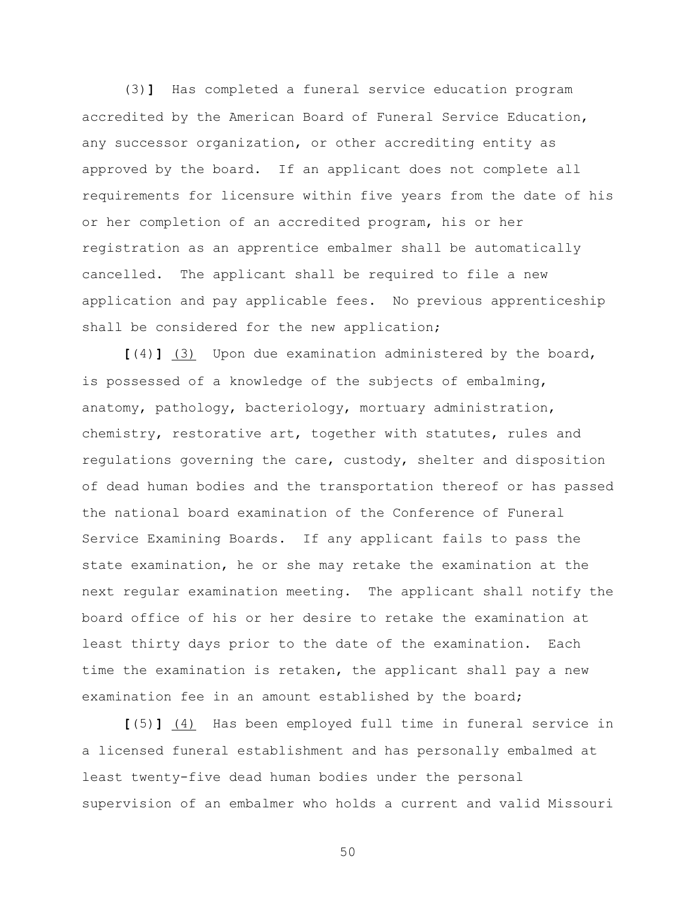(3)**]** Has completed a funeral service education program accredited by the American Board of Funeral Service Education, any successor organization, or other accrediting entity as approved by the board. If an applicant does not complete all requirements for licensure within five years from the date of his or her completion of an accredited program, his or her registration as an apprentice embalmer shall be automatically cancelled. The applicant shall be required to file a new application and pay applicable fees. No previous apprenticeship shall be considered for the new application;

**[**(4)**]** <u>(3)</u> Upon due examination administered by the board, is possessed of a knowledge of the subjects of embalming, anatomy, pathology, bacteriology, mortuary administration, chemistry, restorative art, together with statutes, rules and regulations governing the care, custody, shelter and disposition of dead human bodies and the transportation thereof or has passed the national board examination of the Conference of Funeral Service Examining Boards. If any applicant fails to pass the state examination, he or she may retake the examination at the next regular examination meeting. The applicant shall notify the board office of his or her desire to retake the examination at least thirty days prior to the date of the examination. Each time the examination is retaken, the applicant shall pay a new examination fee in an amount established by the board;

**[**(5)**]** <u>(4)</u> Has been employed full time in funeral service in a licensed funeral establishment and has personally embalmed at least twenty-five dead human bodies under the personal supervision of an embalmer who holds a current and valid Missouri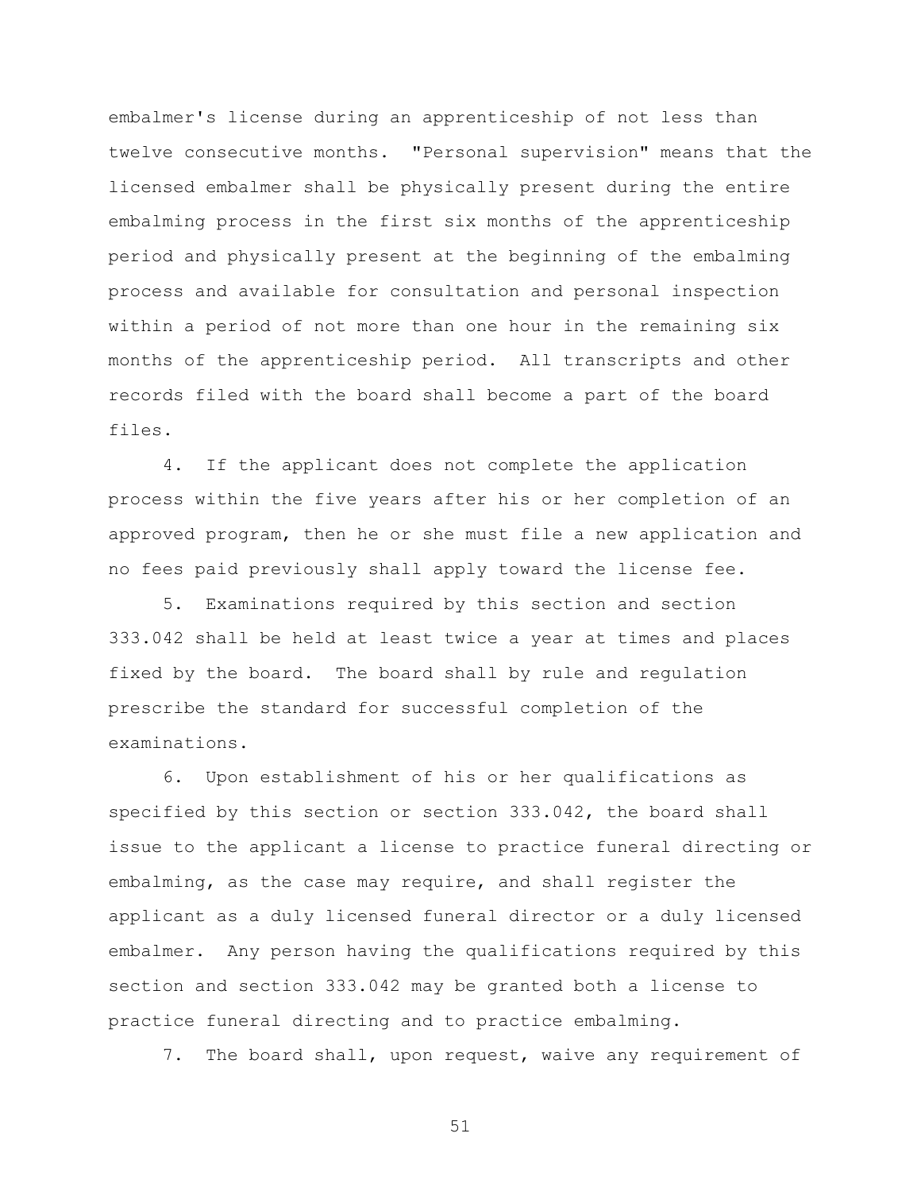embalmer's license during an apprenticeship of not less than twelve consecutive months. "Personal supervision" means that the licensed embalmer shall be physically present during the entire embalming process in the first six months of the apprenticeship period and physically present at the beginning of the embalming process and available for consultation and personal inspection within a period of not more than one hour in the remaining six months of the apprenticeship period. All transcripts and other records filed with the board shall become a part of the board files.

4. If the applicant does not complete the application process within the five years after his or her completion of an approved program, then he or she must file a new application and no fees paid previously shall apply toward the license fee.

5. Examinations required by this section and section 333.042 shall be held at least twice a year at times and places fixed by the board. The board shall by rule and regulation prescribe the standard for successful completion of the examinations.

6. Upon establishment of his or her qualifications as specified by this section or section 333.042, the board shall issue to the applicant a license to practice funeral directing or embalming, as the case may require, and shall register the applicant as a duly licensed funeral director or a duly licensed embalmer. Any person having the qualifications required by this section and section 333.042 may be granted both a license to practice funeral directing and to practice embalming.

7. The board shall, upon request, waive any requirement of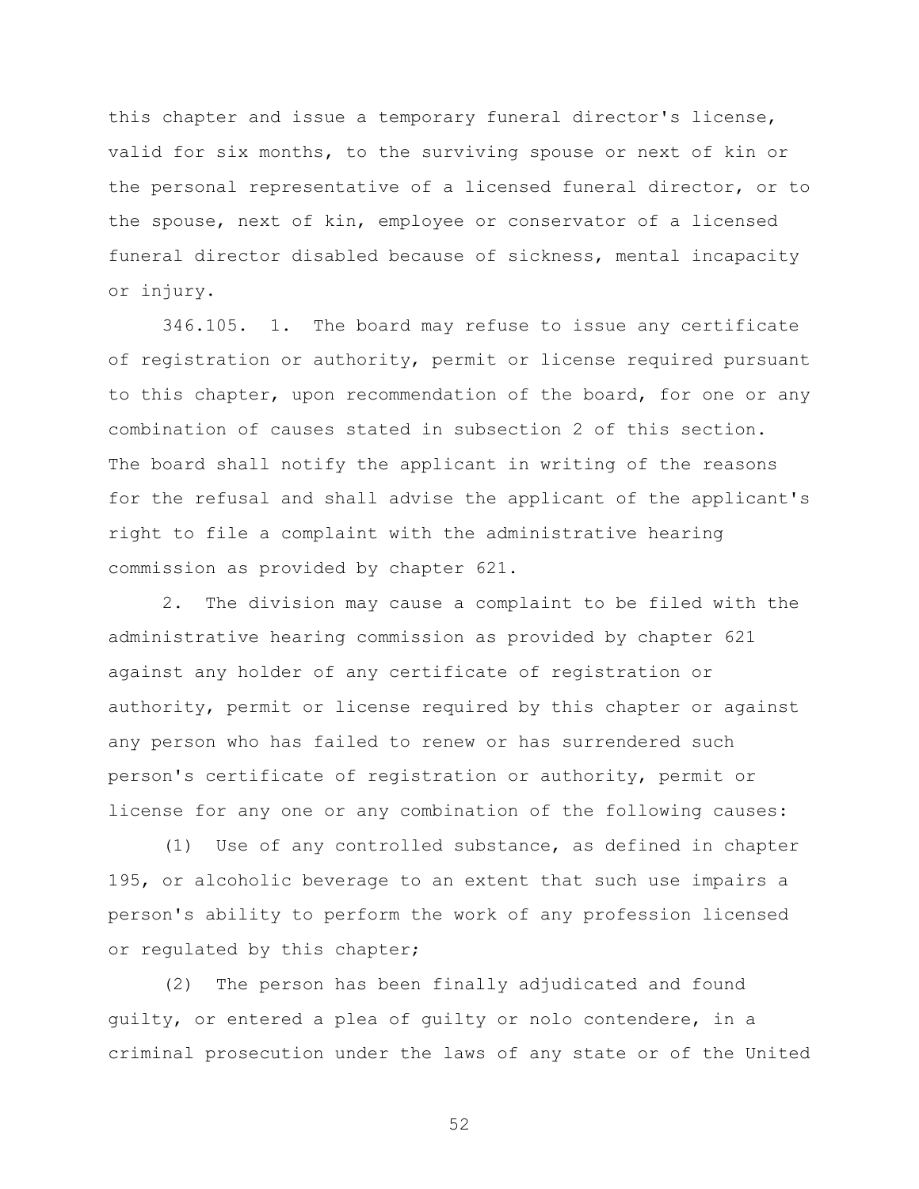this chapter and issue a temporary funeral director's license, valid for six months, to the surviving spouse or next of kin or the personal representative of a licensed funeral director, or to the spouse, next of kin, employee or conservator of a licensed funeral director disabled because of sickness, mental incapacity or injury.

346.105. 1. The board may refuse to issue any certificate of registration or authority, permit or license required pursuant to this chapter, upon recommendation of the board, for one or any combination of causes stated in subsection 2 of this section. The board shall notify the applicant in writing of the reasons for the refusal and shall advise the applicant of the applicant's right to file a complaint with the administrative hearing commission as provided by chapter 621.

2. The division may cause a complaint to be filed with the administrative hearing commission as provided by chapter 621 against any holder of any certificate of registration or authority, permit or license required by this chapter or against any person who has failed to renew or has surrendered such person's certificate of registration or authority, permit or license for any one or any combination of the following causes:

(1) Use of any controlled substance, as defined in chapter 195, or alcoholic beverage to an extent that such use impairs a person's ability to perform the work of any profession licensed or regulated by this chapter;

(2) The person has been finally adjudicated and found guilty, or entered a plea of guilty or nolo contendere, in a criminal prosecution under the laws of any state or of the United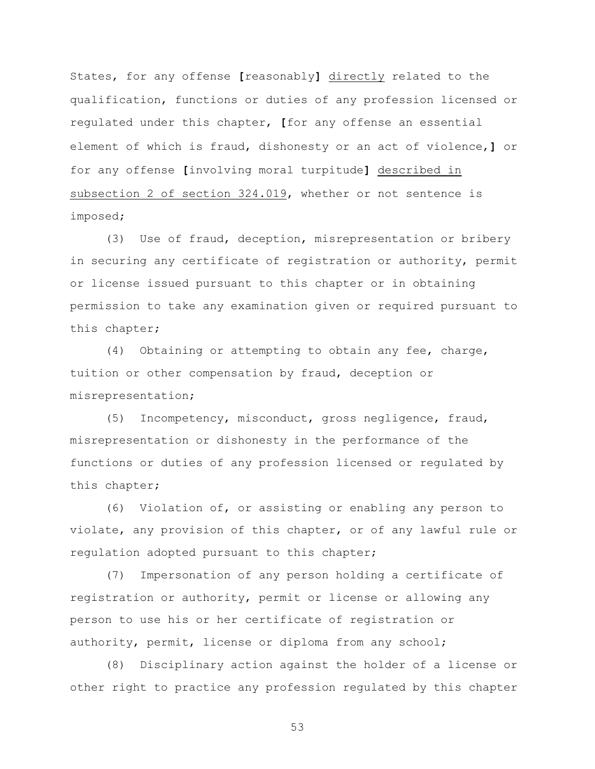States, for any offense **[**reasonably**]** <u>directly</u> related to the qualification, functions or duties of any profession licensed or regulated under this chapter, **[**for any offense an essential element of which is fraud, dishonesty or an act of violence,**]** or for any offense **[**involving moral turpitude**]** <u>described in subsection 2 of section 324.019</u>, whether or not sentence is imposed;

(3) Use of fraud, deception, misrepresentation or bribery in securing any certificate of registration or authority, permit or license issued pursuant to this chapter or in obtaining permission to take any examination given or required pursuant to this chapter;

(4) Obtaining or attempting to obtain any fee, charge, tuition or other compensation by fraud, deception or misrepresentation;

(5) Incompetency, misconduct, gross negligence, fraud, misrepresentation or dishonesty in the performance of the functions or duties of any profession licensed or regulated by this chapter;

(6) Violation of, or assisting or enabling any person to violate, any provision of this chapter, or of any lawful rule or regulation adopted pursuant to this chapter;

(7) Impersonation of any person holding a certificate of registration or authority, permit or license or allowing any person to use his or her certificate of registration or authority, permit, license or diploma from any school;

(8) Disciplinary action against the holder of a license or other right to practice any profession regulated by this chapter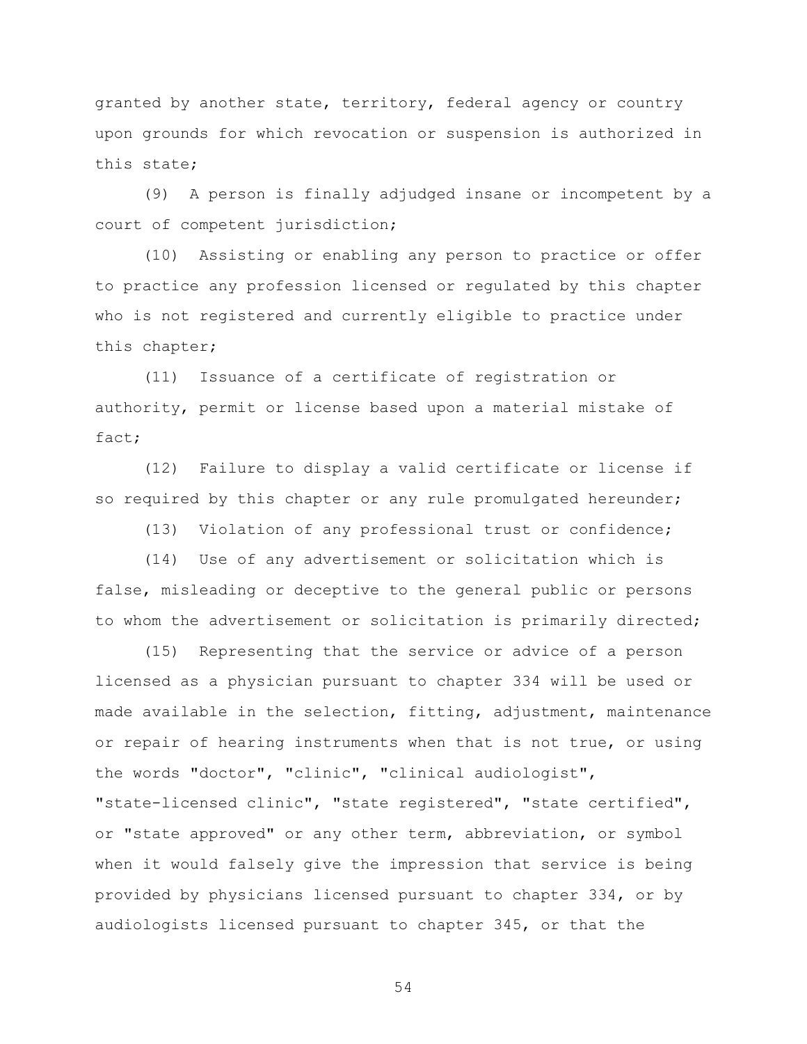granted by another state, territory, federal agency or country upon grounds for which revocation or suspension is authorized in this state;

(9) A person is finally adjudged insane or incompetent by a court of competent jurisdiction;

(10) Assisting or enabling any person to practice or offer to practice any profession licensed or regulated by this chapter who is not registered and currently eligible to practice under this chapter;

(11) Issuance of a certificate of registration or authority, permit or license based upon a material mistake of fact;

(12) Failure to display a valid certificate or license if so required by this chapter or any rule promulgated hereunder;

(13) Violation of any professional trust or confidence;

(14) Use of any advertisement or solicitation which is false, misleading or deceptive to the general public or persons to whom the advertisement or solicitation is primarily directed;

(15) Representing that the service or advice of a person licensed as a physician pursuant to chapter 334 will be used or made available in the selection, fitting, adjustment, maintenance or repair of hearing instruments when that is not true, or using the words "doctor", "clinic", "clinical audiologist", "state-licensed clinic", "state registered", "state certified", or "state approved" or any other term, abbreviation, or symbol when it would falsely give the impression that service is being provided by physicians licensed pursuant to chapter 334, or by audiologists licensed pursuant to chapter 345, or that the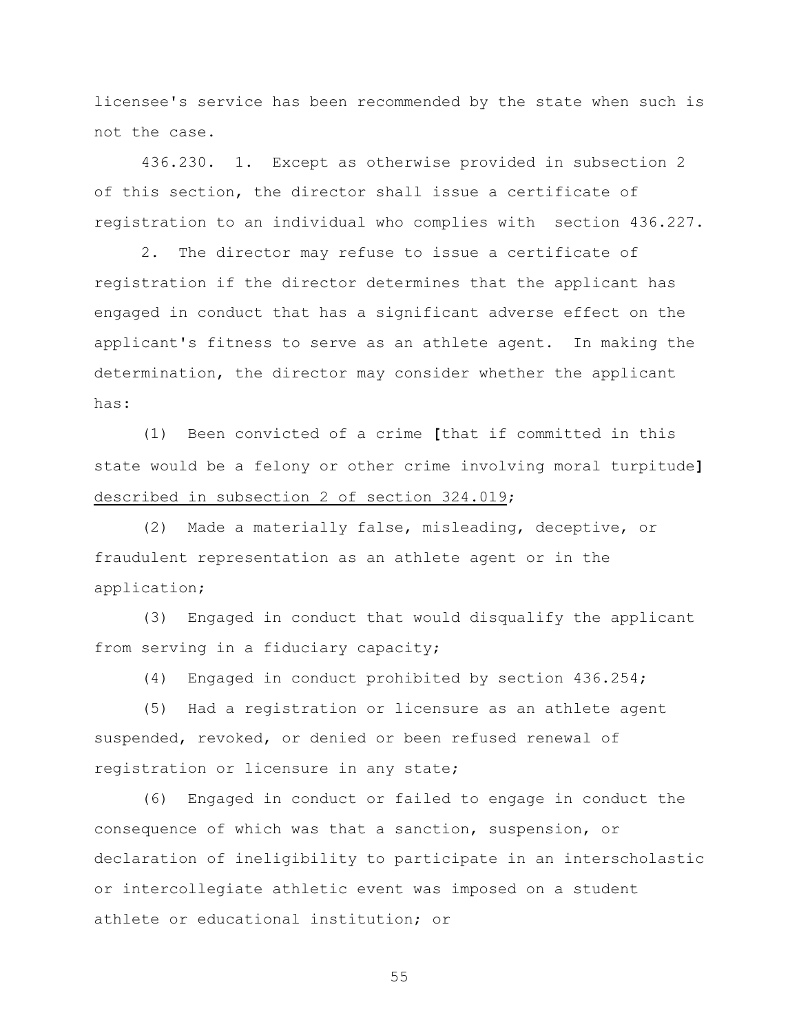licensee's service has been recommended by the state when such is not the case.

436.230. 1. Except as otherwise provided in subsection 2 of this section, the director shall issue a certificate of registration to an individual who complies with section 436.227.

2. The director may refuse to issue a certificate of registration if the director determines that the applicant has engaged in conduct that has a significant adverse effect on the applicant's fitness to serve as an athlete agent. In making the determination, the director may consider whether the applicant has:

(1) Been convicted of a crime **[**that if committed in this state would be a felony or other crime involving moral turpitude**]** <u>described in subsection 2 of section 324.019</u>;

(2) Made a materially false, misleading, deceptive, or fraudulent representation as an athlete agent or in the application;

(3) Engaged in conduct that would disqualify the applicant from serving in a fiduciary capacity;

(4) Engaged in conduct prohibited by section 436.254;

(5) Had a registration or licensure as an athlete agent suspended, revoked, or denied or been refused renewal of registration or licensure in any state;

(6) Engaged in conduct or failed to engage in conduct the consequence of which was that a sanction, suspension, or declaration of ineligibility to participate in an interscholastic or intercollegiate athletic event was imposed on a student athlete or educational institution; or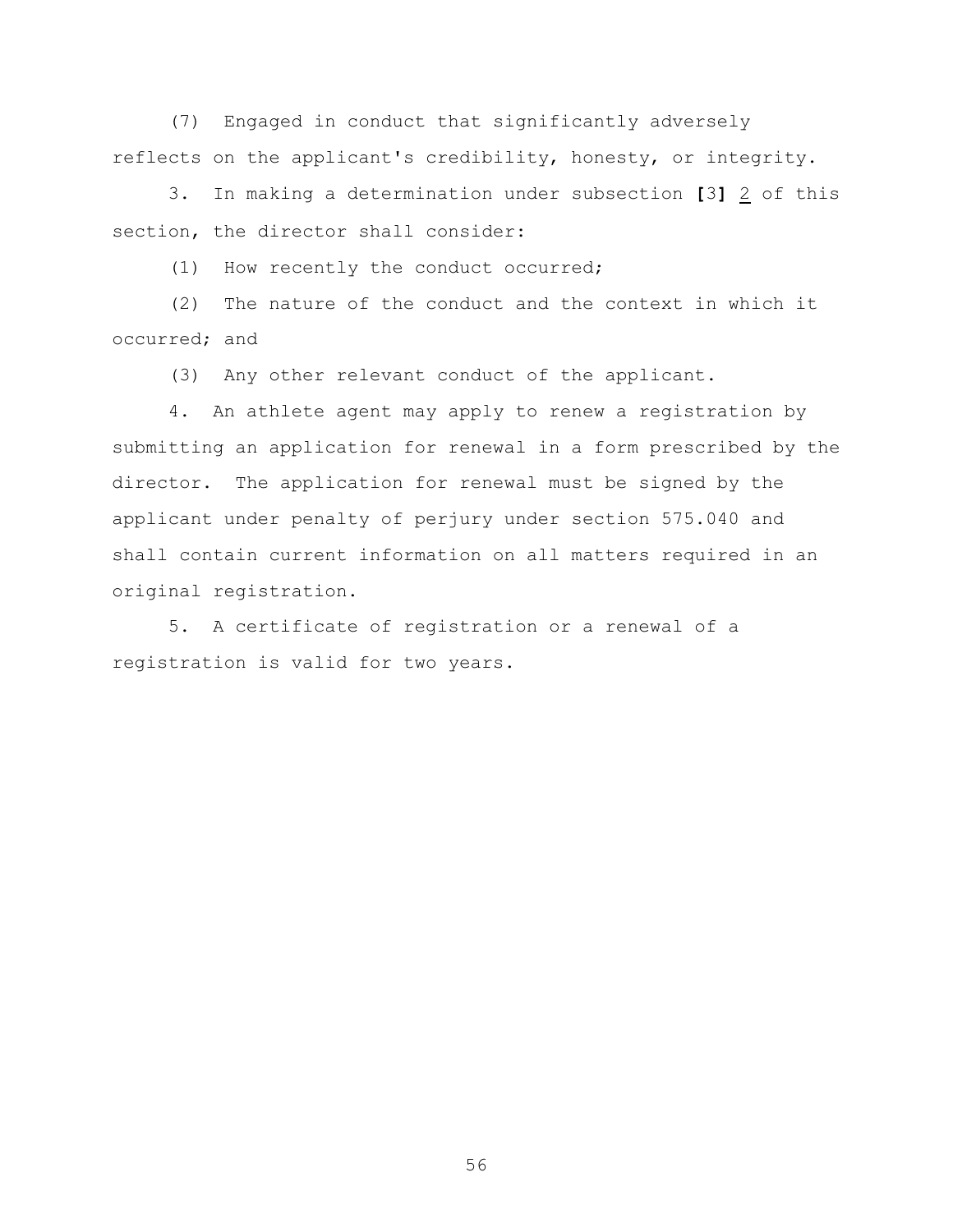(7) Engaged in conduct that significantly adversely reflects on the applicant's credibility, honesty, or integrity.

3. In making a determination under subsection **[**3**]** <u>2</u> of this section, the director shall consider:

(1) How recently the conduct occurred;

(2) The nature of the conduct and the context in which it occurred; and

(3) Any other relevant conduct of the applicant.

4. An athlete agent may apply to renew a registration by submitting an application for renewal in a form prescribed by the director. The application for renewal must be signed by the applicant under penalty of perjury under section 575.040 and shall contain current information on all matters required in an original registration.

5. A certificate of registration or a renewal of a registration is valid for two years.